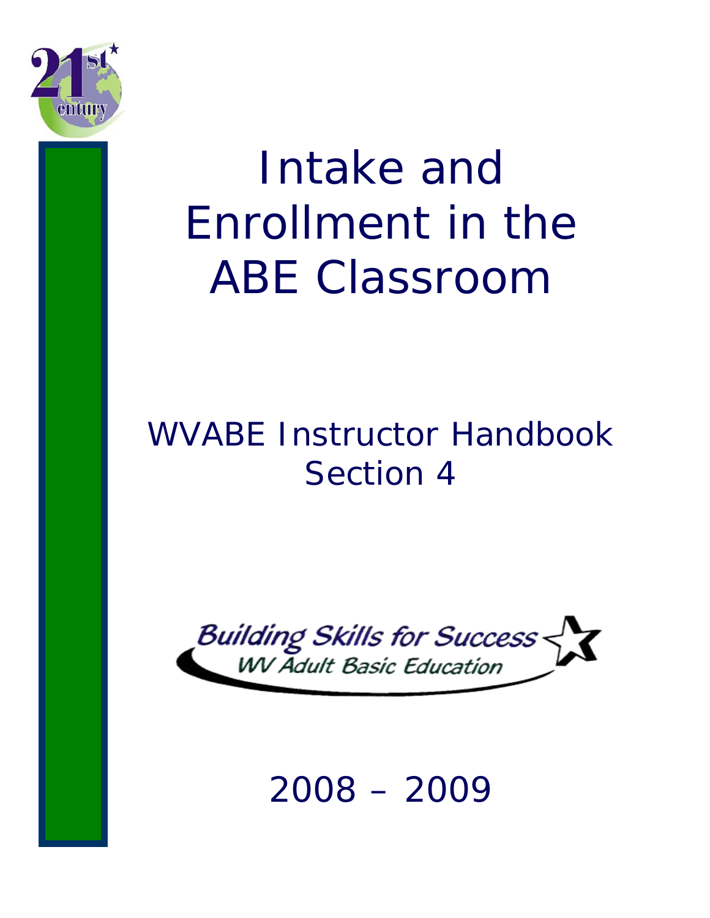# Intake and Enrollment in the ABE Classroom

## WVABE Instructor Handbook Section 4

Building Skills for Success

WV Adult Basic Education

2008 – 2009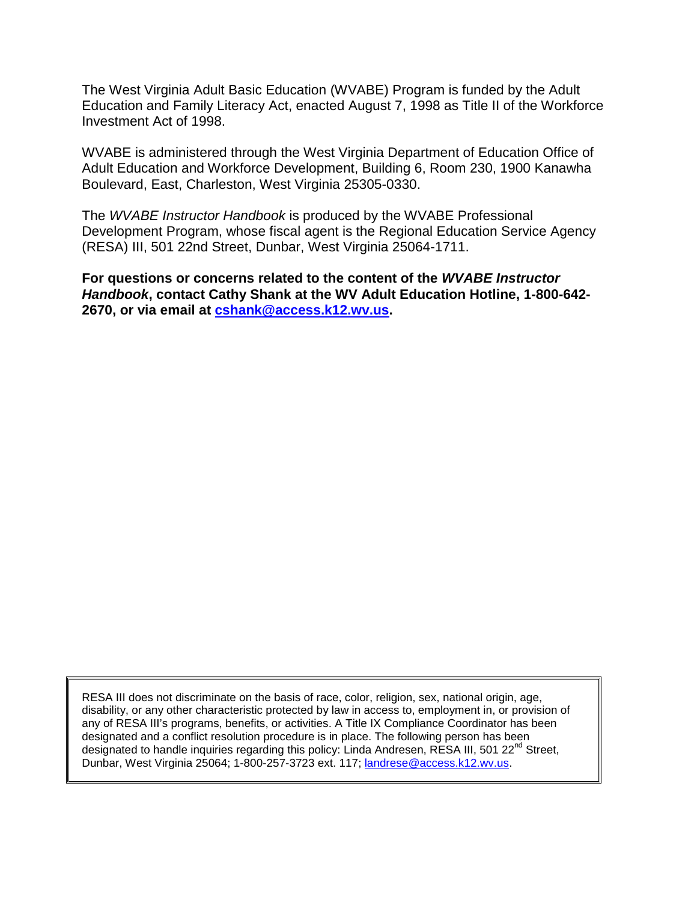The West Virginia Adult Basic Education (WVABE) Program is funded by the Adult Education and Family Literacy Act, enacted August 7, 1998 as Title II of the Workforce Investment Act of 1998.

WVABE is administered through the West Virginia Department of Education Office of Adult Education and Workforce Development, Building 6, Room 230, 1900 Kanawha Boulevard, East, Charleston, West Virginia 25305-0330.

The *WVABE Instructor Handbook* is produced by the WVABE Professional Development Program, whose fiscal agent is the Regional Education Service Agency (RESA) III, 501 22nd Street, Dunbar, West Virginia 25064-1711.

**For questions or concerns related to the content of the *WVABE Instructor Handbook*, contact Cathy Shank at the WV Adult Education Hotline, 1-800-642-2670, or via email at cshank@access.k12.wv.us.**

RESA III does not discriminate on the basis of race, color, religion, sex, national origin, age, disability, or any other characteristic protected by law in access to, employment in, or provision of any of RESA III's programs, benefits, or activities. A Title IX Compliance Coordinator has been designated and a conflict resolution procedure is in place. The following person has been designated to handle inquiries regarding this policy: Linda Andresen, RESA III, 501 22nd Street, Dunbar, West Virginia 25064; 1-800-257-3723 ext. 117; landrese@access.k12.wv.us.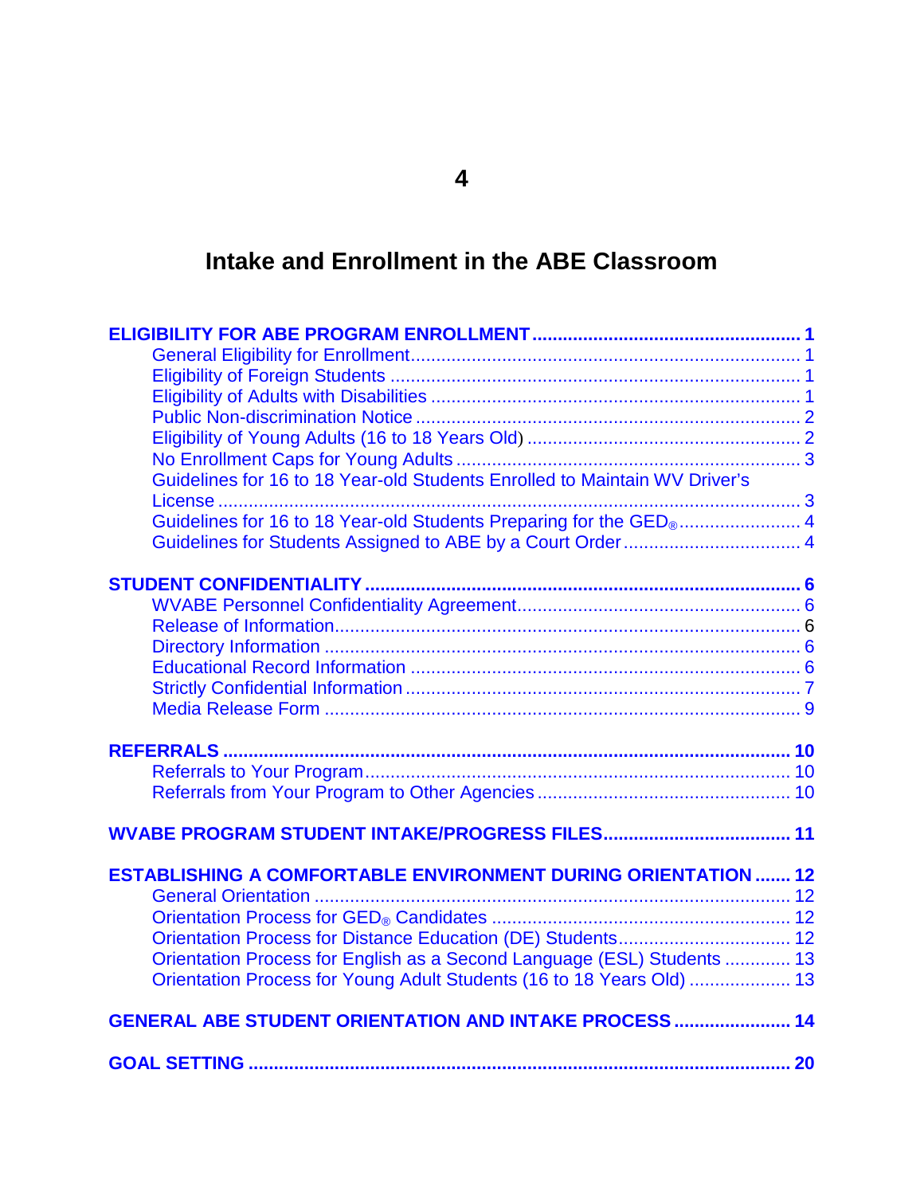# 4

# Intake and Enrollment in the ABE Classroom

**ELIGIBILITY FOR ABE PROGRAM ENROLLMENT .................... 1**
- General Eligibility for Enrollment .................... 1
- Eligibility of Foreign Students .................... 1
- Eligibility of Adults with Disabilities .................... 1
- Public Non-discrimination Notice .................... 2
- Eligibility of Young Adults (16 to 18 Years Old) .................... 2
- No Enrollment Caps for Young Adults .................... 3
- Guidelines for 16 to 18 Year-old Students Enrolled to Maintain WV Driver's License .................... 3
- Guidelines for 16 to 18 Year-old Students Preparing for the GED® .................... 4
- Guidelines for Students Assigned to ABE by a Court Order .................... 4

**STUDENT CONFIDENTIALITY .................... 6**
- WVABE Personnel Confidentiality Agreement .................... 6
- Release of Information .................... 6
- Directory Information .................... 6
- Educational Record Information .................... 6
- Strictly Confidential Information .................... 7
- Media Release Form .................... 9

**REFERRALS .................... 10**
- Referrals to Your Program .................... 10
- Referrals from Your Program to Other Agencies .................... 10

**WVABE PROGRAM STUDENT INTAKE/PROGRESS FILES .................... 11**

**ESTABLISHING A COMFORTABLE ENVIRONMENT DURING ORIENTATION .................... 12**
- General Orientation .................... 12
- Orientation Process for GED® Candidates .................... 12
- Orientation Process for Distance Education (DE) Students .................... 12
- Orientation Process for English as a Second Language (ESL) Students .................... 13
- Orientation Process for Young Adult Students (16 to 18 Years Old) .................... 13

**GENERAL ABE STUDENT ORIENTATION AND INTAKE PROCESS .................... 14**

**GOAL SETTING .................... 20**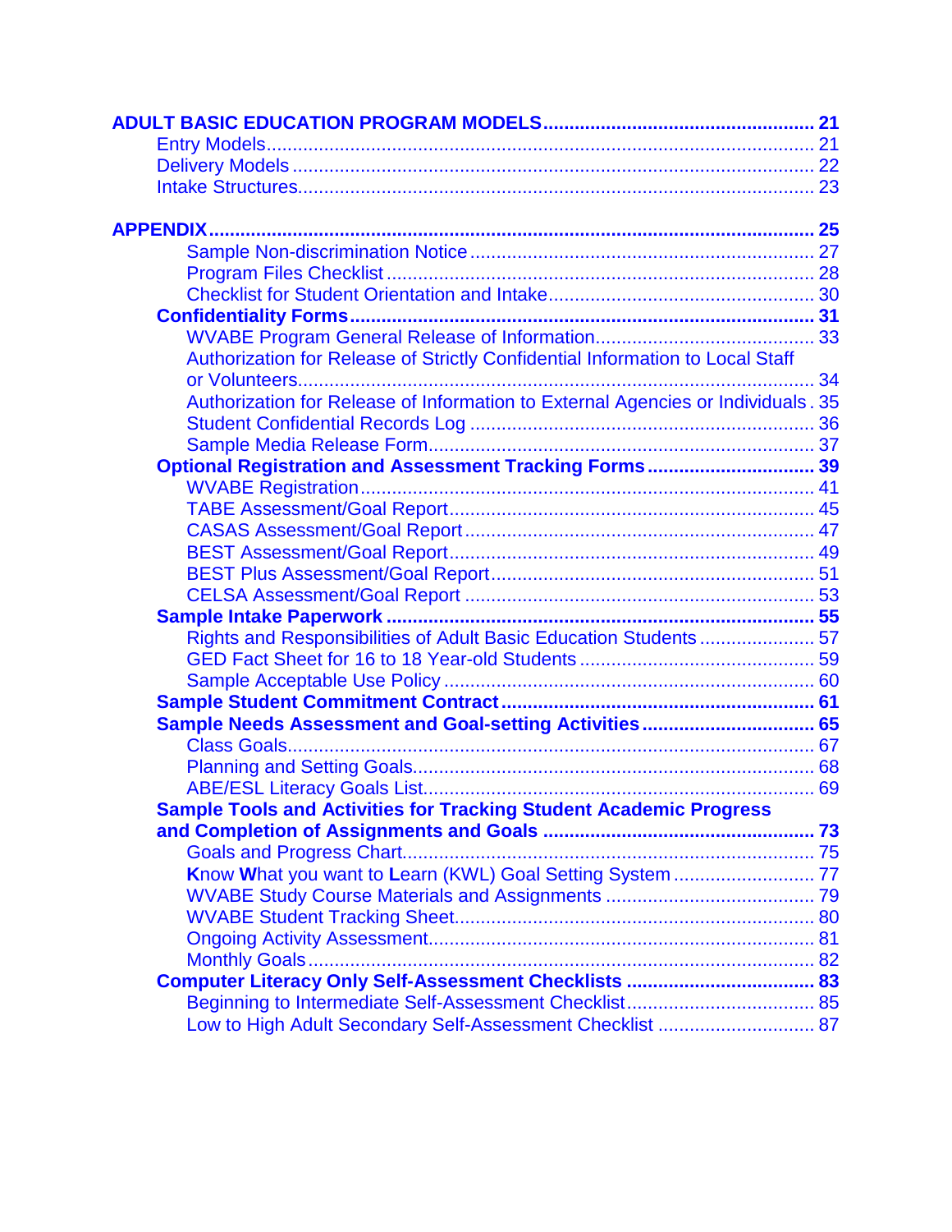**ADULT BASIC EDUCATION PROGRAM MODELS** .......... **21**

- Entry Models .......... 21
- Delivery Models .......... 22
- Intake Structures .......... 23

**APPENDIX** .......... **25**

- Sample Non-discrimination Notice .......... 27
- Program Files Checklist .......... 28
- Checklist for Student Orientation and Intake .......... 30

**Confidentiality Forms** .......... **31**

- WVABE Program General Release of Information .......... 33
- Authorization for Release of Strictly Confidential Information to Local Staff or Volunteers .......... 34
- Authorization for Release of Information to External Agencies or Individuals .......... 35
- Student Confidential Records Log .......... 36
- Sample Media Release Form .......... 37

**Optional Registration and Assessment Tracking Forms** .......... **39**

- WVABE Registration .......... 41
- TABE Assessment/Goal Report .......... 45
- CASAS Assessment/Goal Report .......... 47
- BEST Assessment/Goal Report .......... 49
- BEST Plus Assessment/Goal Report .......... 51
- CELSA Assessment/Goal Report .......... 53

**Sample Intake Paperwork** .......... **55**

- Rights and Responsibilities of Adult Basic Education Students .......... 57
- GED Fact Sheet for 16 to 18 Year-old Students .......... 59
- Sample Acceptable Use Policy .......... 60

**Sample Student Commitment Contract** .......... **61**

**Sample Needs Assessment and Goal-setting Activities** .......... **65**

- Class Goals .......... 67
- Planning and Setting Goals .......... 68
- ABE/ESL Literacy Goals List .......... 69

**Sample Tools and Activities for Tracking Student Academic Progress and Completion of Assignments and Goals** .......... **73**

- Goals and Progress Chart .......... 75
- **K**now **W**hat you want to **L**earn (KWL) Goal Setting System .......... 77
- WVABE Study Course Materials and Assignments .......... 79
- WVABE Student Tracking Sheet .......... 80
- Ongoing Activity Assessment .......... 81
- Monthly Goals .......... 82

**Computer Literacy Only Self-Assessment Checklists** .......... **83**

- Beginning to Intermediate Self-Assessment Checklist .......... 85
- Low to High Adult Secondary Self-Assessment Checklist .......... 87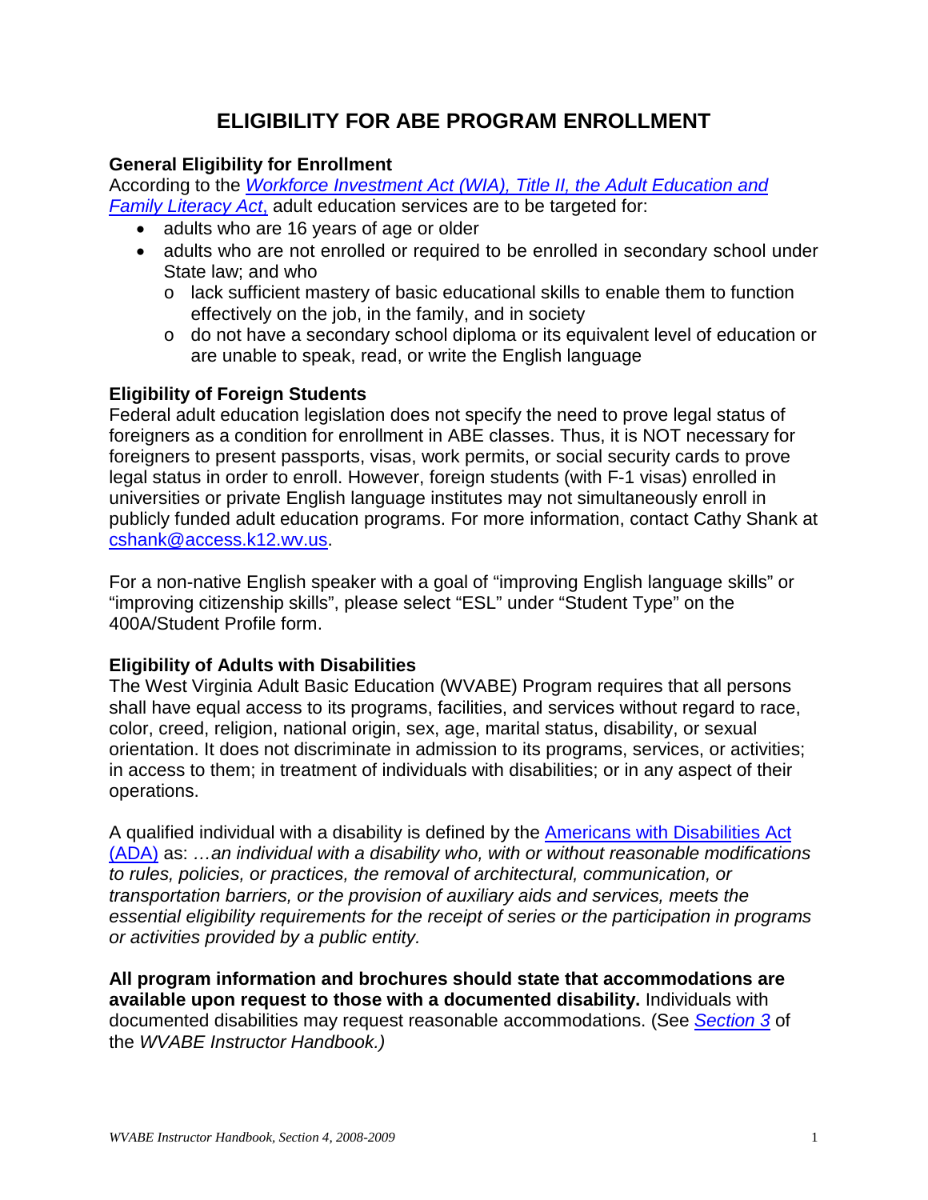# ELIGIBILITY FOR ABE PROGRAM ENROLLMENT

**General Eligibility for Enrollment**

According to the *Workforce Investment Act (WIA), Title II, the Adult Education and Family Literacy Act*, adult education services are to be targeted for:

- adults who are 16 years of age or older
- adults who are not enrolled or required to be enrolled in secondary school under State law; and who
  - lack sufficient mastery of basic educational skills to enable them to function effectively on the job, in the family, and in society
  - do not have a secondary school diploma or its equivalent level of education or are unable to speak, read, or write the English language

**Eligibility of Foreign Students**

Federal adult education legislation does not specify the need to prove legal status of foreigners as a condition for enrollment in ABE classes. Thus, it is NOT necessary for foreigners to present passports, visas, work permits, or social security cards to prove legal status in order to enroll. However, foreign students (with F-1 visas) enrolled in universities or private English language institutes may not simultaneously enroll in publicly funded adult education programs. For more information, contact Cathy Shank at cshank@access.k12.wv.us.

For a non-native English speaker with a goal of "improving English language skills" or "improving citizenship skills", please select "ESL" under "Student Type" on the 400A/Student Profile form.

**Eligibility of Adults with Disabilities**

The West Virginia Adult Basic Education (WVABE) Program requires that all persons shall have equal access to its programs, facilities, and services without regard to race, color, creed, religion, national origin, sex, age, marital status, disability, or sexual orientation. It does not discriminate in admission to its programs, services, or activities; in access to them; in treatment of individuals with disabilities; or in any aspect of their operations.

A qualified individual with a disability is defined by the Americans with Disabilities Act (ADA) as: *…an individual with a disability who, with or without reasonable modifications to rules, policies, or practices, the removal of architectural, communication, or transportation barriers, or the provision of auxiliary aids and services, meets the essential eligibility requirements for the receipt of series or the participation in programs or activities provided by a public entity.*

**All program information and brochures should state that accommodations are available upon request to those with a documented disability.** Individuals with documented disabilities may request reasonable accommodations. (See *Section 3* of the *WVABE Instructor Handbook.)*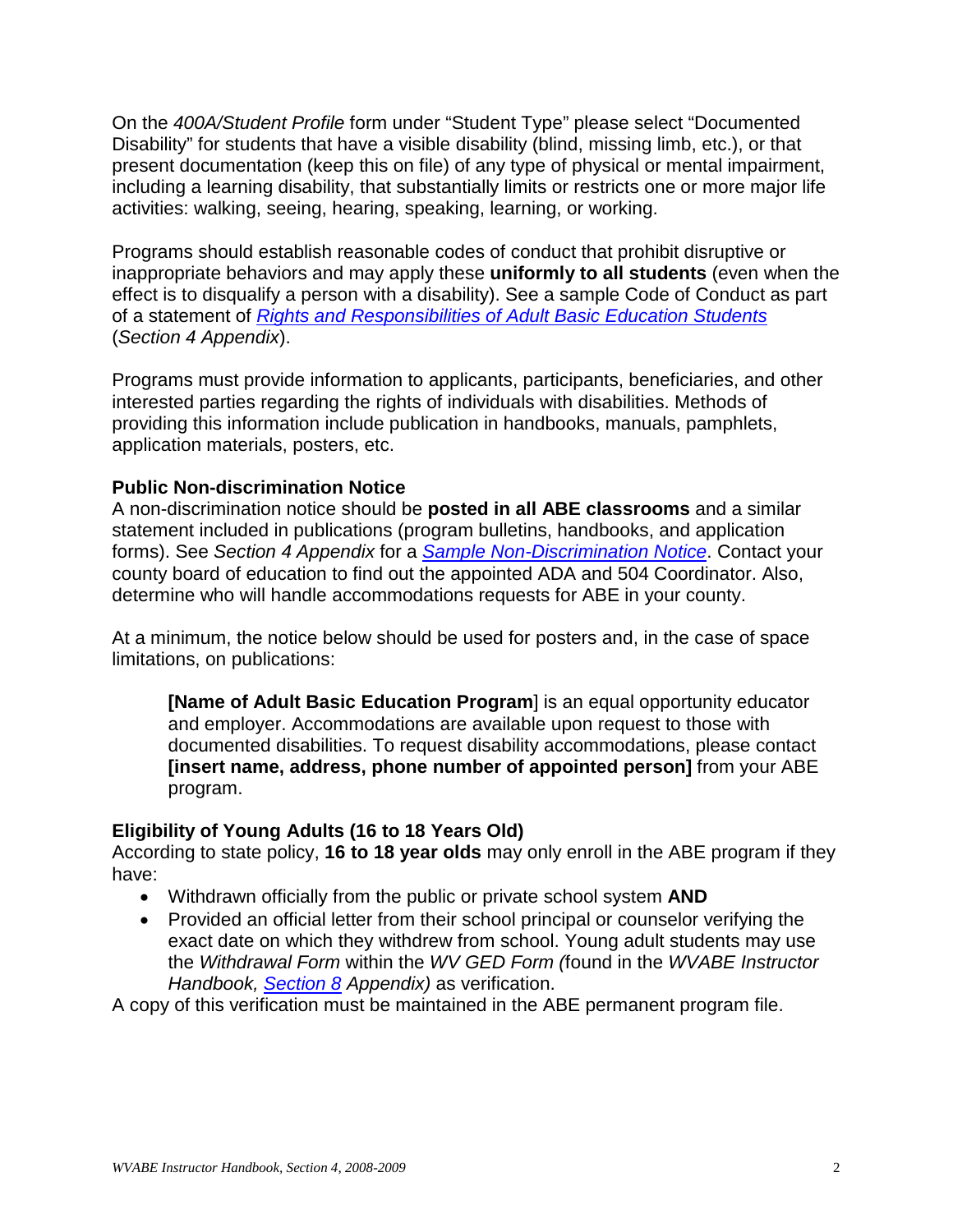On the *400A/Student Profile* form under "Student Type" please select "Documented Disability" for students that have a visible disability (blind, missing limb, etc.), or that present documentation (keep this on file) of any type of physical or mental impairment, including a learning disability, that substantially limits or restricts one or more major life activities: walking, seeing, hearing, speaking, learning, or working.

Programs should establish reasonable codes of conduct that prohibit disruptive or inappropriate behaviors and may apply these **uniformly to all students** (even when the effect is to disqualify a person with a disability). See a sample Code of Conduct as part of a statement of *Rights and Responsibilities of Adult Basic Education Students* (*Section 4 Appendix*).

Programs must provide information to applicants, participants, beneficiaries, and other interested parties regarding the rights of individuals with disabilities. Methods of providing this information include publication in handbooks, manuals, pamphlets, application materials, posters, etc.

**Public Non-discrimination Notice**

A non-discrimination notice should be **posted in all ABE classrooms** and a similar statement included in publications (program bulletins, handbooks, and application forms). See *Section 4 Appendix* for a *Sample Non-Discrimination Notice*. Contact your county board of education to find out the appointed ADA and 504 Coordinator. Also, determine who will handle accommodations requests for ABE in your county.

At a minimum, the notice below should be used for posters and, in the case of space limitations, on publications:

> **[Name of Adult Basic Education Program**] is an equal opportunity educator and employer. Accommodations are available upon request to those with documented disabilities. To request disability accommodations, please contact **[insert name, address, phone number of appointed person]** from your ABE program.

**Eligibility of Young Adults (16 to 18 Years Old)**

According to state policy, **16 to 18 year olds** may only enroll in the ABE program if they have:

- Withdrawn officially from the public or private school system **AND**
- Provided an official letter from their school principal or counselor verifying the exact date on which they withdrew from school. Young adult students may use the *Withdrawal Form* within the *WV GED Form (*found in the *WVABE Instructor Handbook, Section 8 Appendix)* as verification.

A copy of this verification must be maintained in the ABE permanent program file.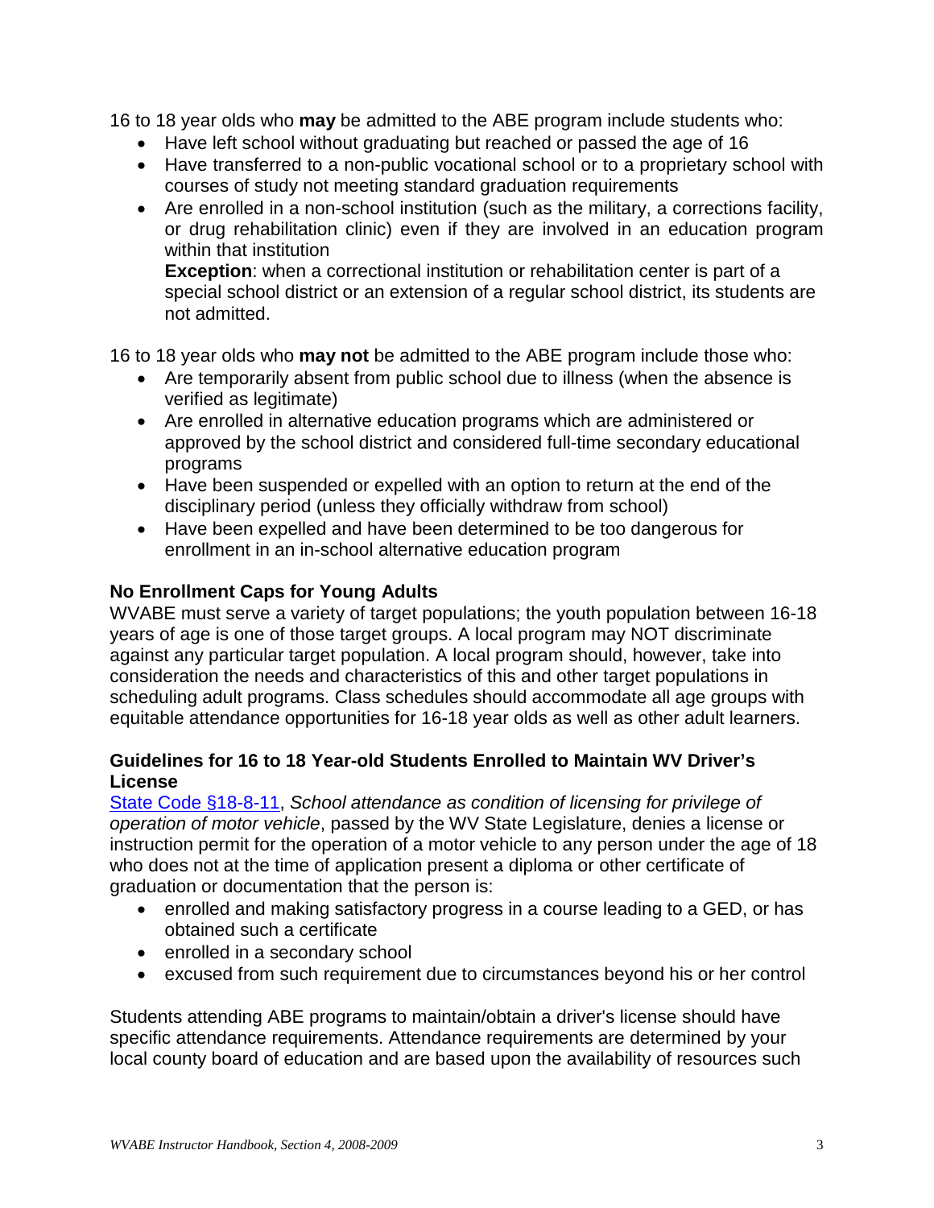16 to 18 year olds who **may** be admitted to the ABE program include students who:

- Have left school without graduating but reached or passed the age of 16
- Have transferred to a non-public vocational school or to a proprietary school with courses of study not meeting standard graduation requirements
- Are enrolled in a non-school institution (such as the military, a corrections facility, or drug rehabilitation clinic) even if they are involved in an education program within that institution
  **Exception**: when a correctional institution or rehabilitation center is part of a special school district or an extension of a regular school district, its students are not admitted.

16 to 18 year olds who **may not** be admitted to the ABE program include those who:

- Are temporarily absent from public school due to illness (when the absence is verified as legitimate)
- Are enrolled in alternative education programs which are administered or approved by the school district and considered full-time secondary educational programs
- Have been suspended or expelled with an option to return at the end of the disciplinary period (unless they officially withdraw from school)
- Have been expelled and have been determined to be too dangerous for enrollment in an in-school alternative education program

### No Enrollment Caps for Young Adults

WVABE must serve a variety of target populations; the youth population between 16-18 years of age is one of those target groups. A local program may NOT discriminate against any particular target population. A local program should, however, take into consideration the needs and characteristics of this and other target populations in scheduling adult programs. Class schedules should accommodate all age groups with equitable attendance opportunities for 16-18 year olds as well as other adult learners.

### Guidelines for 16 to 18 Year-old Students Enrolled to Maintain WV Driver's License

State Code §18-8-11, *School attendance as condition of licensing for privilege of operation of motor vehicle*, passed by the WV State Legislature, denies a license or instruction permit for the operation of a motor vehicle to any person under the age of 18 who does not at the time of application present a diploma or other certificate of graduation or documentation that the person is:

- enrolled and making satisfactory progress in a course leading to a GED, or has obtained such a certificate
- enrolled in a secondary school
- excused from such requirement due to circumstances beyond his or her control

Students attending ABE programs to maintain/obtain a driver's license should have specific attendance requirements. Attendance requirements are determined by your local county board of education and are based upon the availability of resources such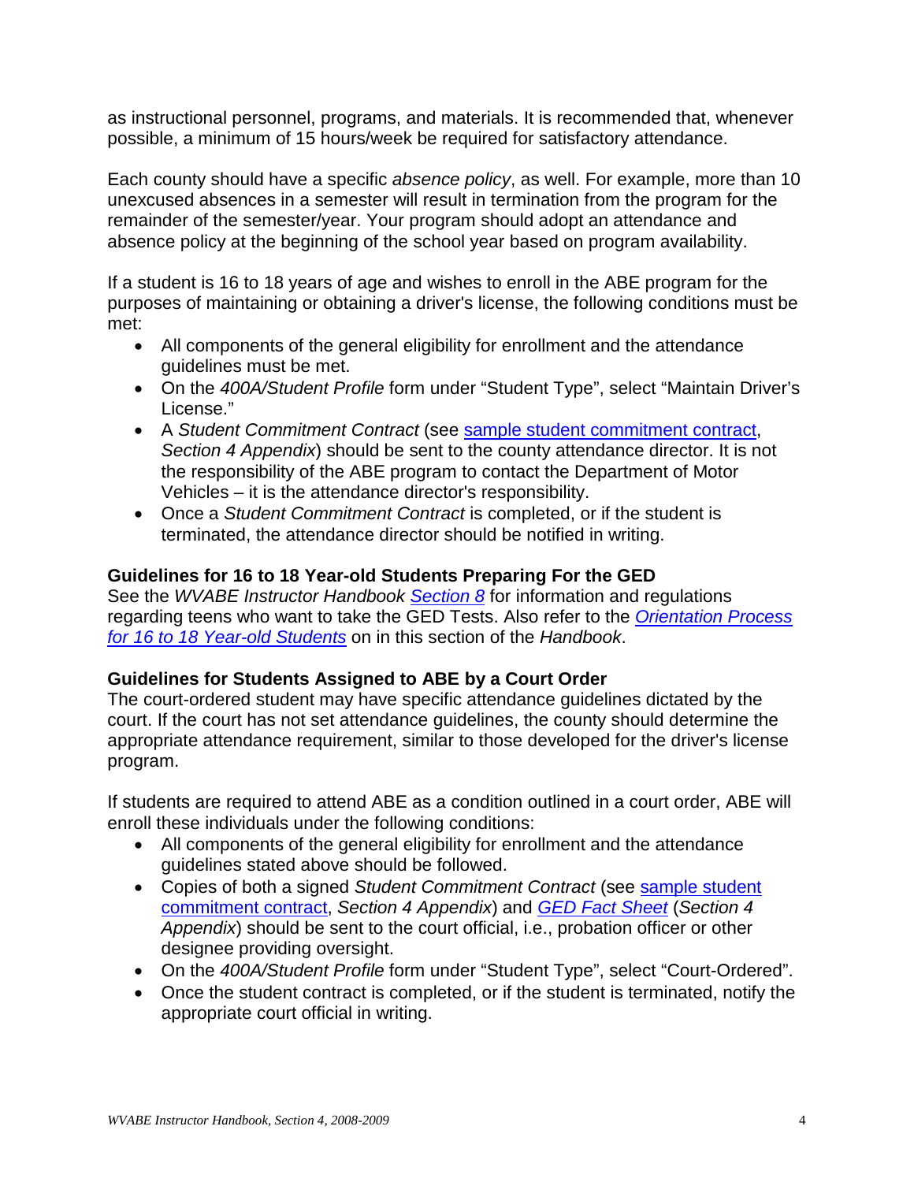as instructional personnel, programs, and materials. It is recommended that, whenever possible, a minimum of 15 hours/week be required for satisfactory attendance.

Each county should have a specific *absence policy*, as well. For example, more than 10 unexcused absences in a semester will result in termination from the program for the remainder of the semester/year. Your program should adopt an attendance and absence policy at the beginning of the school year based on program availability.

If a student is 16 to 18 years of age and wishes to enroll in the ABE program for the purposes of maintaining or obtaining a driver's license, the following conditions must be met:

- All components of the general eligibility for enrollment and the attendance guidelines must be met.
- On the *400A/Student Profile* form under "Student Type", select "Maintain Driver's License."
- A *Student Commitment Contract* (see sample student commitment contract, *Section 4 Appendix*) should be sent to the county attendance director. It is not the responsibility of the ABE program to contact the Department of Motor Vehicles – it is the attendance director's responsibility.
- Once a *Student Commitment Contract* is completed, or if the student is terminated, the attendance director should be notified in writing.

**Guidelines for 16 to 18 Year-old Students Preparing For the GED**

See the *WVABE Instructor Handbook Section 8* for information and regulations regarding teens who want to take the GED Tests. Also refer to the *Orientation Process for 16 to 18 Year-old Students* on in this section of the *Handbook*.

**Guidelines for Students Assigned to ABE by a Court Order**

The court-ordered student may have specific attendance guidelines dictated by the court. If the court has not set attendance guidelines, the county should determine the appropriate attendance requirement, similar to those developed for the driver's license program.

If students are required to attend ABE as a condition outlined in a court order, ABE will enroll these individuals under the following conditions:

- All components of the general eligibility for enrollment and the attendance guidelines stated above should be followed.
- Copies of both a signed *Student Commitment Contract* (see sample student commitment contract, *Section 4 Appendix*) and *GED Fact Sheet* (*Section 4 Appendix*) should be sent to the court official, i.e., probation officer or other designee providing oversight.
- On the *400A/Student Profile* form under "Student Type", select "Court-Ordered".
- Once the student contract is completed, or if the student is terminated, notify the appropriate court official in writing.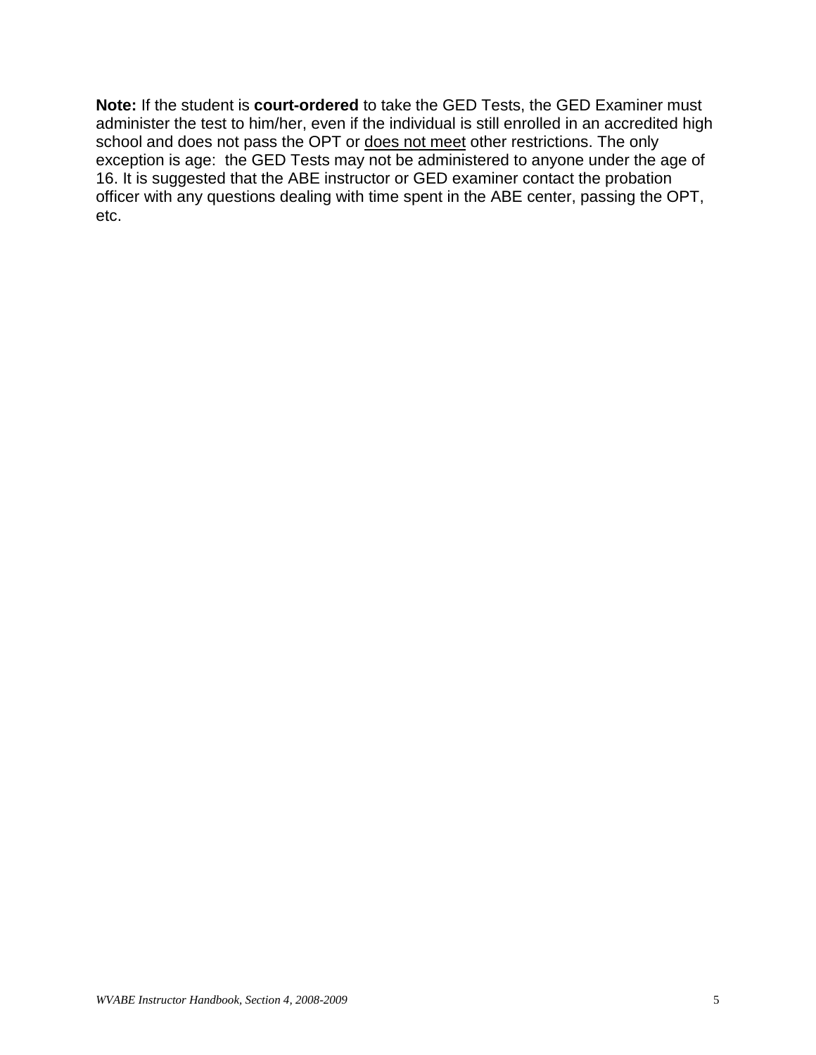**Note:** If the student is **court-ordered** to take the GED Tests, the GED Examiner must administer the test to him/her, even if the individual is still enrolled in an accredited high school and does not pass the OPT or <u>does not meet</u> other restrictions. The only exception is age: the GED Tests may not be administered to anyone under the age of 16. It is suggested that the ABE instructor or GED examiner contact the probation officer with any questions dealing with time spent in the ABE center, passing the OPT, etc.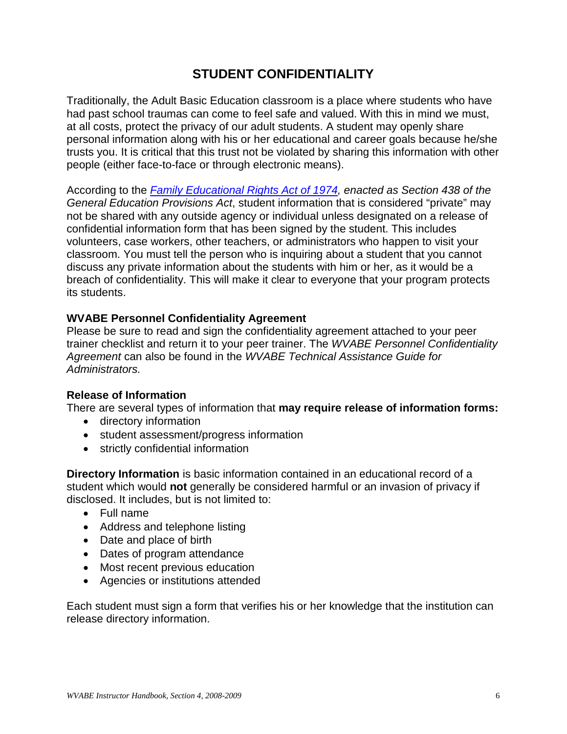# STUDENT CONFIDENTIALITY

Traditionally, the Adult Basic Education classroom is a place where students who have had past school traumas can come to feel safe and valued. With this in mind we must, at all costs, protect the privacy of our adult students. A student may openly share personal information along with his or her educational and career goals because he/she trusts you. It is critical that this trust not be violated by sharing this information with other people (either face-to-face or through electronic means).

According to the *Family Educational Rights Act of 1974, enacted as Section 438 of the General Education Provisions Act*, student information that is considered "private" may not be shared with any outside agency or individual unless designated on a release of confidential information form that has been signed by the student. This includes volunteers, case workers, other teachers, or administrators who happen to visit your classroom. You must tell the person who is inquiring about a student that you cannot discuss any private information about the students with him or her, as it would be a breach of confidentiality. This will make it clear to everyone that your program protects its students.

### WVABE Personnel Confidentiality Agreement

Please be sure to read and sign the confidentiality agreement attached to your peer trainer checklist and return it to your peer trainer. The *WVABE Personnel Confidentiality Agreement* can also be found in the *WVABE Technical Assistance Guide for Administrators.*

### Release of Information

There are several types of information that **may require release of information forms:**

- directory information
- student assessment/progress information
- strictly confidential information

**Directory Information** is basic information contained in an educational record of a student which would **not** generally be considered harmful or an invasion of privacy if disclosed. It includes, but is not limited to:

- Full name
- Address and telephone listing
- Date and place of birth
- Dates of program attendance
- Most recent previous education
- Agencies or institutions attended

Each student must sign a form that verifies his or her knowledge that the institution can release directory information.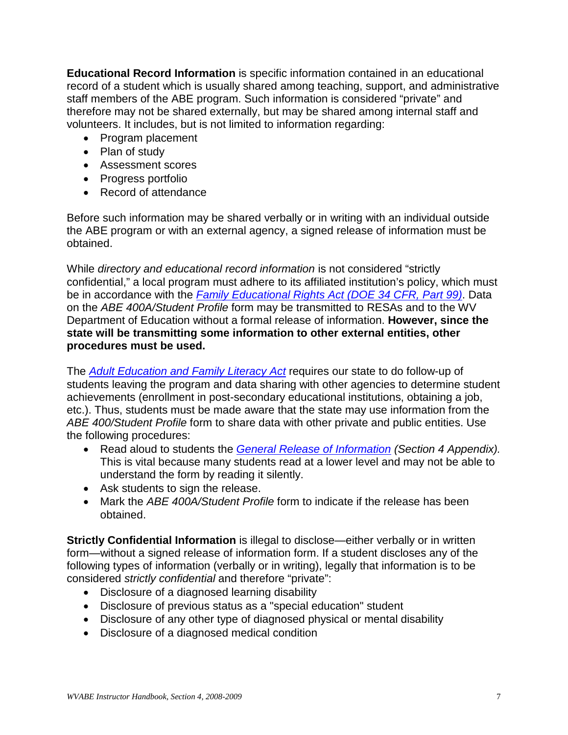**Educational Record Information** is specific information contained in an educational record of a student which is usually shared among teaching, support, and administrative staff members of the ABE program. Such information is considered "private" and therefore may not be shared externally, but may be shared among internal staff and volunteers. It includes, but is not limited to information regarding:

- Program placement
- Plan of study
- Assessment scores
- Progress portfolio
- Record of attendance

Before such information may be shared verbally or in writing with an individual outside the ABE program or with an external agency, a signed release of information must be obtained.

While *directory and educational record information* is not considered "strictly confidential," a local program must adhere to its affiliated institution's policy, which must be in accordance with the *Family Educational Rights Act (DOE 34 CFR, Part 99)*. Data on the *ABE 400A/Student Profile* form may be transmitted to RESAs and to the WV Department of Education without a formal release of information. **However, since the state will be transmitting some information to other external entities, other procedures must be used.**

The *Adult Education and Family Literacy Act* requires our state to do follow-up of students leaving the program and data sharing with other agencies to determine student achievements (enrollment in post-secondary educational institutions, obtaining a job, etc.). Thus, students must be made aware that the state may use information from the *ABE 400/Student Profile* form to share data with other private and public entities. Use the following procedures:

- Read aloud to students the *General Release of Information* *(Section 4 Appendix).* This is vital because many students read at a lower level and may not be able to understand the form by reading it silently.
- Ask students to sign the release.
- Mark the *ABE 400A/Student Profile* form to indicate if the release has been obtained.

**Strictly Confidential Information** is illegal to disclose—either verbally or in written form—without a signed release of information form. If a student discloses any of the following types of information (verbally or in writing), legally that information is to be considered *strictly confidential* and therefore "private":

- Disclosure of a diagnosed learning disability
- Disclosure of previous status as a "special education" student
- Disclosure of any other type of diagnosed physical or mental disability
- Disclosure of a diagnosed medical condition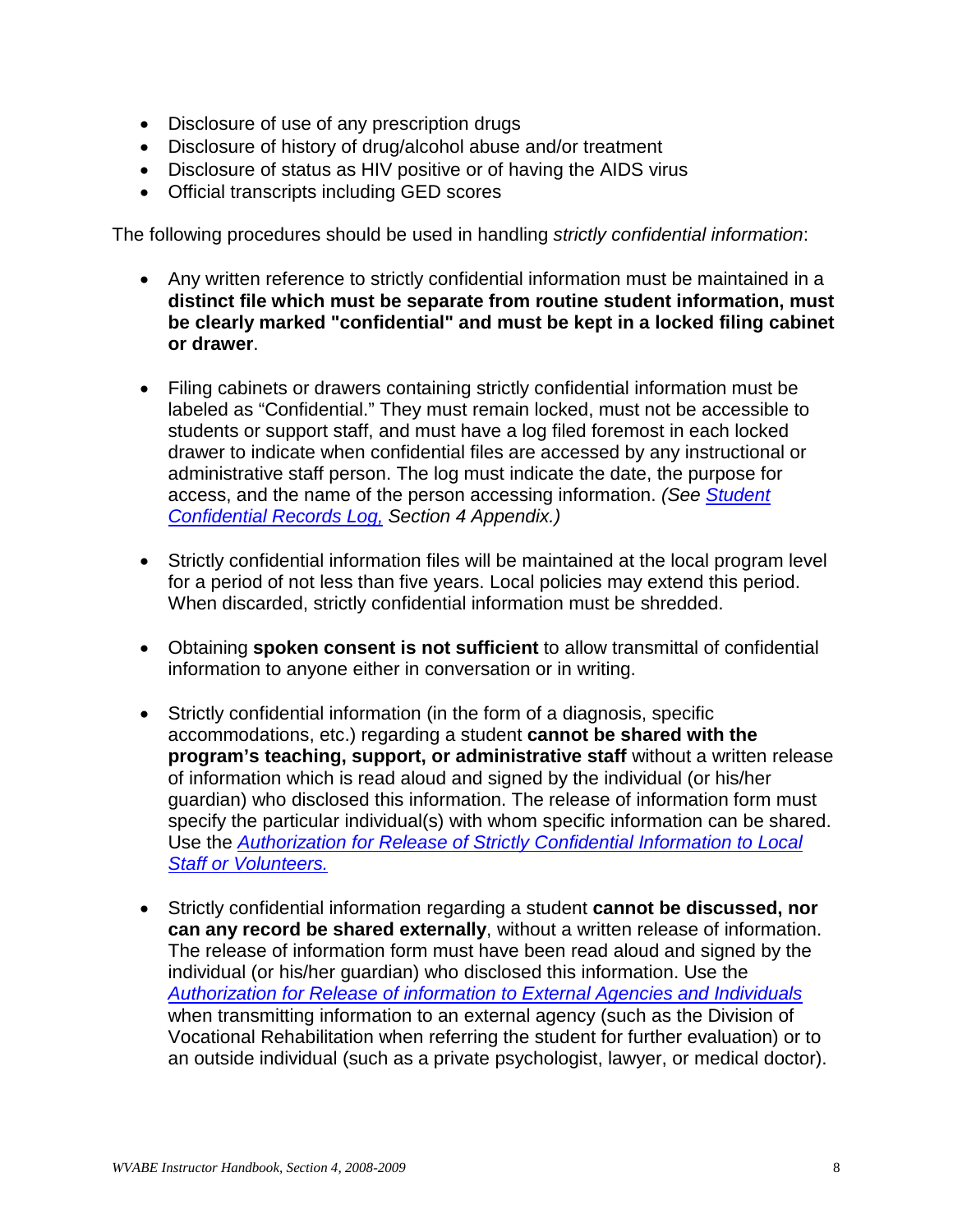- Disclosure of use of any prescription drugs
- Disclosure of history of drug/alcohol abuse and/or treatment
- Disclosure of status as HIV positive or of having the AIDS virus
- Official transcripts including GED scores

The following procedures should be used in handling *strictly confidential information*:

- Any written reference to strictly confidential information must be maintained in a **distinct file which must be separate from routine student information, must be clearly marked "confidential" and must be kept in a locked filing cabinet or drawer**.

- Filing cabinets or drawers containing strictly confidential information must be labeled as "Confidential." They must remain locked, must not be accessible to students or support staff, and must have a log filed foremost in each locked drawer to indicate when confidential files are accessed by any instructional or administrative staff person. The log must indicate the date, the purpose for access, and the name of the person accessing information. *(See Student Confidential Records Log, Section 4 Appendix.)*

- Strictly confidential information files will be maintained at the local program level for a period of not less than five years. Local policies may extend this period. When discarded, strictly confidential information must be shredded.

- Obtaining **spoken consent is not sufficient** to allow transmittal of confidential information to anyone either in conversation or in writing.

- Strictly confidential information (in the form of a diagnosis, specific accommodations, etc.) regarding a student **cannot be shared with the program's teaching, support, or administrative staff** without a written release of information which is read aloud and signed by the individual (or his/her guardian) who disclosed this information. The release of information form must specify the particular individual(s) with whom specific information can be shared. Use the *Authorization for Release of Strictly Confidential Information to Local Staff or Volunteers.*

- Strictly confidential information regarding a student **cannot be discussed, nor can any record be shared externally**, without a written release of information. The release of information form must have been read aloud and signed by the individual (or his/her guardian) who disclosed this information. Use the *Authorization for Release of information to External Agencies and Individuals* when transmitting information to an external agency (such as the Division of Vocational Rehabilitation when referring the student for further evaluation) or to an outside individual (such as a private psychologist, lawyer, or medical doctor).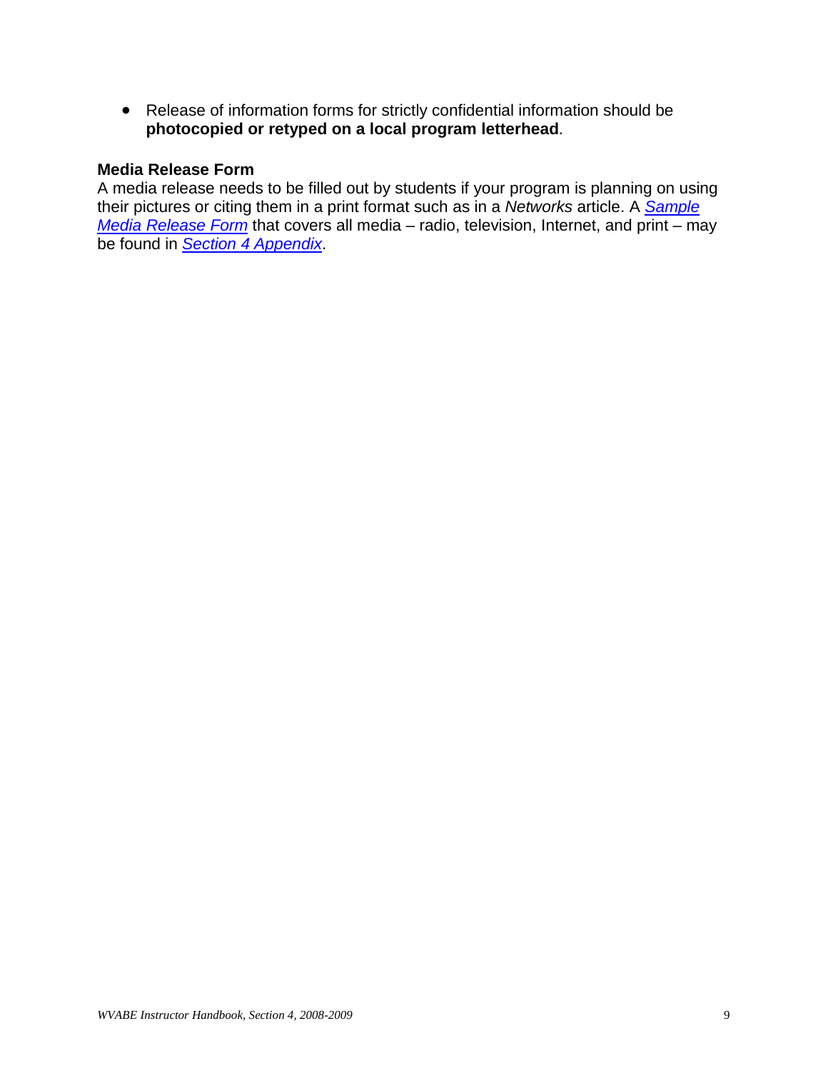- Release of information forms for strictly confidential information should be **photocopied or retyped on a local program letterhead**.

### Media Release Form

A media release needs to be filled out by students if your program is planning on using their pictures or citing them in a print format such as in a *Networks* article. A *Sample Media Release Form* that covers all media – radio, television, Internet, and print – may be found in *Section 4 Appendix*.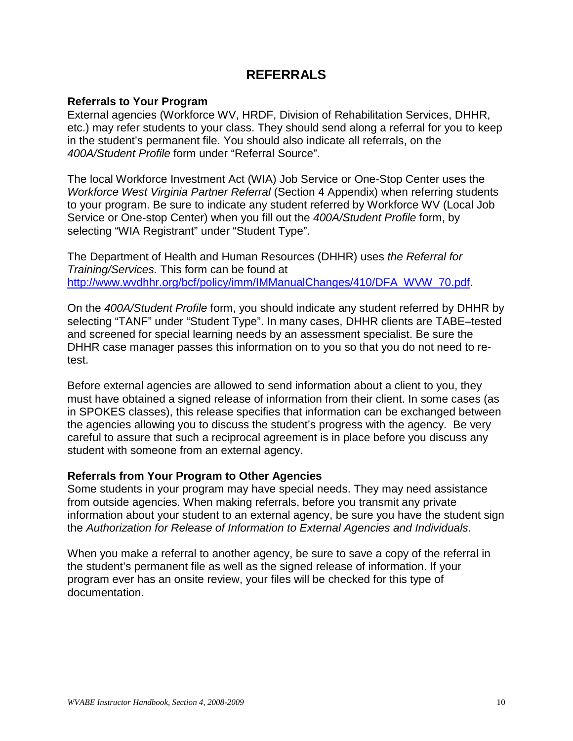# REFERRALS

**Referrals to Your Program**

External agencies (Workforce WV, HRDF, Division of Rehabilitation Services, DHHR, etc.) may refer students to your class. They should send along a referral for you to keep in the student's permanent file. You should also indicate all referrals, on the *400A/Student Profile* form under "Referral Source".

The local Workforce Investment Act (WIA) Job Service or One-Stop Center uses the *Workforce West Virginia Partner Referral* (Section 4 Appendix) when referring students to your program. Be sure to indicate any student referred by Workforce WV (Local Job Service or One-stop Center) when you fill out the *400A/Student Profile* form, by selecting "WIA Registrant" under "Student Type".

The Department of Health and Human Resources (DHHR) uses *the Referral for Training/Services.* This form can be found at [http://www.wvdhhr.org/bcf/policy/imm/IMManualChanges/410/DFA_WVW_70.pdf](http://www.wvdhhr.org/bcf/policy/imm/IMManualChanges/410/DFA_WVW_70.pdf).

On the *400A/Student Profile* form, you should indicate any student referred by DHHR by selecting "TANF" under "Student Type". In many cases, DHHR clients are TABE–tested and screened for special learning needs by an assessment specialist. Be sure the DHHR case manager passes this information on to you so that you do not need to re-test.

Before external agencies are allowed to send information about a client to you, they must have obtained a signed release of information from their client. In some cases (as in SPOKES classes), this release specifies that information can be exchanged between the agencies allowing you to discuss the student's progress with the agency. Be very careful to assure that such a reciprocal agreement is in place before you discuss any student with someone from an external agency.

**Referrals from Your Program to Other Agencies**

Some students in your program may have special needs. They may need assistance from outside agencies. When making referrals, before you transmit any private information about your student to an external agency, be sure you have the student sign the *Authorization for Release of Information to External Agencies and Individuals*.

When you make a referral to another agency, be sure to save a copy of the referral in the student's permanent file as well as the signed release of information. If your program ever has an onsite review, your files will be checked for this type of documentation.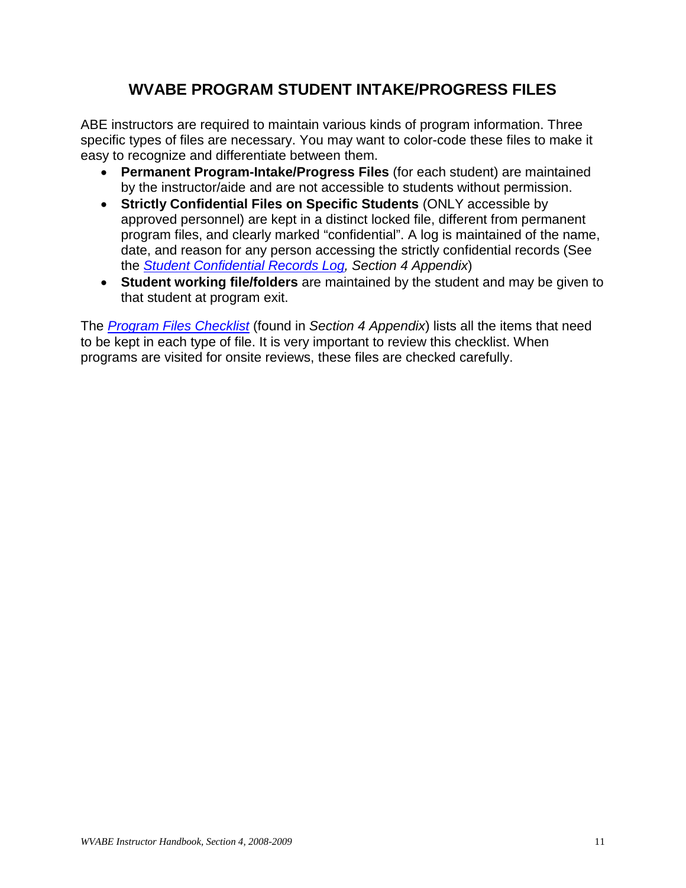## WVABE PROGRAM STUDENT INTAKE/PROGRESS FILES

ABE instructors are required to maintain various kinds of program information. Three specific types of files are necessary. You may want to color-code these files to make it easy to recognize and differentiate between them.

- **Permanent Program-Intake/Progress Files** (for each student) are maintained by the instructor/aide and are not accessible to students without permission.
- **Strictly Confidential Files on Specific Students** (ONLY accessible by approved personnel) are kept in a distinct locked file, different from permanent program files, and clearly marked "confidential". A log is maintained of the name, date, and reason for any person accessing the strictly confidential records (See the *Student Confidential Records Log, Section 4 Appendix*)
- **Student working file/folders** are maintained by the student and may be given to that student at program exit.

The *Program Files Checklist* (found in *Section 4 Appendix*) lists all the items that need to be kept in each type of file. It is very important to review this checklist. When programs are visited for onsite reviews, these files are checked carefully.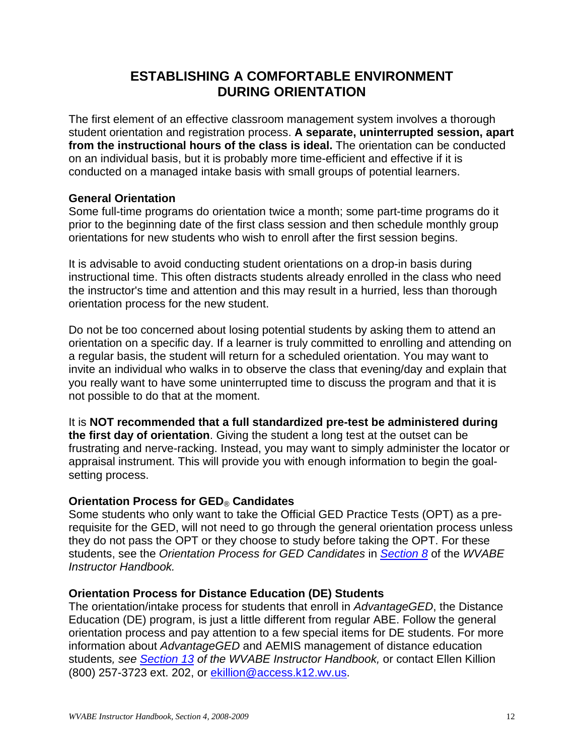# ESTABLISHING A COMFORTABLE ENVIRONMENT DURING ORIENTATION

The first element of an effective classroom management system involves a thorough student orientation and registration process. **A separate, uninterrupted session, apart from the instructional hours of the class is ideal.** The orientation can be conducted on an individual basis, but it is probably more time-efficient and effective if it is conducted on a managed intake basis with small groups of potential learners.

### General Orientation

Some full-time programs do orientation twice a month; some part-time programs do it prior to the beginning date of the first class session and then schedule monthly group orientations for new students who wish to enroll after the first session begins.

It is advisable to avoid conducting student orientations on a drop-in basis during instructional time. This often distracts students already enrolled in the class who need the instructor's time and attention and this may result in a hurried, less than thorough orientation process for the new student.

Do not be too concerned about losing potential students by asking them to attend an orientation on a specific day. If a learner is truly committed to enrolling and attending on a regular basis, the student will return for a scheduled orientation. You may want to invite an individual who walks in to observe the class that evening/day and explain that you really want to have some uninterrupted time to discuss the program and that it is not possible to do that at the moment.

It is **NOT recommended that a full standardized pre-test be administered during the first day of orientation**. Giving the student a long test at the outset can be frustrating and nerve-racking. Instead, you may want to simply administer the locator or appraisal instrument. This will provide you with enough information to begin the goal-setting process.

### Orientation Process for GED® Candidates

Some students who only want to take the Official GED Practice Tests (OPT) as a pre-requisite for the GED, will not need to go through the general orientation process unless they do not pass the OPT or they choose to study before taking the OPT. For these students, see the *Orientation Process for GED Candidates* in [Section 8](#) of the *WVABE Instructor Handbook.*

### Orientation Process for Distance Education (DE) Students

The orientation/intake process for students that enroll in *AdvantageGED*, the Distance Education (DE) program, is just a little different from regular ABE. Follow the general orientation process and pay attention to a few special items for DE students. For more information about *AdvantageGED* and AEMIS management of distance education students*, see [Section 13](#) of the WVABE Instructor Handbook,* or contact Ellen Killion (800) 257-3723 ext. 202, or ekillion@access.k12.wv.us.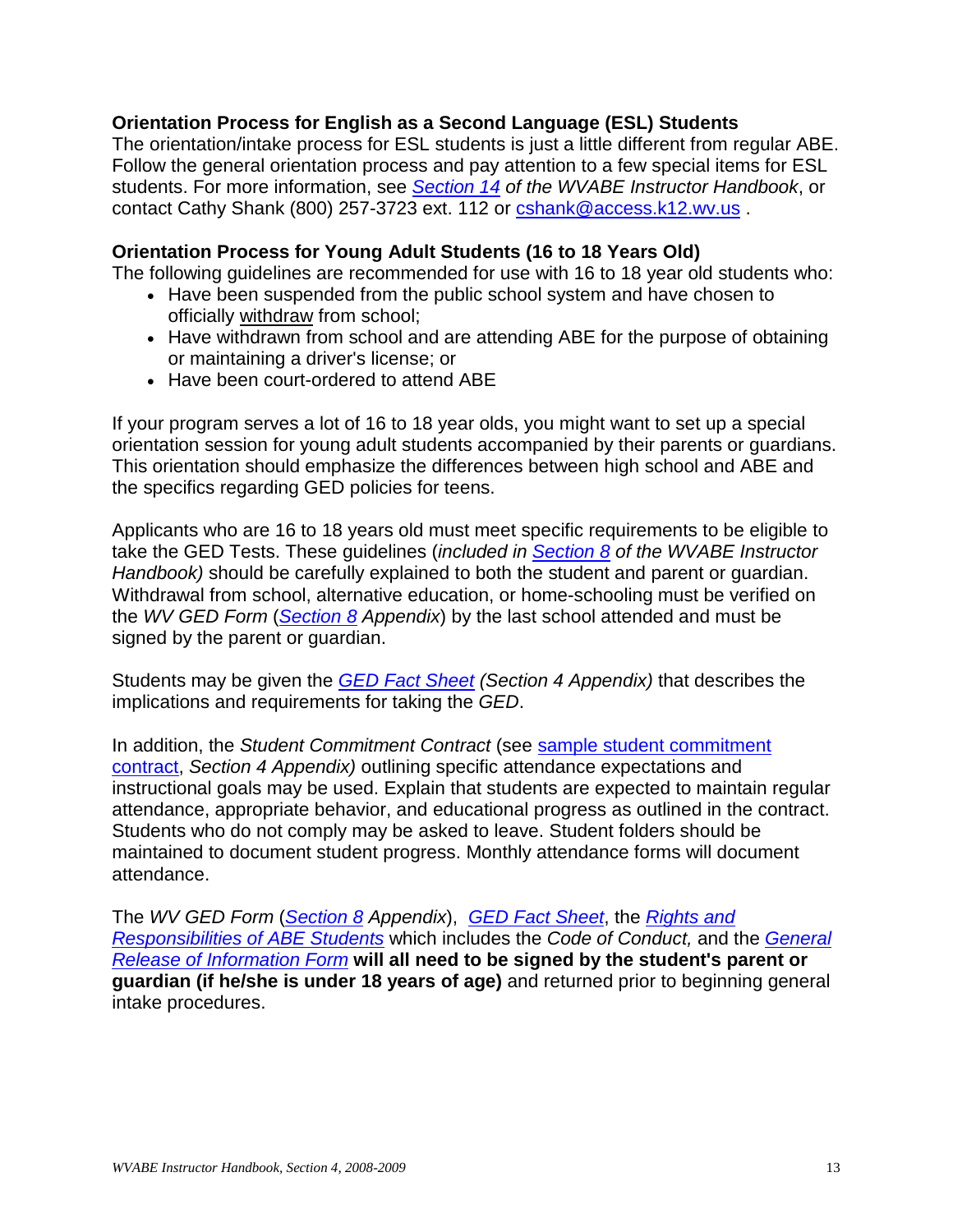**Orientation Process for English as a Second Language (ESL) Students**

The orientation/intake process for ESL students is just a little different from regular ABE. Follow the general orientation process and pay attention to a few special items for ESL students. For more information, see *Section 14 of the WVABE Instructor Handbook*, or contact Cathy Shank (800) 257-3723 ext. 112 or cshank@access.k12.wv.us .

**Orientation Process for Young Adult Students (16 to 18 Years Old)**

The following guidelines are recommended for use with 16 to 18 year old students who:

- Have been suspended from the public school system and have chosen to officially withdraw from school;
- Have withdrawn from school and are attending ABE for the purpose of obtaining or maintaining a driver's license; or
- Have been court-ordered to attend ABE

If your program serves a lot of 16 to 18 year olds, you might want to set up a special orientation session for young adult students accompanied by their parents or guardians. This orientation should emphasize the differences between high school and ABE and the specifics regarding GED policies for teens.

Applicants who are 16 to 18 years old must meet specific requirements to be eligible to take the GED Tests. These guidelines (*included in Section 8 of the WVABE Instructor Handbook)* should be carefully explained to both the student and parent or guardian. Withdrawal from school, alternative education, or home-schooling must be verified on the *WV GED Form* (*Section 8 Appendix*) by the last school attended and must be signed by the parent or guardian.

Students may be given the *GED Fact Sheet (Section 4 Appendix)* that describes the implications and requirements for taking the *GED*.

In addition, the *Student Commitment Contract* (see sample student commitment contract, *Section 4 Appendix)* outlining specific attendance expectations and instructional goals may be used. Explain that students are expected to maintain regular attendance, appropriate behavior, and educational progress as outlined in the contract. Students who do not comply may be asked to leave. Student folders should be maintained to document student progress. Monthly attendance forms will document attendance.

The *WV GED Form* (*Section 8 Appendix*), *GED Fact Sheet*, the *Rights and Responsibilities of ABE Students* which includes the *Code of Conduct,* and the *General Release of Information Form* **will all need to be signed by the student's parent or guardian (if he/she is under 18 years of age)** and returned prior to beginning general intake procedures.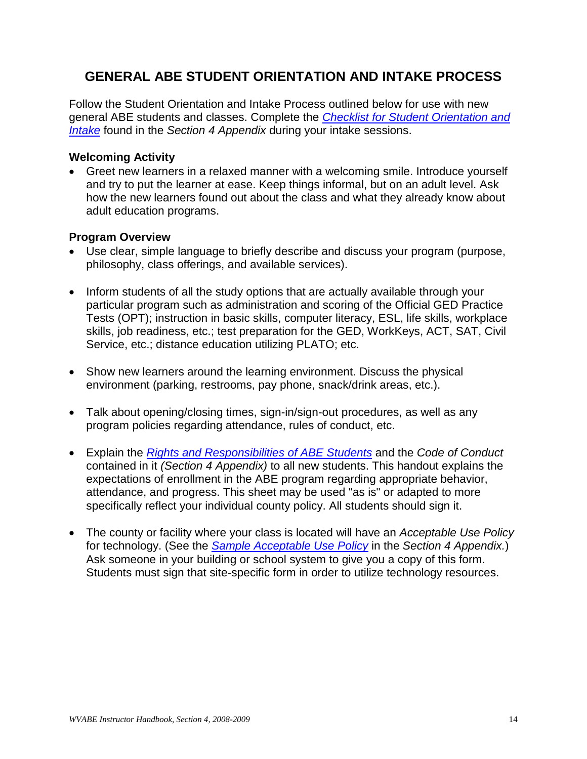## GENERAL ABE STUDENT ORIENTATION AND INTAKE PROCESS

Follow the Student Orientation and Intake Process outlined below for use with new general ABE students and classes. Complete the *Checklist for Student Orientation and Intake* found in the *Section 4 Appendix* during your intake sessions.

### Welcoming Activity

- Greet new learners in a relaxed manner with a welcoming smile. Introduce yourself and try to put the learner at ease. Keep things informal, but on an adult level. Ask how the new learners found out about the class and what they already know about adult education programs.

### Program Overview

- Use clear, simple language to briefly describe and discuss your program (purpose, philosophy, class offerings, and available services).
- Inform students of all the study options that are actually available through your particular program such as administration and scoring of the Official GED Practice Tests (OPT); instruction in basic skills, computer literacy, ESL, life skills, workplace skills, job readiness, etc.; test preparation for the GED, WorkKeys, ACT, SAT, Civil Service, etc.; distance education utilizing PLATO; etc.
- Show new learners around the learning environment. Discuss the physical environment (parking, restrooms, pay phone, snack/drink areas, etc.).
- Talk about opening/closing times, sign-in/sign-out procedures, as well as any program policies regarding attendance, rules of conduct, etc.
- Explain the *Rights and Responsibilities of ABE Students* and the *Code of Conduct* contained in it *(Section 4 Appendix)* to all new students. This handout explains the expectations of enrollment in the ABE program regarding appropriate behavior, attendance, and progress. This sheet may be used "as is" or adapted to more specifically reflect your individual county policy. All students should sign it.
- The county or facility where your class is located will have an *Acceptable Use Policy* for technology. (See the *Sample Acceptable Use Policy* in the *Section 4 Appendix.*) Ask someone in your building or school system to give you a copy of this form. Students must sign that site-specific form in order to utilize technology resources.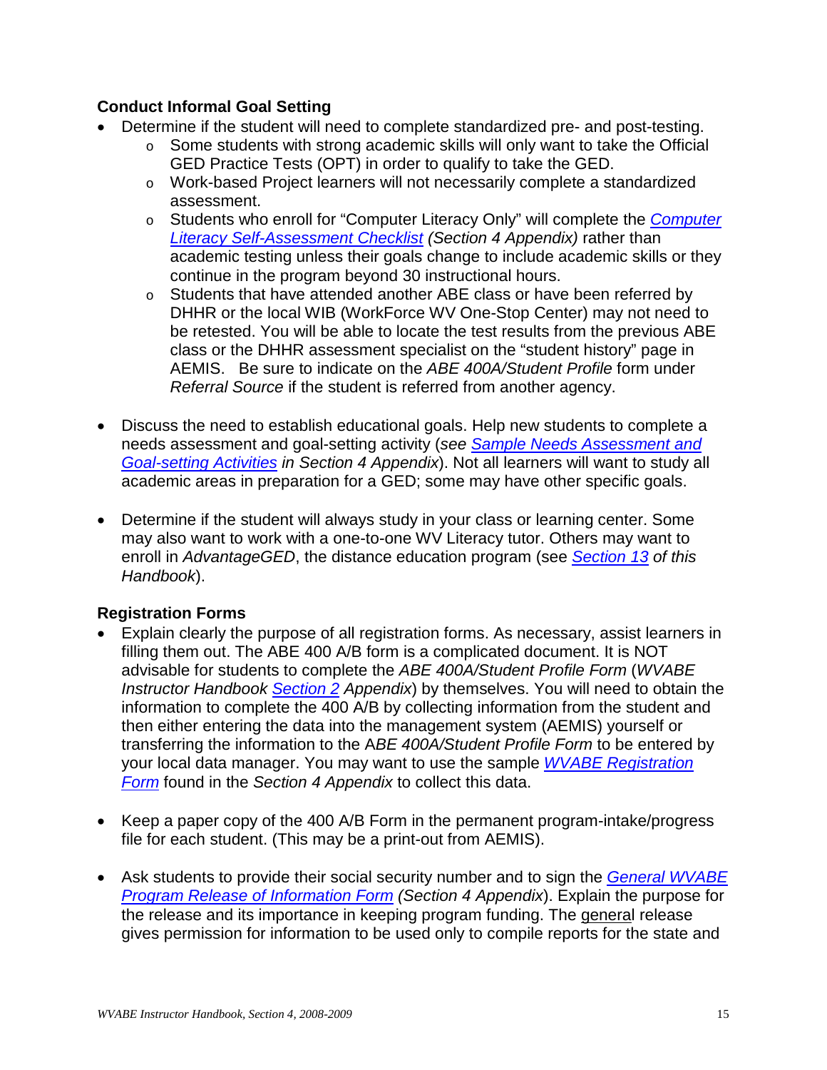### Conduct Informal Goal Setting

- Determine if the student will need to complete standardized pre- and post-testing.
  - Some students with strong academic skills will only want to take the Official GED Practice Tests (OPT) in order to qualify to take the GED.
  - Work-based Project learners will not necessarily complete a standardized assessment.
  - Students who enroll for "Computer Literacy Only" will complete the *Computer Literacy Self-Assessment Checklist* *(Section 4 Appendix)* rather than academic testing unless their goals change to include academic skills or they continue in the program beyond 30 instructional hours.
  - Students that have attended another ABE class or have been referred by DHHR or the local WIB (WorkForce WV One-Stop Center) may not need to be retested. You will be able to locate the test results from the previous ABE class or the DHHR assessment specialist on the "student history" page in AEMIS. Be sure to indicate on the *ABE 400A/Student Profile* form under *Referral Source* if the student is referred from another agency.

- Discuss the need to establish educational goals. Help new students to complete a needs assessment and goal-setting activity (*see Sample Needs Assessment and Goal-setting Activities in Section 4 Appendix*). Not all learners will want to study all academic areas in preparation for a GED; some may have other specific goals.

- Determine if the student will always study in your class or learning center. Some may also want to work with a one-to-one WV Literacy tutor. Others may want to enroll in *AdvantageGED*, the distance education program (see *Section 13 of this Handbook*).

### Registration Forms

- Explain clearly the purpose of all registration forms. As necessary, assist learners in filling them out. The ABE 400 A/B form is a complicated document. It is NOT advisable for students to complete the *ABE 400A/Student Profile Form* (*WVABE Instructor Handbook Section 2 Appendix*) by themselves. You will need to obtain the information to complete the 400 A/B by collecting information from the student and then either entering the data into the management system (AEMIS) yourself or transferring the information to the A*BE 400A/Student Profile Form* to be entered by your local data manager. You may want to use the sample *WVABE Registration Form* found in the *Section 4 Appendix* to collect this data.

- Keep a paper copy of the 400 A/B Form in the permanent program-intake/progress file for each student. (This may be a print-out from AEMIS).

- Ask students to provide their social security number and to sign the *General WVABE Program Release of Information Form* *(Section 4 Appendix*). Explain the purpose for the release and its importance in keeping program funding. The general release gives permission for information to be used only to compile reports for the state and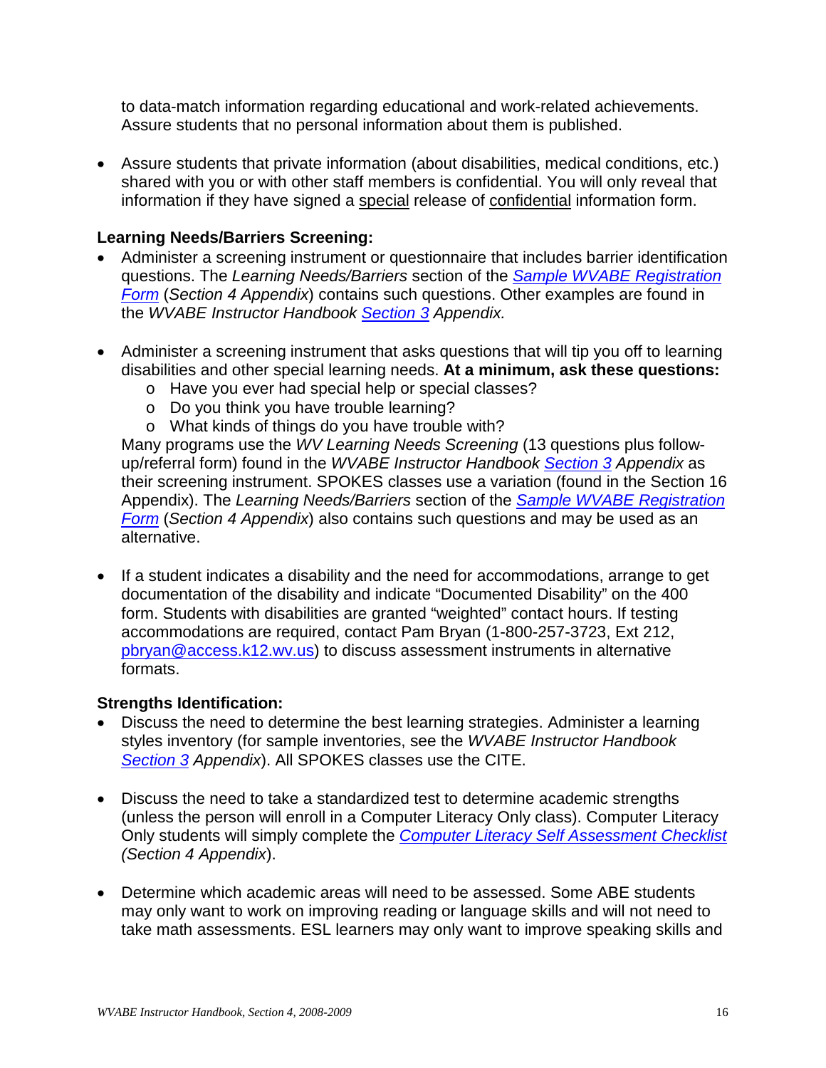to data-match information regarding educational and work-related achievements. Assure students that no personal information about them is published.

- Assure students that private information (about disabilities, medical conditions, etc.) shared with you or with other staff members is confidential. You will only reveal that information if they have signed a special release of confidential information form.

**Learning Needs/Barriers Screening:**

- Administer a screening instrument or questionnaire that includes barrier identification questions. The *Learning Needs/Barriers* section of the *Sample WVABE Registration Form* (*Section 4 Appendix*) contains such questions. Other examples are found in the *WVABE Instructor Handbook* Section 3 *Appendix.*

- Administer a screening instrument that asks questions that will tip you off to learning disabilities and other special learning needs. **At a minimum, ask these questions:**
  - Have you ever had special help or special classes?
  - Do you think you have trouble learning?
  - What kinds of things do you have trouble with?

  Many programs use the *WV Learning Needs Screening* (13 questions plus follow-up/referral form) found in the *WVABE Instructor Handbook* Section 3 *Appendix* as their screening instrument. SPOKES classes use a variation (found in the Section 16 Appendix). The *Learning Needs/Barriers* section of the *Sample WVABE Registration Form* (*Section 4 Appendix*) also contains such questions and may be used as an alternative.

- If a student indicates a disability and the need for accommodations, arrange to get documentation of the disability and indicate "Documented Disability" on the 400 form. Students with disabilities are granted "weighted" contact hours. If testing accommodations are required, contact Pam Bryan (1-800-257-3723, Ext 212, pbryan@access.k12.wv.us) to discuss assessment instruments in alternative formats.

**Strengths Identification:**

- Discuss the need to determine the best learning strategies. Administer a learning styles inventory (for sample inventories, see the *WVABE Instructor Handbook* Section 3 *Appendix*). All SPOKES classes use the CITE.

- Discuss the need to take a standardized test to determine academic strengths (unless the person will enroll in a Computer Literacy Only class). Computer Literacy Only students will simply complete the *Computer Literacy Self Assessment Checklist* *(Section 4 Appendix*).

- Determine which academic areas will need to be assessed. Some ABE students may only want to work on improving reading or language skills and will not need to take math assessments. ESL learners may only want to improve speaking skills and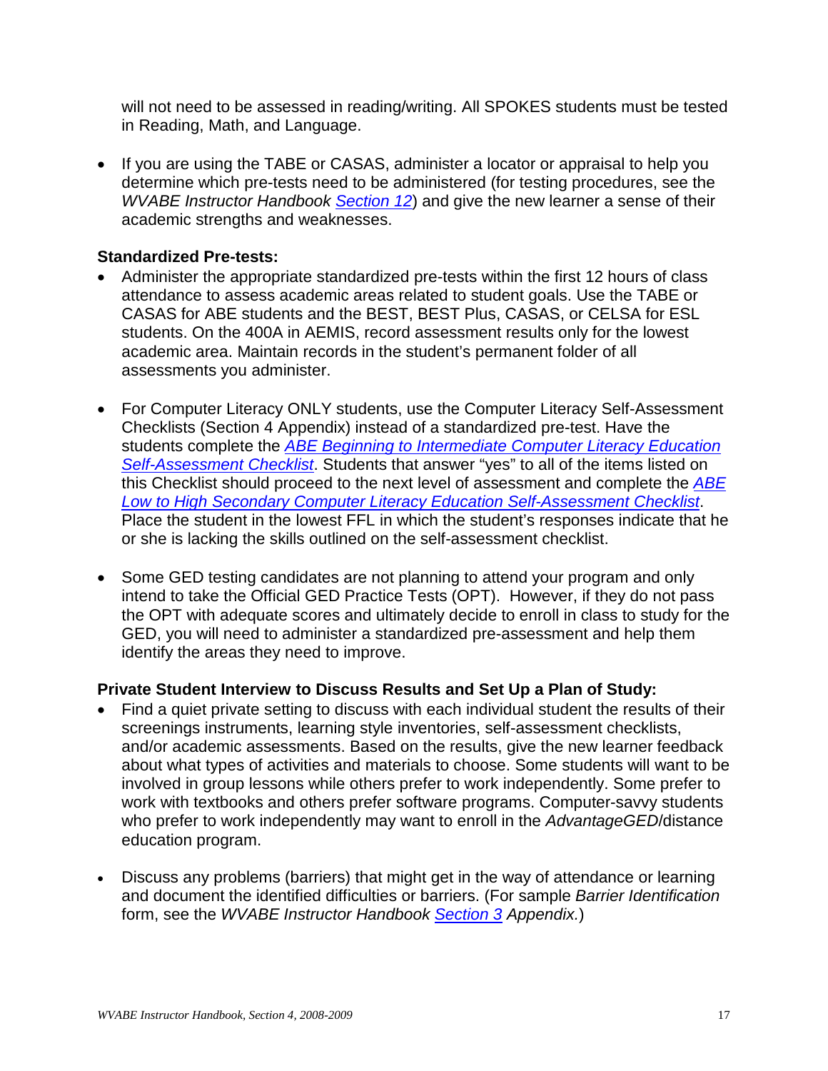will not need to be assessed in reading/writing. All SPOKES students must be tested in Reading, Math, and Language.

- If you are using the TABE or CASAS, administer a locator or appraisal to help you determine which pre-tests need to be administered (for testing procedures, see the *WVABE Instructor Handbook* Section 12) and give the new learner a sense of their academic strengths and weaknesses.

**Standardized Pre-tests:**

- Administer the appropriate standardized pre-tests within the first 12 hours of class attendance to assess academic areas related to student goals. Use the TABE or CASAS for ABE students and the BEST, BEST Plus, CASAS, or CELSA for ESL students. On the 400A in AEMIS, record assessment results only for the lowest academic area. Maintain records in the student's permanent folder of all assessments you administer.

- For Computer Literacy ONLY students, use the Computer Literacy Self-Assessment Checklists (Section 4 Appendix) instead of a standardized pre-test. Have the students complete the *ABE Beginning to Intermediate Computer Literacy Education Self-Assessment Checklist*. Students that answer "yes" to all of the items listed on this Checklist should proceed to the next level of assessment and complete the *ABE Low to High Secondary Computer Literacy Education Self-Assessment Checklist*. Place the student in the lowest FFL in which the student's responses indicate that he or she is lacking the skills outlined on the self-assessment checklist.

- Some GED testing candidates are not planning to attend your program and only intend to take the Official GED Practice Tests (OPT). However, if they do not pass the OPT with adequate scores and ultimately decide to enroll in class to study for the GED, you will need to administer a standardized pre-assessment and help them identify the areas they need to improve.

**Private Student Interview to Discuss Results and Set Up a Plan of Study:**

- Find a quiet private setting to discuss with each individual student the results of their screenings instruments, learning style inventories, self-assessment checklists, and/or academic assessments. Based on the results, give the new learner feedback about what types of activities and materials to choose. Some students will want to be involved in group lessons while others prefer to work independently. Some prefer to work with textbooks and others prefer software programs. Computer-savvy students who prefer to work independently may want to enroll in the *AdvantageGED*/distance education program.

- Discuss any problems (barriers) that might get in the way of attendance or learning and document the identified difficulties or barriers. (For sample *Barrier Identification* form, see the *WVABE Instructor Handbook* Section 3 *Appendix.*)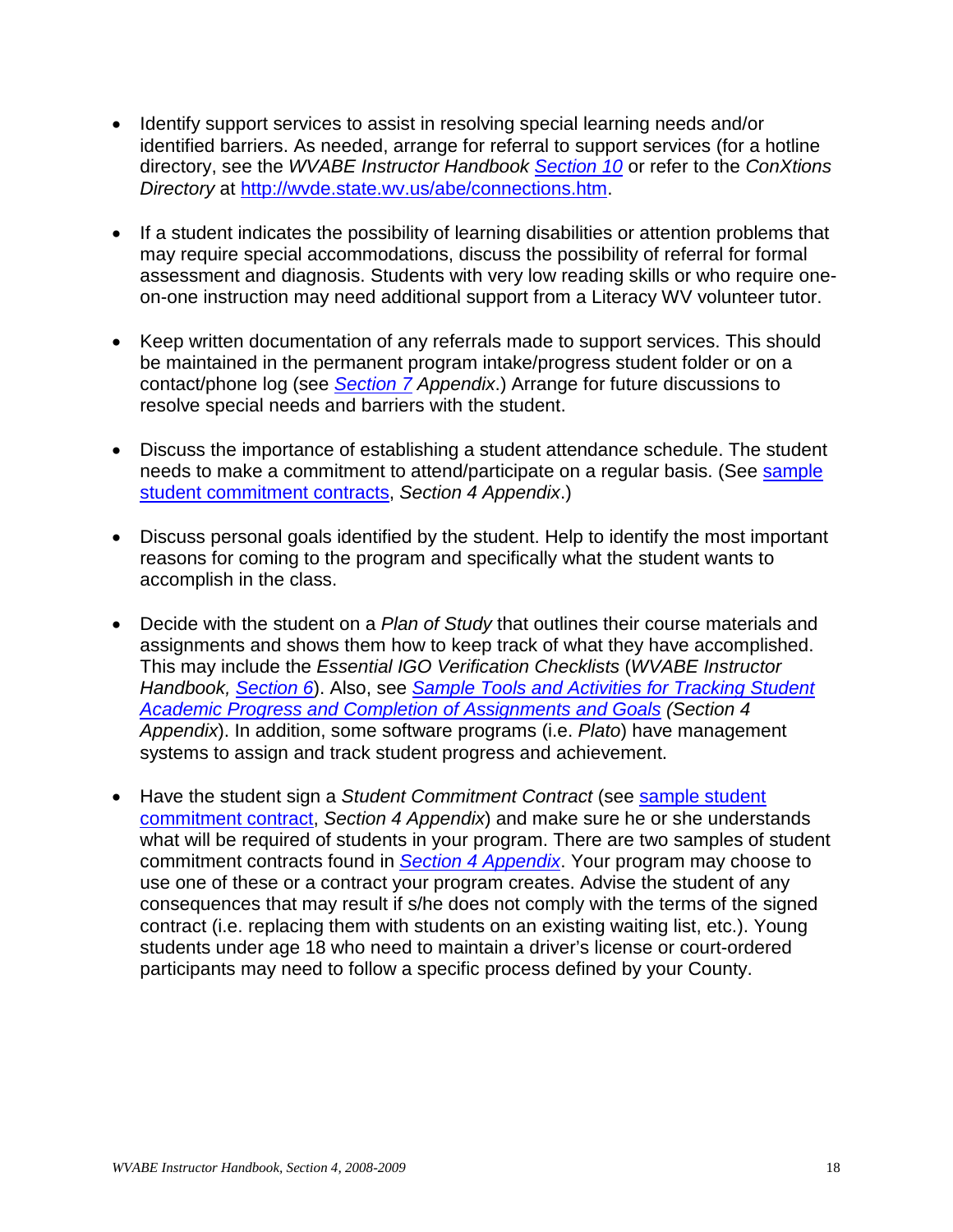- Identify support services to assist in resolving special learning needs and/or identified barriers. As needed, arrange for referral to support services (for a hotline directory, see the *WVABE Instructor Handbook* Section 10 or refer to the *ConXtions Directory* at http://wvde.state.wv.us/abe/connections.htm.

- If a student indicates the possibility of learning disabilities or attention problems that may require special accommodations, discuss the possibility of referral for formal assessment and diagnosis. Students with very low reading skills or who require one-on-one instruction may need additional support from a Literacy WV volunteer tutor.

- Keep written documentation of any referrals made to support services. This should be maintained in the permanent program intake/progress student folder or on a contact/phone log (see *Section 7 Appendix*.) Arrange for future discussions to resolve special needs and barriers with the student.

- Discuss the importance of establishing a student attendance schedule. The student needs to make a commitment to attend/participate on a regular basis. (See sample student commitment contracts, *Section 4 Appendix*.)

- Discuss personal goals identified by the student. Help to identify the most important reasons for coming to the program and specifically what the student wants to accomplish in the class.

- Decide with the student on a *Plan of Study* that outlines their course materials and assignments and shows them how to keep track of what they have accomplished. This may include the *Essential IGO Verification Checklists* (*WVABE Instructor Handbook,* Section 6). Also, see *Sample Tools and Activities for Tracking Student Academic Progress and Completion of Assignments and Goals* *(Section 4 Appendix*). In addition, some software programs (i.e. *Plato*) have management systems to assign and track student progress and achievement.

- Have the student sign a *Student Commitment Contract* (see sample student commitment contract, *Section 4 Appendix*) and make sure he or she understands what will be required of students in your program. There are two samples of student commitment contracts found in *Section 4 Appendix*. Your program may choose to use one of these or a contract your program creates. Advise the student of any consequences that may result if s/he does not comply with the terms of the signed contract (i.e. replacing them with students on an existing waiting list, etc.). Young students under age 18 who need to maintain a driver's license or court-ordered participants may need to follow a specific process defined by your County.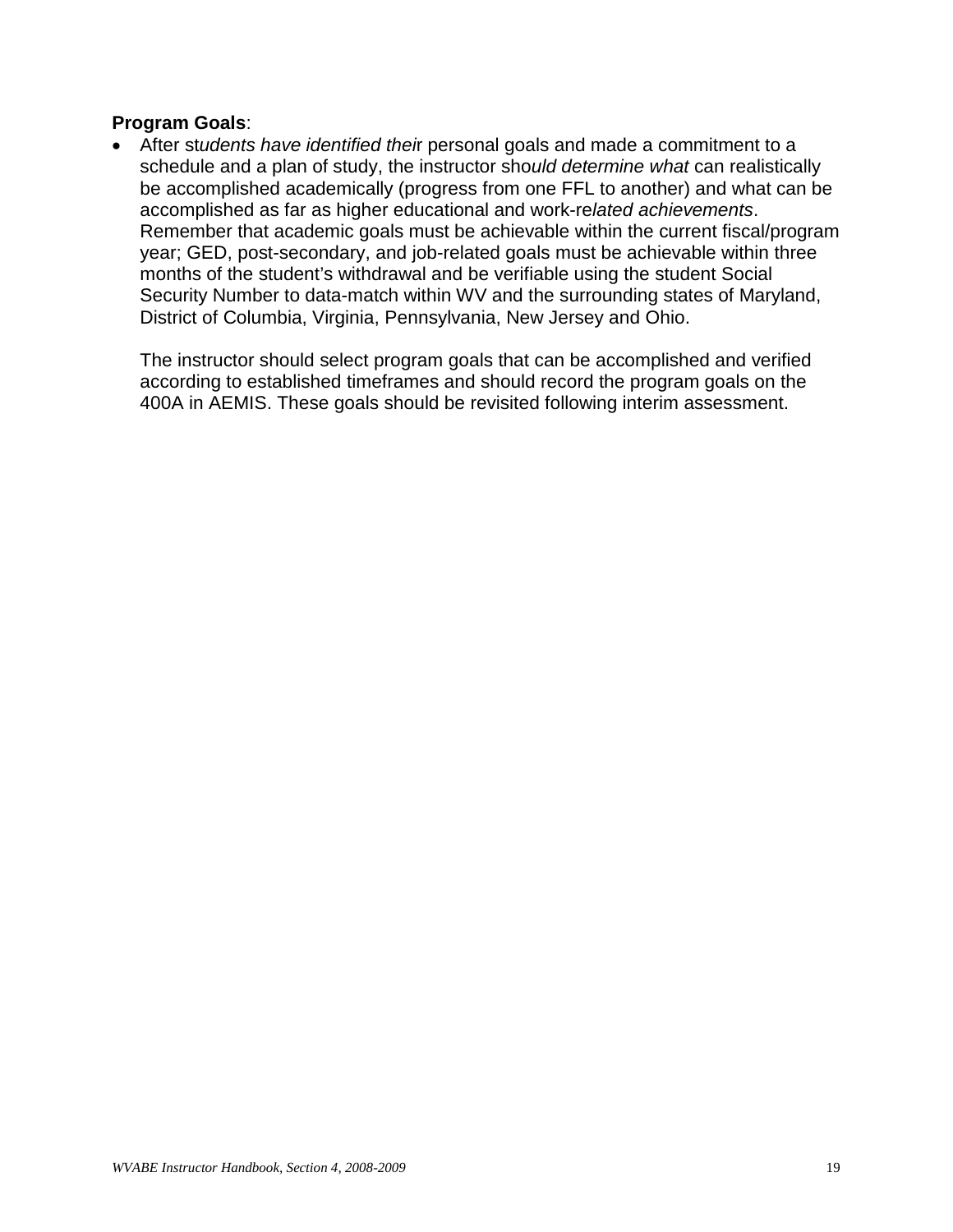**Program Goals**:

- After st*udents have identified thei*r personal goals and made a commitment to a schedule and a plan of study, the instructor sho*uld determine what* can realistically be accomplished academically (progress from one FFL to another) and what can be accomplished as far as higher educational and work-re*lated achievements*. Remember that academic goals must be achievable within the current fiscal/program year; GED, post-secondary, and job-related goals must be achievable within three months of the student's withdrawal and be verifiable using the student Social Security Number to data-match within WV and the surrounding states of Maryland, District of Columbia, Virginia, Pennsylvania, New Jersey and Ohio.

  The instructor should select program goals that can be accomplished and verified according to established timeframes and should record the program goals on the 400A in AEMIS. These goals should be revisited following interim assessment.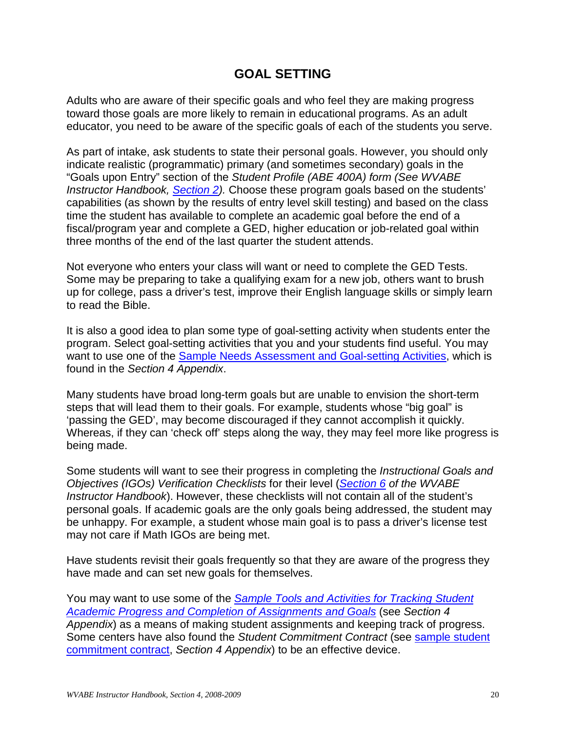# GOAL SETTING

Adults who are aware of their specific goals and who feel they are making progress toward those goals are more likely to remain in educational programs. As an adult educator, you need to be aware of the specific goals of each of the students you serve.

As part of intake, ask students to state their personal goals. However, you should only indicate realistic (programmatic) primary (and sometimes secondary) goals in the "Goals upon Entry" section of the *Student Profile (ABE 400A) form (See WVABE Instructor Handbook, Section 2).* Choose these program goals based on the students' capabilities (as shown by the results of entry level skill testing) and based on the class time the student has available to complete an academic goal before the end of a fiscal/program year and complete a GED, higher education or job-related goal within three months of the end of the last quarter the student attends.

Not everyone who enters your class will want or need to complete the GED Tests. Some may be preparing to take a qualifying exam for a new job, others want to brush up for college, pass a driver's test, improve their English language skills or simply learn to read the Bible.

It is also a good idea to plan some type of goal-setting activity when students enter the program. Select goal-setting activities that you and your students find useful. You may want to use one of the Sample Needs Assessment and Goal-setting Activities, which is found in the *Section 4 Appendix*.

Many students have broad long-term goals but are unable to envision the short-term steps that will lead them to their goals. For example, students whose "big goal" is 'passing the GED', may become discouraged if they cannot accomplish it quickly. Whereas, if they can 'check off' steps along the way, they may feel more like progress is being made.

Some students will want to see their progress in completing the *Instructional Goals and Objectives (IGOs) Verification Checklists* for their level (*Section 6 of the WVABE Instructor Handbook*). However, these checklists will not contain all of the student's personal goals. If academic goals are the only goals being addressed, the student may be unhappy. For example, a student whose main goal is to pass a driver's license test may not care if Math IGOs are being met.

Have students revisit their goals frequently so that they are aware of the progress they have made and can set new goals for themselves.

You may want to use some of the *Sample Tools and Activities for Tracking Student Academic Progress and Completion of Assignments and Goals* (see *Section 4 Appendix*) as a means of making student assignments and keeping track of progress. Some centers have also found the *Student Commitment Contract* (see sample student commitment contract, *Section 4 Appendix*) to be an effective device.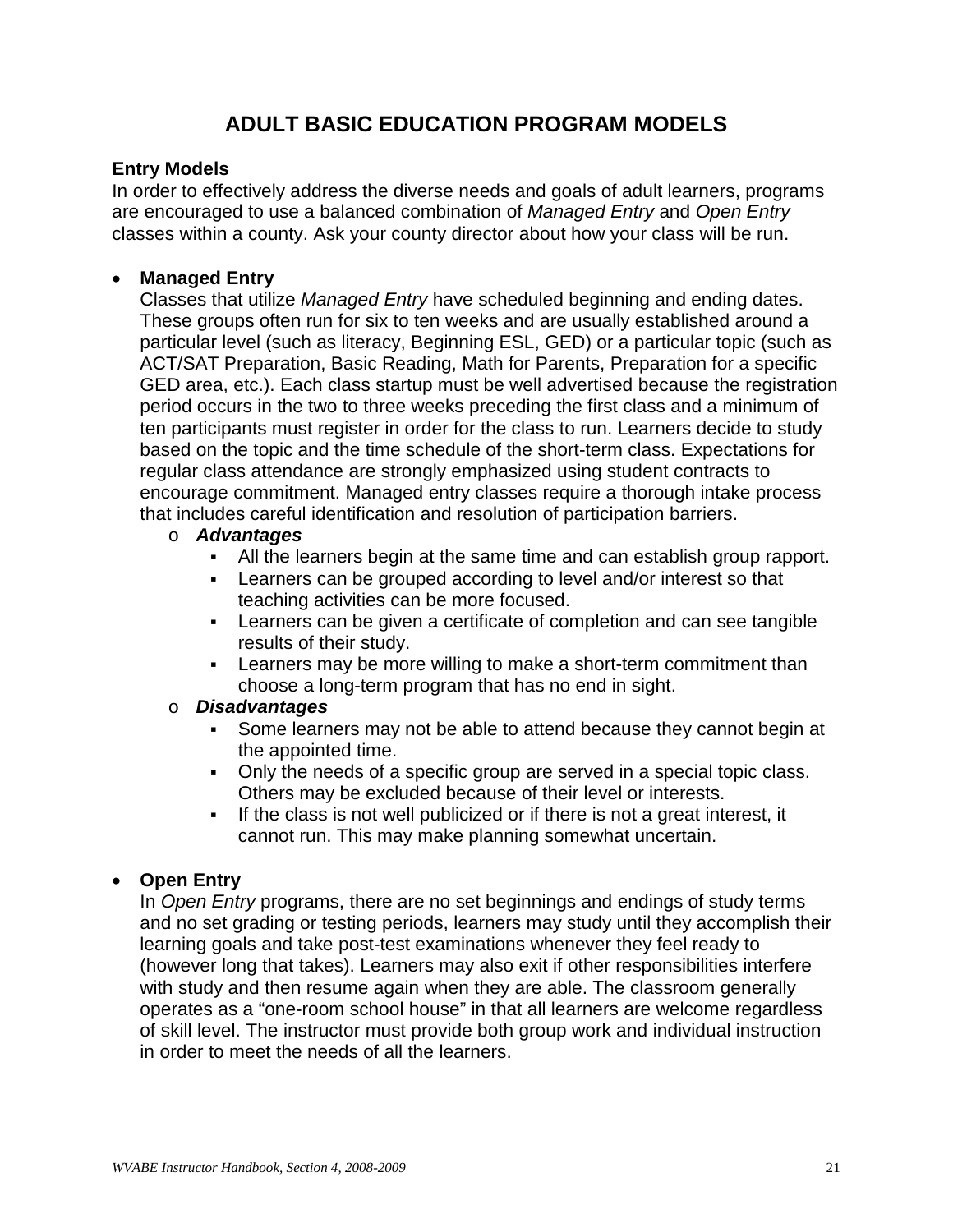# ADULT BASIC EDUCATION PROGRAM MODELS

**Entry Models**

In order to effectively address the diverse needs and goals of adult learners, programs are encouraged to use a balanced combination of *Managed Entry* and *Open Entry* classes within a county. Ask your county director about how your class will be run.

- **Managed Entry**

  Classes that utilize *Managed Entry* have scheduled beginning and ending dates. These groups often run for six to ten weeks and are usually established around a particular level (such as literacy, Beginning ESL, GED) or a particular topic (such as ACT/SAT Preparation, Basic Reading, Math for Parents, Preparation for a specific GED area, etc.). Each class startup must be well advertised because the registration period occurs in the two to three weeks preceding the first class and a minimum of ten participants must register in order for the class to run. Learners decide to study based on the topic and the time schedule of the short-term class. Expectations for regular class attendance are strongly emphasized using student contracts to encourage commitment. Managed entry classes require a thorough intake process that includes careful identification and resolution of participation barriers.

  - ***Advantages***
    - All the learners begin at the same time and can establish group rapport.
    - Learners can be grouped according to level and/or interest so that teaching activities can be more focused.
    - Learners can be given a certificate of completion and can see tangible results of their study.
    - Learners may be more willing to make a short-term commitment than choose a long-term program that has no end in sight.
  - ***Disadvantages***
    - Some learners may not be able to attend because they cannot begin at the appointed time.
    - Only the needs of a specific group are served in a special topic class. Others may be excluded because of their level or interests.
    - If the class is not well publicized or if there is not a great interest, it cannot run. This may make planning somewhat uncertain.

- **Open Entry**

  In *Open Entry* programs, there are no set beginnings and endings of study terms and no set grading or testing periods, learners may study until they accomplish their learning goals and take post-test examinations whenever they feel ready to (however long that takes). Learners may also exit if other responsibilities interfere with study and then resume again when they are able. The classroom generally operates as a "one-room school house" in that all learners are welcome regardless of skill level. The instructor must provide both group work and individual instruction in order to meet the needs of all the learners.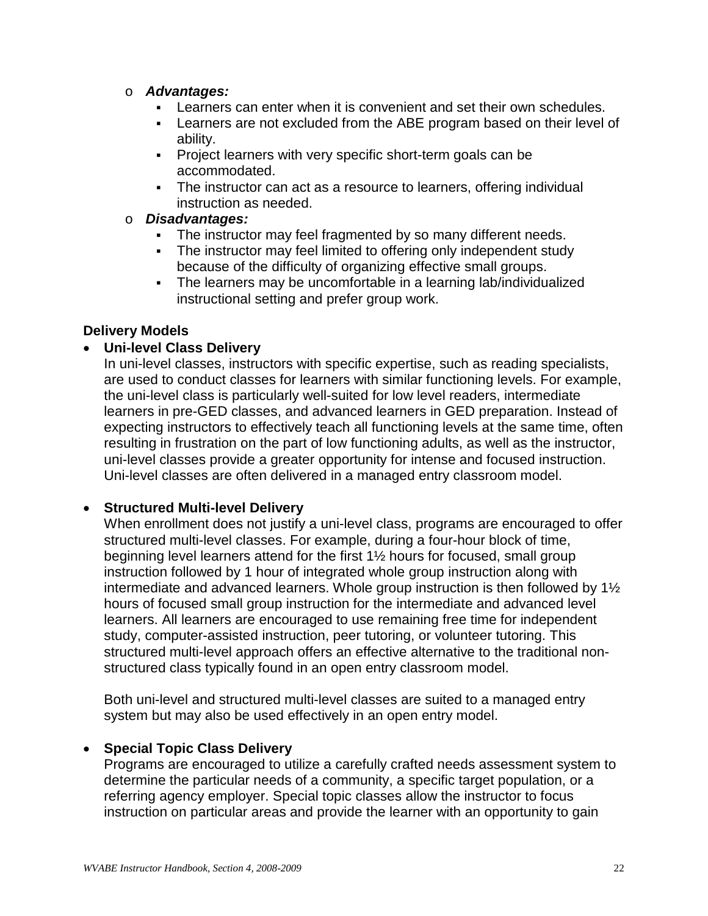- ***Advantages:***
  - Learners can enter when it is convenient and set their own schedules.
  - Learners are not excluded from the ABE program based on their level of ability.
  - Project learners with very specific short-term goals can be accommodated.
  - The instructor can act as a resource to learners, offering individual instruction as needed.
- ***Disadvantages:***
  - The instructor may feel fragmented by so many different needs.
  - The instructor may feel limited to offering only independent study because of the difficulty of organizing effective small groups.
  - The learners may be uncomfortable in a learning lab/individualized instructional setting and prefer group work.

**Delivery Models**

- **Uni-level Class Delivery**
  In uni-level classes, instructors with specific expertise, such as reading specialists, are used to conduct classes for learners with similar functioning levels. For example, the uni-level class is particularly well-suited for low level readers, intermediate learners in pre-GED classes, and advanced learners in GED preparation. Instead of expecting instructors to effectively teach all functioning levels at the same time, often resulting in frustration on the part of low functioning adults, as well as the instructor, uni-level classes provide a greater opportunity for intense and focused instruction. Uni-level classes are often delivered in a managed entry classroom model.

- **Structured Multi-level Delivery**
  When enrollment does not justify a uni-level class, programs are encouraged to offer structured multi-level classes. For example, during a four-hour block of time, beginning level learners attend for the first 1½ hours for focused, small group instruction followed by 1 hour of integrated whole group instruction along with intermediate and advanced learners. Whole group instruction is then followed by 1½ hours of focused small group instruction for the intermediate and advanced level learners. All learners are encouraged to use remaining free time for independent study, computer-assisted instruction, peer tutoring, or volunteer tutoring. This structured multi-level approach offers an effective alternative to the traditional non-structured class typically found in an open entry classroom model.

  Both uni-level and structured multi-level classes are suited to a managed entry system but may also be used effectively in an open entry model.

- **Special Topic Class Delivery**
  Programs are encouraged to utilize a carefully crafted needs assessment system to determine the particular needs of a community, a specific target population, or a referring agency employer. Special topic classes allow the instructor to focus instruction on particular areas and provide the learner with an opportunity to gain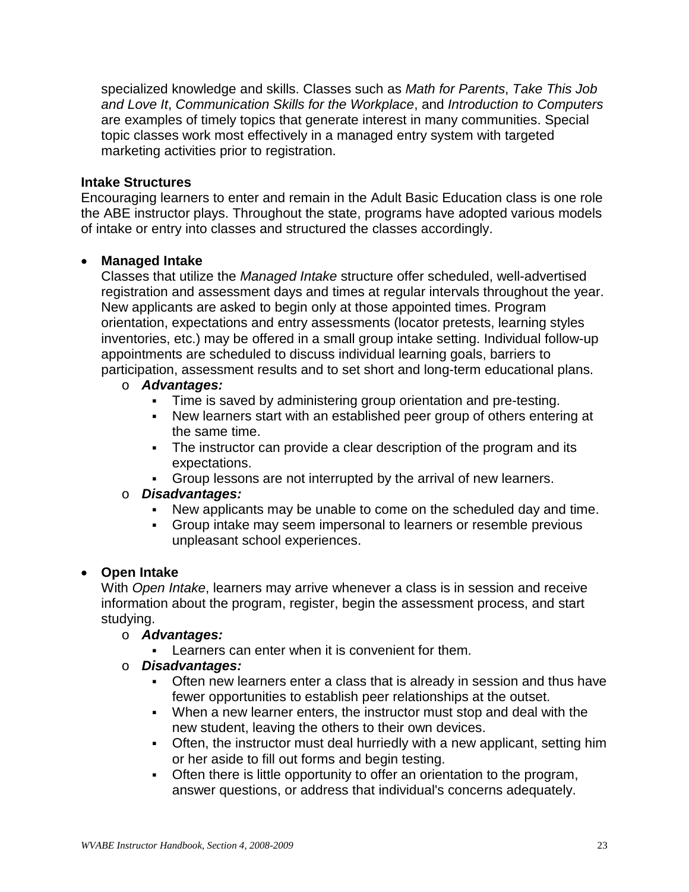specialized knowledge and skills. Classes such as *Math for Parents*, *Take This Job and Love It*, *Communication Skills for the Workplace*, and *Introduction to Computers* are examples of timely topics that generate interest in many communities. Special topic classes work most effectively in a managed entry system with targeted marketing activities prior to registration.

**Intake Structures**

Encouraging learners to enter and remain in the Adult Basic Education class is one role the ABE instructor plays. Throughout the state, programs have adopted various models of intake or entry into classes and structured the classes accordingly.

- **Managed Intake**

  Classes that utilize the *Managed Intake* structure offer scheduled, well-advertised registration and assessment days and times at regular intervals throughout the year. New applicants are asked to begin only at those appointed times. Program orientation, expectations and entry assessments (locator pretests, learning styles inventories, etc.) may be offered in a small group intake setting. Individual follow-up appointments are scheduled to discuss individual learning goals, barriers to participation, assessment results and to set short and long-term educational plans.
  - ***Advantages:***
    - Time is saved by administering group orientation and pre-testing.
    - New learners start with an established peer group of others entering at the same time.
    - The instructor can provide a clear description of the program and its expectations.
    - Group lessons are not interrupted by the arrival of new learners.
  - ***Disadvantages:***
    - New applicants may be unable to come on the scheduled day and time.
    - Group intake may seem impersonal to learners or resemble previous unpleasant school experiences.

- **Open Intake**

  With *Open Intake*, learners may arrive whenever a class is in session and receive information about the program, register, begin the assessment process, and start studying.
  - ***Advantages:***
    - Learners can enter when it is convenient for them.
  - ***Disadvantages:***
    - Often new learners enter a class that is already in session and thus have fewer opportunities to establish peer relationships at the outset.
    - When a new learner enters, the instructor must stop and deal with the new student, leaving the others to their own devices.
    - Often, the instructor must deal hurriedly with a new applicant, setting him or her aside to fill out forms and begin testing.
    - Often there is little opportunity to offer an orientation to the program, answer questions, or address that individual's concerns adequately.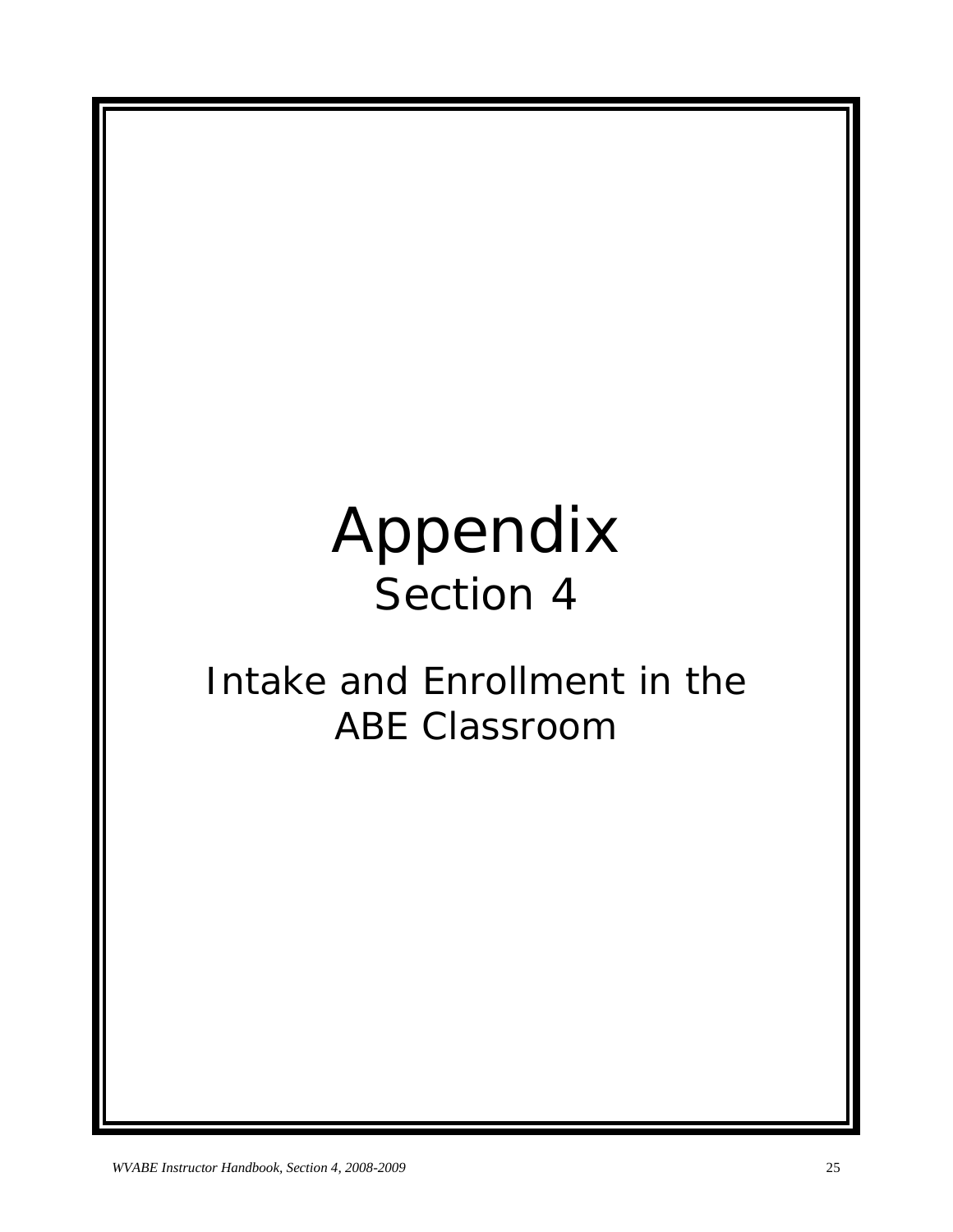# Appendix

## Section 4

## Intake and Enrollment in the ABE Classroom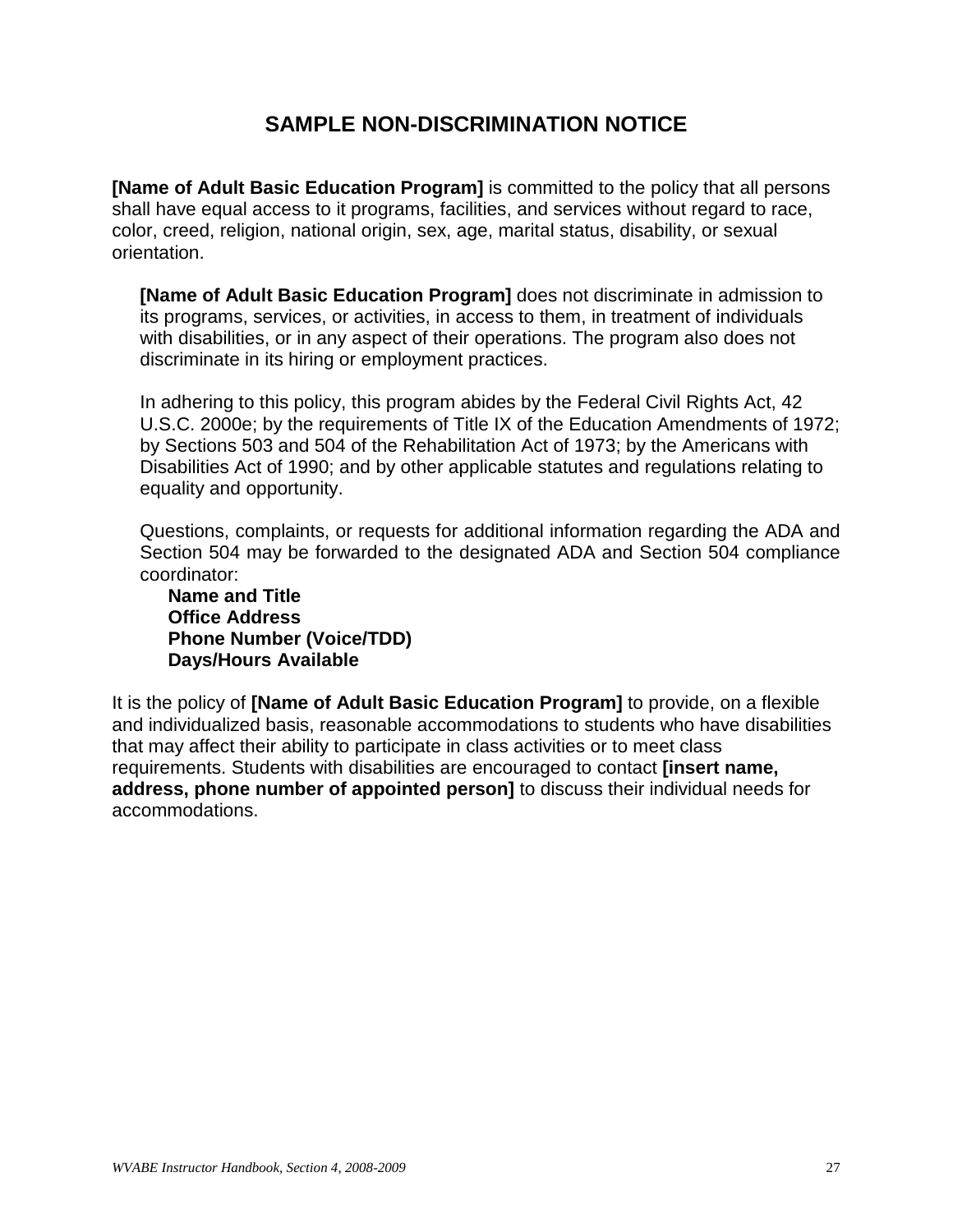## SAMPLE NON-DISCRIMINATION NOTICE

**[Name of Adult Basic Education Program]** is committed to the policy that all persons shall have equal access to it programs, facilities, and services without regard to race, color, creed, religion, national origin, sex, age, marital status, disability, or sexual orientation.

**[Name of Adult Basic Education Program]** does not discriminate in admission to its programs, services, or activities, in access to them, in treatment of individuals with disabilities, or in any aspect of their operations. The program also does not discriminate in its hiring or employment practices.

In adhering to this policy, this program abides by the Federal Civil Rights Act, 42 U.S.C. 2000e; by the requirements of Title IX of the Education Amendments of 1972; by Sections 503 and 504 of the Rehabilitation Act of 1973; by the Americans with Disabilities Act of 1990; and by other applicable statutes and regulations relating to equality and opportunity.

Questions, complaints, or requests for additional information regarding the ADA and Section 504 may be forwarded to the designated ADA and Section 504 compliance coordinator:

**Name and Title**
**Office Address**
**Phone Number (Voice/TDD)**
**Days/Hours Available**

It is the policy of **[Name of Adult Basic Education Program]** to provide, on a flexible and individualized basis, reasonable accommodations to students who have disabilities that may affect their ability to participate in class activities or to meet class requirements. Students with disabilities are encouraged to contact **[insert name, address, phone number of appointed person]** to discuss their individual needs for accommodations.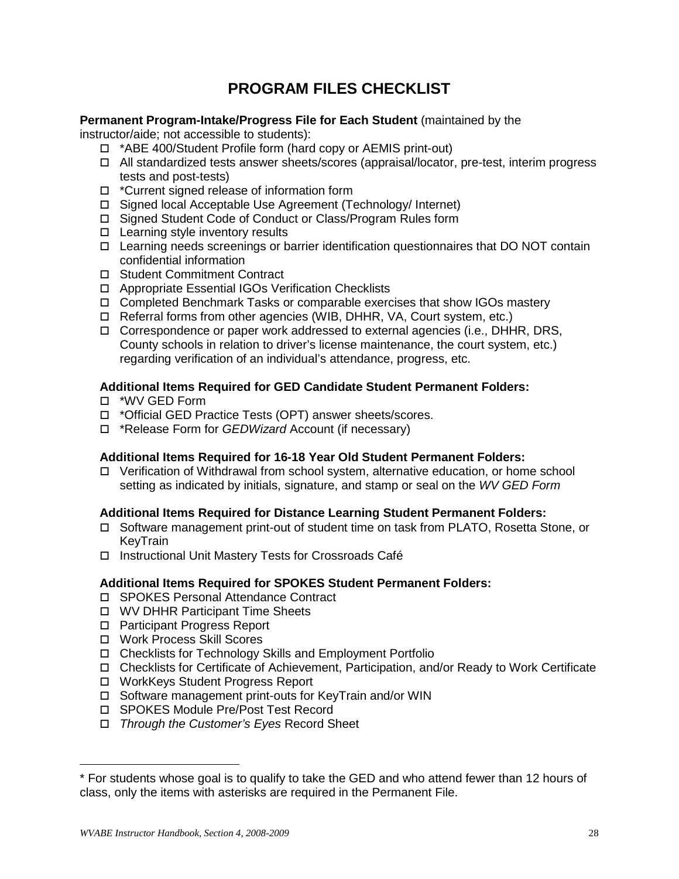# PROGRAM FILES CHECKLIST

**Permanent Program-Intake/Progress File for Each Student** (maintained by the instructor/aide; not accessible to students):

- ☐ *ABE 400/Student Profile form (hard copy or AEMIS print-out)
- ☐ All standardized tests answer sheets/scores (appraisal/locator, pre-test, interim progress tests and post-tests)
- ☐ *Current signed release of information form
- ☐ Signed local Acceptable Use Agreement (Technology/ Internet)
- ☐ Signed Student Code of Conduct or Class/Program Rules form
- ☐ Learning style inventory results
- ☐ Learning needs screenings or barrier identification questionnaires that DO NOT contain confidential information
- ☐ Student Commitment Contract
- ☐ Appropriate Essential IGOs Verification Checklists
- ☐ Completed Benchmark Tasks or comparable exercises that show IGOs mastery
- ☐ Referral forms from other agencies (WIB, DHHR, VA, Court system, etc.)
- ☐ Correspondence or paper work addressed to external agencies (i.e., DHHR, DRS, County schools in relation to driver's license maintenance, the court system, etc.) regarding verification of an individual's attendance, progress, etc.

**Additional Items Required for GED Candidate Student Permanent Folders:**

- ☐ *WV GED Form
- ☐ *Official GED Practice Tests (OPT) answer sheets/scores.
- ☐ *Release Form for *GEDWizard* Account (if necessary)

**Additional Items Required for 16-18 Year Old Student Permanent Folders:**

- ☐ Verification of Withdrawal from school system, alternative education, or home school setting as indicated by initials, signature, and stamp or seal on the *WV GED Form*

**Additional Items Required for Distance Learning Student Permanent Folders:**

- ☐ Software management print-out of student time on task from PLATO, Rosetta Stone, or KeyTrain
- ☐ Instructional Unit Mastery Tests for Crossroads Café

**Additional Items Required for SPOKES Student Permanent Folders:**

- ☐ SPOKES Personal Attendance Contract
- ☐ WV DHHR Participant Time Sheets
- ☐ Participant Progress Report
- ☐ Work Process Skill Scores
- ☐ Checklists for Technology Skills and Employment Portfolio
- ☐ Checklists for Certificate of Achievement, Participation, and/or Ready to Work Certificate
- ☐ WorkKeys Student Progress Report
- ☐ Software management print-outs for KeyTrain and/or WIN
- ☐ SPOKES Module Pre/Post Test Record
- ☐ *Through the Customer's Eyes* Record Sheet

---

* For students whose goal is to qualify to take the GED and who attend fewer than 12 hours of class, only the items with asterisks are required in the Permanent File.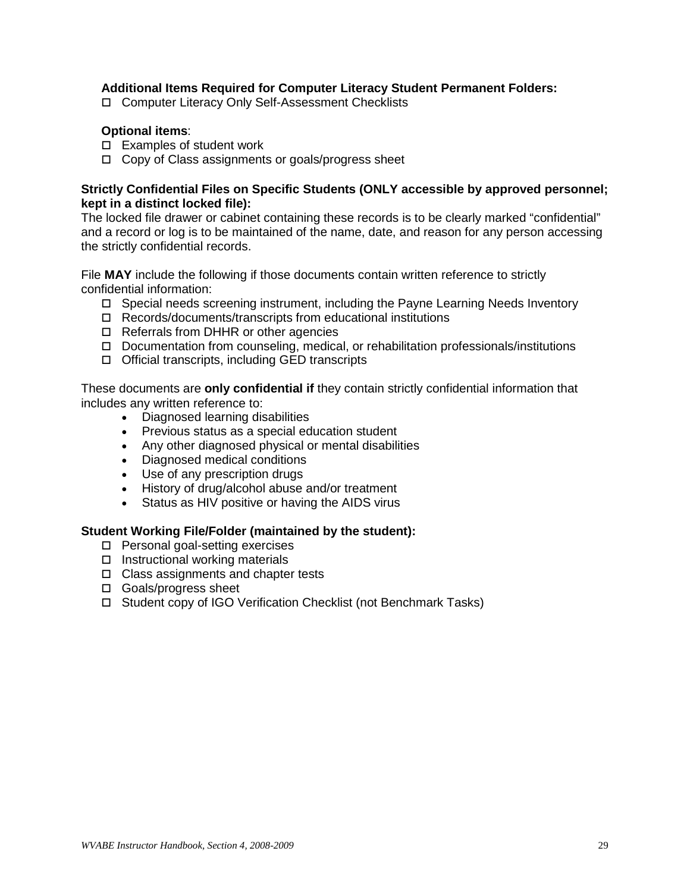**Additional Items Required for Computer Literacy Student Permanent Folders:**

- ☐ Computer Literacy Only Self-Assessment Checklists

**Optional items**:

- ☐ Examples of student work
- ☐ Copy of Class assignments or goals/progress sheet

**Strictly Confidential Files on Specific Students (ONLY accessible by approved personnel; kept in a distinct locked file):**

The locked file drawer or cabinet containing these records is to be clearly marked "confidential" and a record or log is to be maintained of the name, date, and reason for any person accessing the strictly confidential records.

File **MAY** include the following if those documents contain written reference to strictly confidential information:

- ☐ Special needs screening instrument, including the Payne Learning Needs Inventory
- ☐ Records/documents/transcripts from educational institutions
- ☐ Referrals from DHHR or other agencies
- ☐ Documentation from counseling, medical, or rehabilitation professionals/institutions
- ☐ Official transcripts, including GED transcripts

These documents are **only confidential if** they contain strictly confidential information that includes any written reference to:

- Diagnosed learning disabilities
- Previous status as a special education student
- Any other diagnosed physical or mental disabilities
- Diagnosed medical conditions
- Use of any prescription drugs
- History of drug/alcohol abuse and/or treatment
- Status as HIV positive or having the AIDS virus

**Student Working File/Folder (maintained by the student):**

- ☐ Personal goal-setting exercises
- ☐ Instructional working materials
- ☐ Class assignments and chapter tests
- ☐ Goals/progress sheet
- ☐ Student copy of IGO Verification Checklist (not Benchmark Tasks)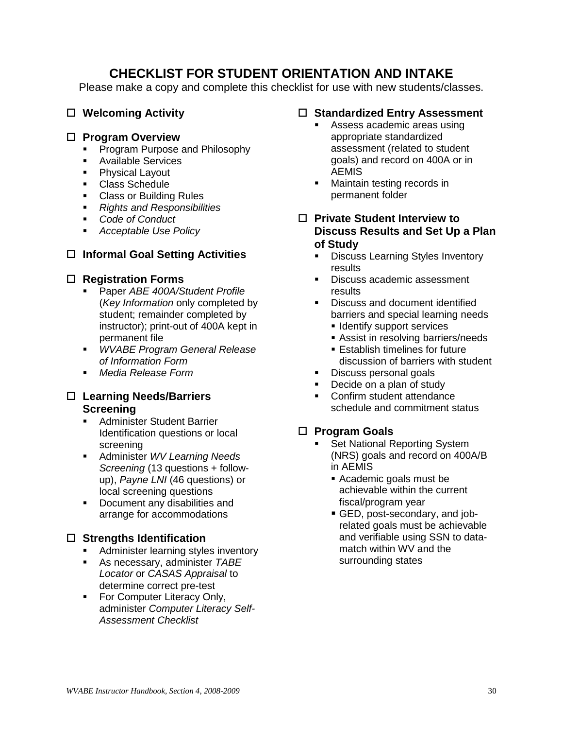# CHECKLIST FOR STUDENT ORIENTATION AND INTAKE

Please make a copy and complete this checklist for use with new students/classes.

☐ **Welcoming Activity**

☐ **Program Overview**
- Program Purpose and Philosophy
- Available Services
- Physical Layout
- Class Schedule
- Class or Building Rules
- *Rights and Responsibilities*
- *Code of Conduct*
- *Acceptable Use Policy*

☐ **Informal Goal Setting Activities**

☐ **Registration Forms**
- Paper *ABE 400A/Student Profile* (*Key Information* only completed by student; remainder completed by instructor); print-out of 400A kept in permanent file
- *WVABE Program General Release of Information Form*
- *Media Release Form*

☐ **Learning Needs/Barriers Screening**
- Administer Student Barrier Identification questions or local screening
- Administer *WV Learning Needs Screening* (13 questions + follow-up), *Payne LNI* (46 questions) or local screening questions
- Document any disabilities and arrange for accommodations

☐ **Strengths Identification**
- Administer learning styles inventory
- As necessary, administer *TABE Locator* or *CASAS Appraisal* to determine correct pre-test
- For Computer Literacy Only, administer *Computer Literacy Self-Assessment Checklist*

☐ **Standardized Entry Assessment**
- Assess academic areas using appropriate standardized assessment (related to student goals) and record on 400A or in AEMIS
- Maintain testing records in permanent folder

☐ **Private Student Interview to Discuss Results and Set Up a Plan of Study**
- Discuss Learning Styles Inventory results
- Discuss academic assessment results
- Discuss and document identified barriers and special learning needs
  - Identify support services
  - Assist in resolving barriers/needs
  - Establish timelines for future discussion of barriers with student
- Discuss personal goals
- Decide on a plan of study
- Confirm student attendance schedule and commitment status

☐ **Program Goals**
- Set National Reporting System (NRS) goals and record on 400A/B in AEMIS
  - Academic goals must be achievable within the current fiscal/program year
  - GED, post-secondary, and job-related goals must be achievable and verifiable using SSN to data-match within WV and the surrounding states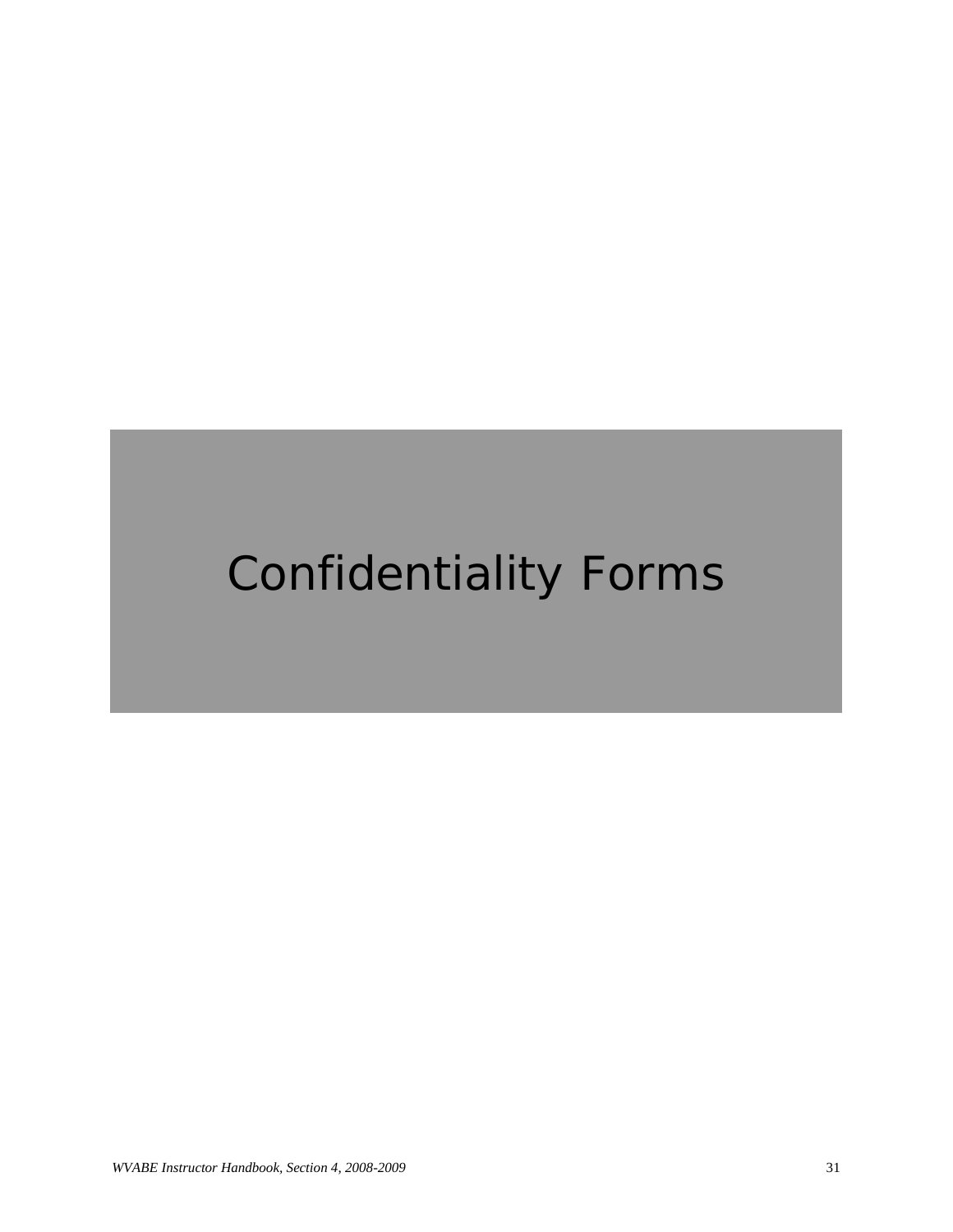# Confidentiality Forms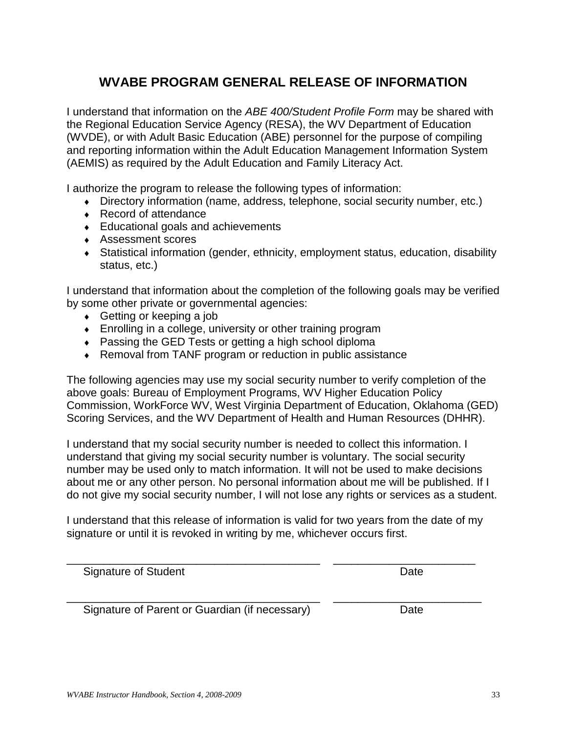# WVABE PROGRAM GENERAL RELEASE OF INFORMATION

I understand that information on the *ABE 400/Student Profile Form* may be shared with the Regional Education Service Agency (RESA), the WV Department of Education (WVDE), or with Adult Basic Education (ABE) personnel for the purpose of compiling and reporting information within the Adult Education Management Information System (AEMIS) as required by the Adult Education and Family Literacy Act.

I authorize the program to release the following types of information:

- Directory information (name, address, telephone, social security number, etc.)
- Record of attendance
- Educational goals and achievements
- Assessment scores
- Statistical information (gender, ethnicity, employment status, education, disability status, etc.)

I understand that information about the completion of the following goals may be verified by some other private or governmental agencies:

- Getting or keeping a job
- Enrolling in a college, university or other training program
- Passing the GED Tests or getting a high school diploma
- Removal from TANF program or reduction in public assistance

The following agencies may use my social security number to verify completion of the above goals: Bureau of Employment Programs, WV Higher Education Policy Commission, WorkForce WV, West Virginia Department of Education, Oklahoma (GED) Scoring Services, and the WV Department of Health and Human Resources (DHHR).

I understand that my social security number is needed to collect this information. I understand that giving my social security number is voluntary. The social security number may be used only to match information. It will not be used to make decisions about me or any other person. No personal information about me will be published. If I do not give my social security number, I will not lose any rights or services as a student.

I understand that this release of information is valid for two years from the date of my signature or until it is revoked in writing by me, whichever occurs first.

___________________________________________ ________________________

Signature of Student Date

___________________________________________ ________________________

Signature of Parent or Guardian (if necessary) Date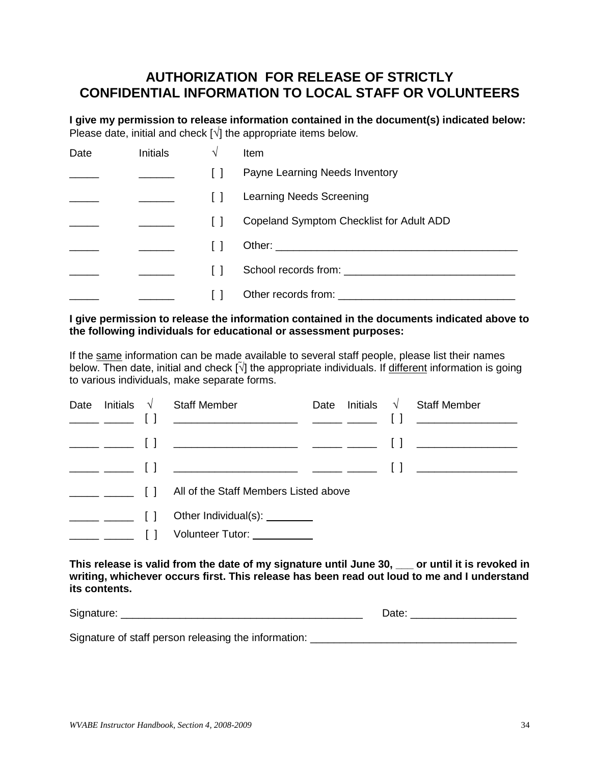# AUTHORIZATION FOR RELEASE OF STRICTLY CONFIDENTIAL INFORMATION TO LOCAL STAFF OR VOLUNTEERS

**I give my permission to release information contained in the document(s) indicated below:**
Please date, initial and check [√] the appropriate items below.

| Date | Initials | √ | Item |
|---|---|---|---|
| _____ | ______ | [ ] | Payne Learning Needs Inventory |
| _____ | ______ | [ ] | Learning Needs Screening |
| _____ | ______ | [ ] | Copeland Symptom Checklist for Adult ADD |
| _____ | ______ | [ ] | Other: ________________________________________ |
| _____ | ______ | [ ] | School records from: ____________________________ |
| _____ | ______ | [ ] | Other records from: _____________________________ |

**I give permission to release the information contained in the documents indicated above to the following individuals for educational or assessment purposes:**

If the <u>same</u> information can be made available to several staff people, please list their names below. Then date, initial and check [√] the appropriate individuals. If <u>different</u> information is going to various individuals, make separate forms.

| Date | Initials | √ | Staff Member | Date | Initials | √ | Staff Member |
|---|---|---|---|---|---|---|---|
| _____ | _____ | [ ] | ____________________ | _____ | _____ | [ ] | ________________ |
| _____ | _____ | [ ] | ____________________ | _____ | _____ | [ ] | ________________ |
| _____ | _____ | [ ] | ____________________ | _____ | _____ | [ ] | ________________ |
| _____ | _____ | [ ] | All of the Staff Members Listed above | | | | |
| _____ | _____ | [ ] | Other Individual(s): ________ | | | | |
| _____ | _____ | [ ] | Volunteer Tutor: __________ | | | | |

**This release is valid from the date of my signature until June 30, ___ or until it is revoked in writing, whichever occurs first. This release has been read out loud to me and I understand its contents.**

Signature: ________________________________________ Date: _________________

Signature of staff person releasing the information: __________________________________

*WVABE Instructor Handbook, Section 4, 2008-2009*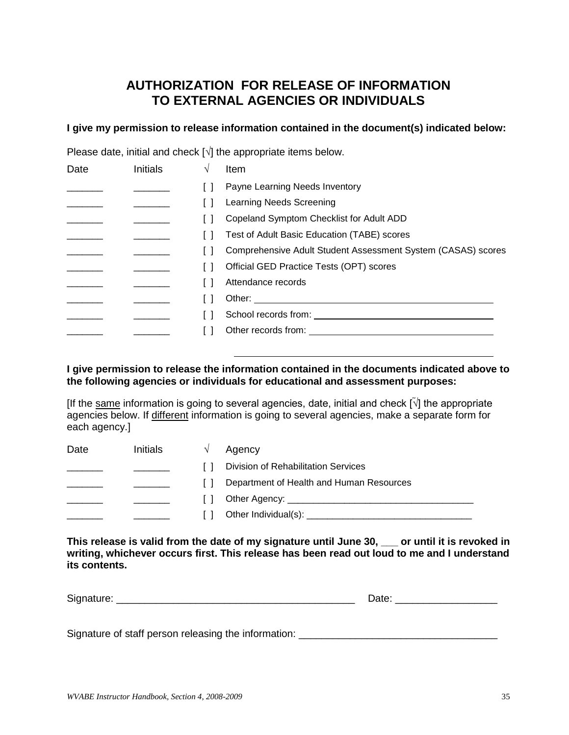# AUTHORIZATION FOR RELEASE OF INFORMATION TO EXTERNAL AGENCIES OR INDIVIDUALS

**I give my permission to release information contained in the document(s) indicated below:**

Please date, initial and check [√] the appropriate items below.

| Date | Initials | √ | Item |
|---|---|---|---|
| _______ | _______ | [ ] | Payne Learning Needs Inventory |
| _______ | _______ | [ ] | Learning Needs Screening |
| _______ | _______ | [ ] | Copeland Symptom Checklist for Adult ADD |
| _______ | _______ | [ ] | Test of Adult Basic Education (TABE) scores |
| _______ | _______ | [ ] | Comprehensive Adult Student Assessment System (CASAS) scores |
| _______ | _______ | [ ] | Official GED Practice Tests (OPT) scores |
| _______ | _______ | [ ] | Attendance records |
| _______ | _______ | [ ] | Other: ______________________________________________ |
| _______ | _______ | [ ] | School records from: ____________________________________ |
| _______ | _______ | [ ] | Other records from: _____________________________________ |
| | | | ______________________________________________ |

**I give permission to release the information contained in the documents indicated above to the following agencies or individuals for educational and assessment purposes:**

[If the same information is going to several agencies, date, initial and check [√] the appropriate agencies below. If different information is going to several agencies, make a separate form for each agency.]

| Date | Initials | √ | Agency |
|---|---|---|---|
| _______ | _______ | [ ] | Division of Rehabilitation Services |
| _______ | _______ | [ ] | Department of Health and Human Resources |
| _______ | _______ | [ ] | Other Agency: ___________________________________ |
| _______ | _______ | [ ] | Other Individual(s): ______________________________ |

**This release is valid from the date of my signature until June 30, ___ or until it is revoked in writing, whichever occurs first. This release has been read out loud to me and I understand its contents.**

Signature: __________________________________________ Date: _________________

Signature of staff person releasing the information: __________________________________

*WVABE Instructor Handbook, Section 4, 2008-2009*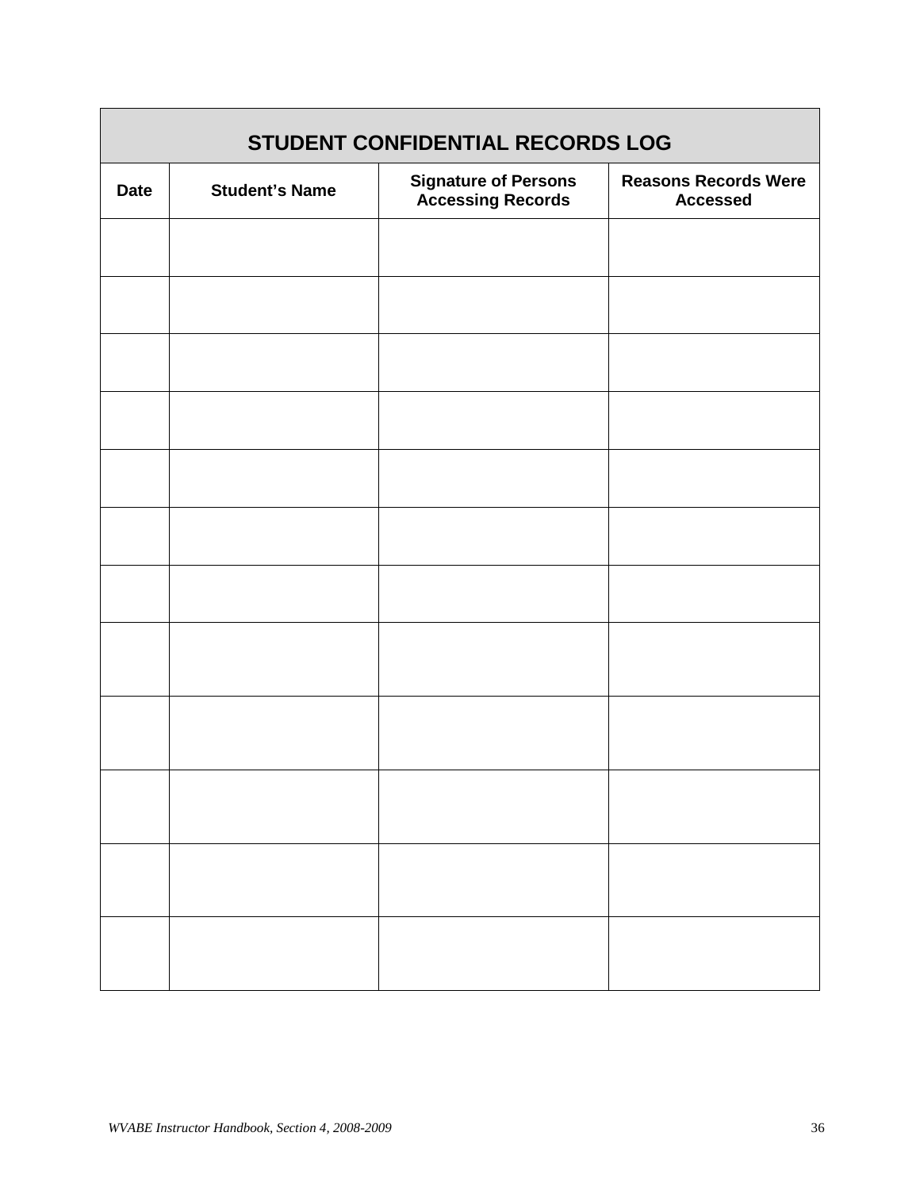| STUDENT CONFIDENTIAL RECORDS LOG | | | |
|---|---|---|---|
| **Date** | **Student's Name** | **Signature of Persons Accessing Records** | **Reasons Records Were Accessed** |
| | | | |
| | | | |
| | | | |
| | | | |
| | | | |
| | | | |
| | | | |
| | | | |
| | | | |
| | | | |
| | | | |
| | | | |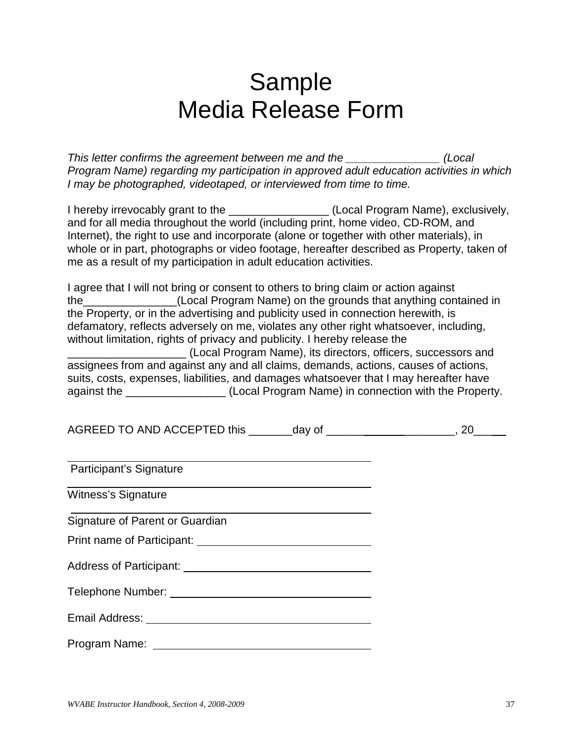# Sample
# Media Release Form

*This letter confirms the agreement between me and the _______________ (Local Program Name) regarding my participation in approved adult education activities in which I may be photographed, videotaped, or interviewed from time to time.*

I hereby irrevocably grant to the ________________ (Local Program Name), exclusively, and for all media throughout the world (including print, home video, CD-ROM, and Internet), the right to use and incorporate (alone or together with other materials), in whole or in part, photographs or video footage, hereafter described as Property, taken of me as a result of my participation in adult education activities.

I agree that I will not bring or consent to others to bring claim or action against the_______________(Local Program Name) on the grounds that anything contained in the Property, or in the advertising and publicity used in connection herewith, is defamatory, reflects adversely on me, violates any other right whatsoever, including, without limitation, rights of privacy and publicity. I hereby release the ___________________ (Local Program Name), its directors, officers, successors and assignees from and against any and all claims, demands, actions, causes of actions, suits, costs, expenses, liabilities, and damages whatsoever that I may hereafter have against the ________________ (Local Program Name) in connection with the Property.

AGREED TO AND ACCEPTED this _______day of _______________________, 20_____

_______________________________________________
Participant's Signature

_______________________________________________
Witness's Signature

_______________________________________________
Signature of Parent or Guardian

Print name of Participant: ____________________________

Address of Participant: ______________________________

Telephone Number: _________________________________

Email Address: ____________________________________

Program Name: ____________________________________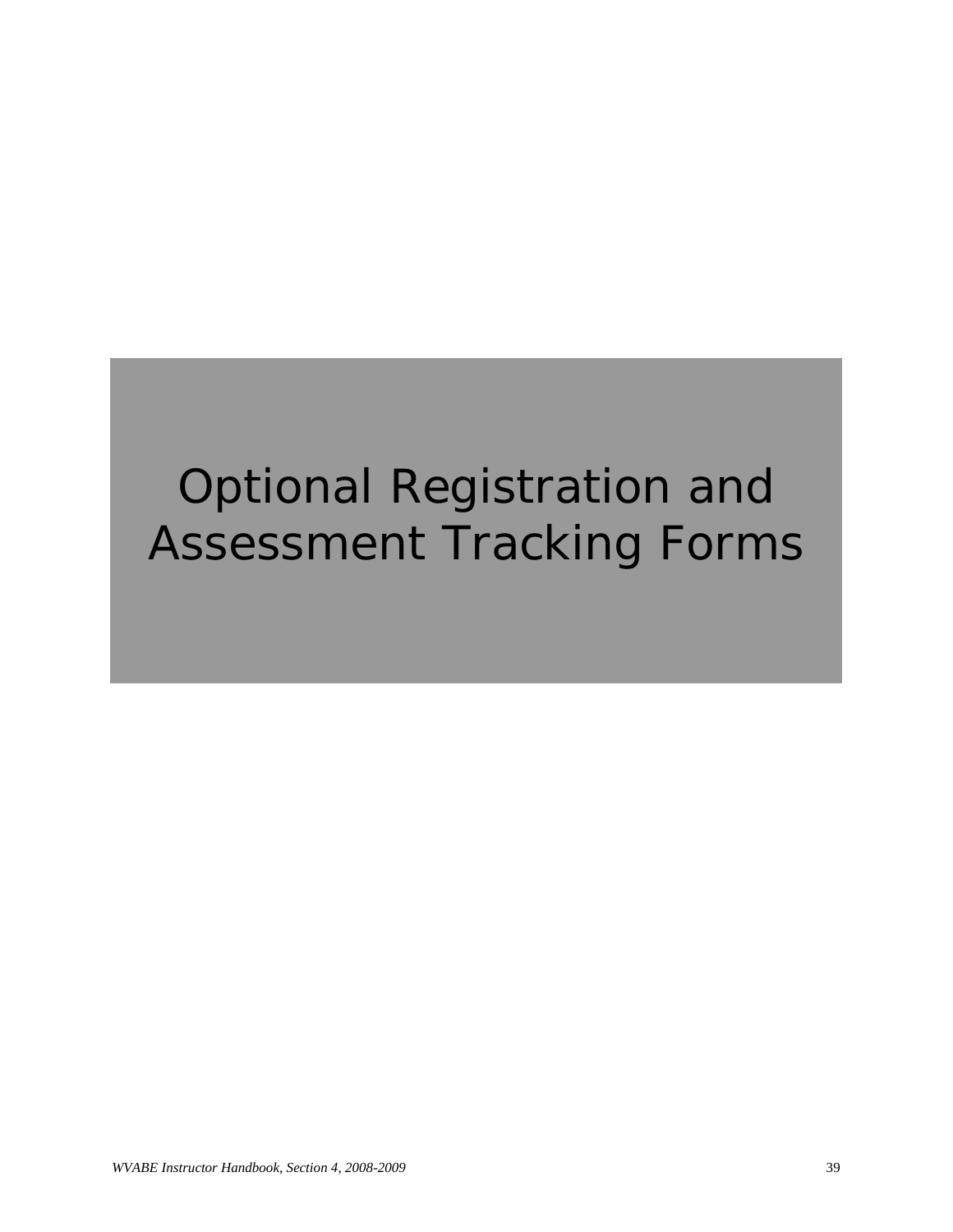# Optional Registration and Assessment Tracking Forms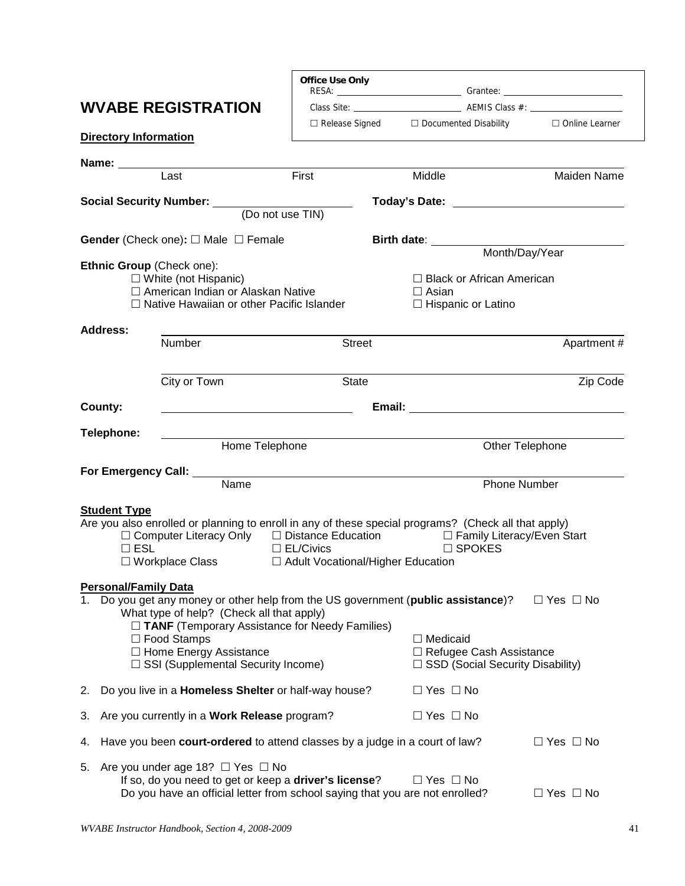# WVABE REGISTRATION

**Office Use Only**
RESA: ______________________ Grantee: ______________________
Class Site: ______________________ AEMIS Class #: ______________________
☐ Release Signed ☐ Documented Disability ☐ Online Learner

**Directory Information**

**Name:** ____________________________________________________________
Last First Middle Maiden Name

**Social Security Number:** ______________________ (Do not use TIN)

**Today's Date:** ______________________

**Gender** (Check one)**:** ☐ Male ☐ Female

**Birth date**: ______________________ Month/Day/Year

**Ethnic Group** (Check one):
- ☐ White (not Hispanic)
- ☐ American Indian or Alaskan Native
- ☐ Native Hawaiian or other Pacific Islander
- ☐ Black or African American
- ☐ Asian
- ☐ Hispanic or Latino

**Address:** ____________________________________________________________
Number Street Apartment #

____________________________________________________________
City or Town State Zip Code

**County:** ______________________ **Email:** ______________________

**Telephone:** ____________________________________________________________
Home Telephone Other Telephone

**For Emergency Call:** ____________________________________________________________
Name Phone Number

**Student Type**

Are you also enrolled or planning to enroll in any of these special programs? (Check all that apply)
- ☐ Computer Literacy Only
- ☐ Distance Education
- ☐ Family Literacy/Even Start
- ☐ ESL
- ☐ EL/Civics
- ☐ SPOKES
- ☐ Workplace Class
- ☐ Adult Vocational/Higher Education

**Personal/Family Data**

1. Do you get any money or other help from the US government (**public assistance**)? ☐ Yes ☐ No
   What type of help? (Check all that apply)
   - ☐ **TANF** (Temporary Assistance for Needy Families)
   - ☐ Food Stamps
   - ☐ Medicaid
   - ☐ Home Energy Assistance
   - ☐ Refugee Cash Assistance
   - ☐ SSI (Supplemental Security Income)
   - ☐ SSD (Social Security Disability)
2. Do you live in a **Homeless Shelter** or half-way house? ☐ Yes ☐ No
3. Are you currently in a **Work Release** program? ☐ Yes ☐ No
4. Have you been **court-ordered** to attend classes by a judge in a court of law? ☐ Yes ☐ No
5. Are you under age 18? ☐ Yes ☐ No
   If so, do you need to get or keep a **driver's license**? ☐ Yes ☐ No
   Do you have an official letter from school saying that you are not enrolled? ☐ Yes ☐ No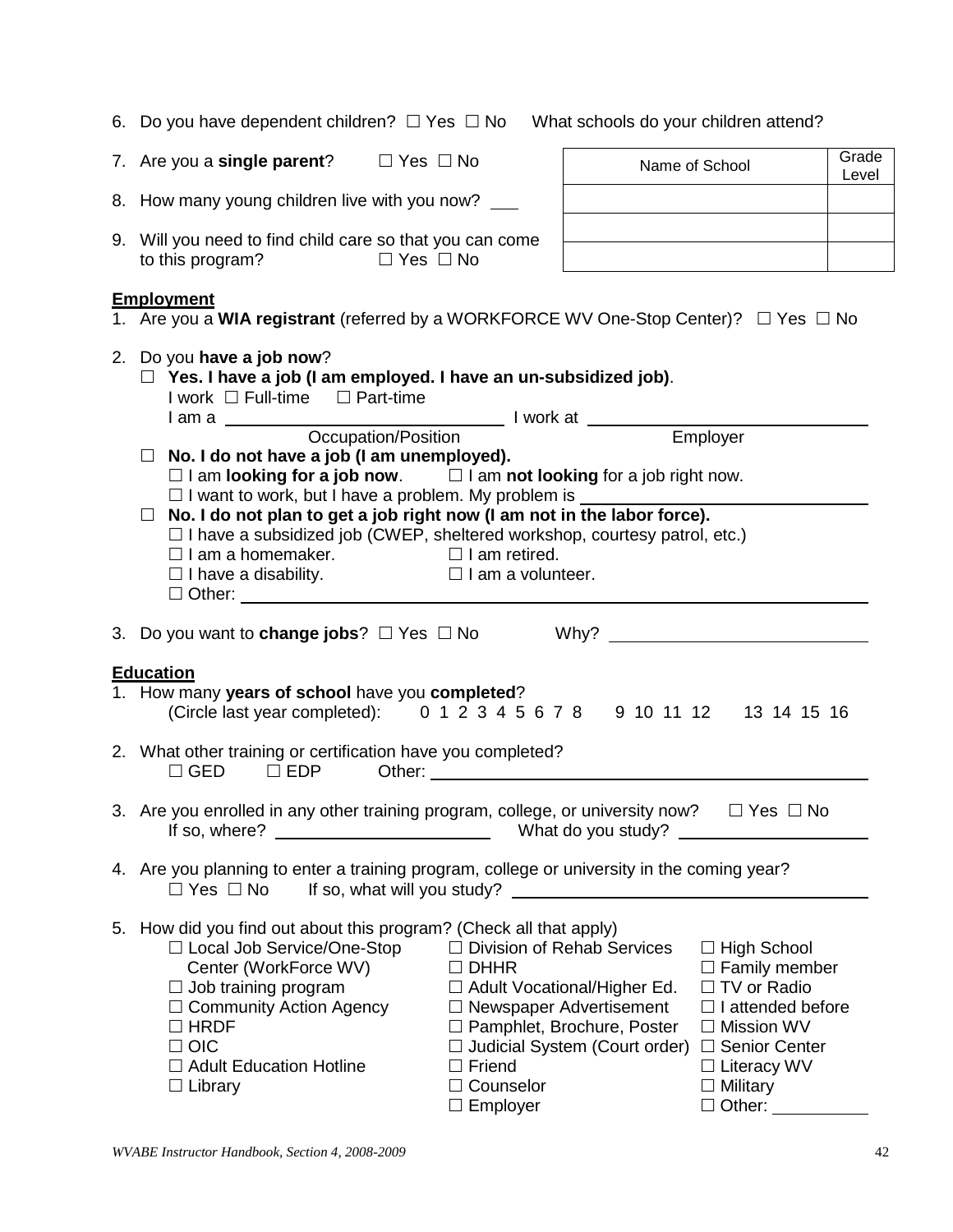6. Do you have dependent children? ☐ Yes ☐ No What schools do your children attend?

7. Are you a **single parent**? ☐ Yes ☐ No

8. How many young children live with you now? ___

9. Will you need to find child care so that you can come to this program? ☐ Yes ☐ No

| Name of School | Grade Level |
|---|---|
| | |
| | |
| | |

**Employment**

1. Are you a **WIA registrant** (referred by a WORKFORCE WV One-Stop Center)? ☐ Yes ☐ No

2. Do you **have a job now**?
   - ☐ **Yes. I have a job (I am employed. I have an un-subsidized job)**.
     I work ☐ Full-time ☐ Part-time
     I am a ______________ I work at ______________
     Occupation/Position Employer
   - ☐ **No. I do not have a job (I am unemployed).**
     ☐ I am **looking for a job now**. ☐ I am **not looking** for a job right now.
     ☐ I want to work, but I have a problem. My problem is ______________
   - ☐ **No. I do not plan to get a job right now (I am not in the labor force).**
     ☐ I have a subsidized job (CWEP, sheltered workshop, courtesy patrol, etc.)
     ☐ I am a homemaker. ☐ I am retired.
     ☐ I have a disability. ☐ I am a volunteer.
     ☐ Other: ______________

3. Do you want to **change jobs**? ☐ Yes ☐ No Why? ______________

**Education**

1. How many **years of school** have you **completed**?
   (Circle last year completed): 0 1 2 3 4 5 6 7 8 9 10 11 12 13 14 15 16

2. What other training or certification have you completed?
   ☐ GED ☐ EDP Other: ______________

3. Are you enrolled in any other training program, college, or university now? ☐ Yes ☐ No
   If so, where? ______________ What do you study? ______________

4. Are you planning to enter a training program, college or university in the coming year?
   ☐ Yes ☐ No If so, what will you study? ______________

5. How did you find out about this program? (Check all that apply)

   ☐ Local Job Service/One-Stop Center (WorkForce WV)
   ☐ Job training program
   ☐ Community Action Agency
   ☐ HRDF
   ☐ OIC
   ☐ Adult Education Hotline
   ☐ Library
   ☐ Division of Rehab Services
   ☐ DHHR
   ☐ Adult Vocational/Higher Ed.
   ☐ Newspaper Advertisement
   ☐ Pamphlet, Brochure, Poster
   ☐ Judicial System (Court order)
   ☐ Friend
   ☐ Counselor
   ☐ Employer
   ☐ High School
   ☐ Family member
   ☐ TV or Radio
   ☐ I attended before
   ☐ Mission WV
   ☐ Senior Center
   ☐ Literacy WV
   ☐ Military
   ☐ Other: ______

*WVABE Instructor Handbook, Section 4, 2008-2009*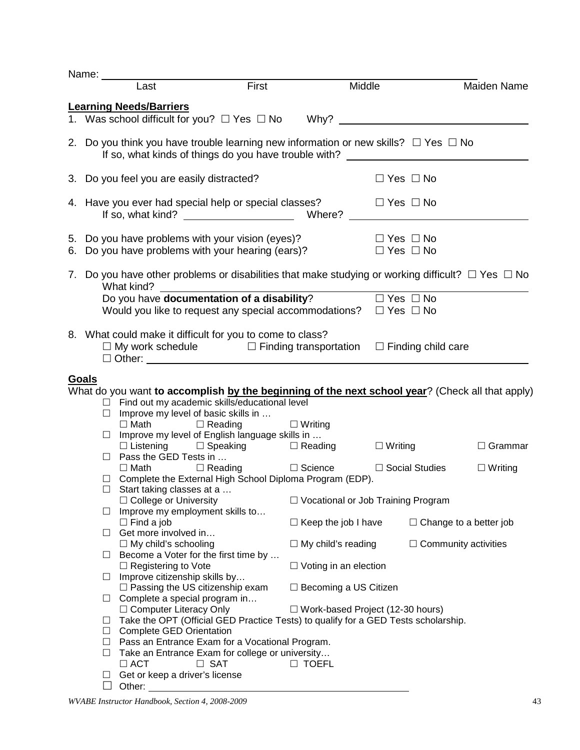Name: ______________________________________________________________

Last | First | Middle | Maiden Name

**Learning Needs/Barriers**

1. Was school difficult for you? ☐ Yes ☐ No Why? ____________________
2. Do you think you have trouble learning new information or new skills? ☐ Yes ☐ No
   If so, what kinds of things do you have trouble with? ____________________
3. Do you feel you are easily distracted? ☐ Yes ☐ No
4. Have you ever had special help or special classes? ☐ Yes ☐ No
   If so, what kind? ____________________ Where? ____________________
5. Do you have problems with your vision (eyes)? ☐ Yes ☐ No
6. Do you have problems with your hearing (ears)? ☐ Yes ☐ No
7. Do you have other problems or disabilities that make studying or working difficult? ☐ Yes ☐ No
   What kind? ____________________
   Do you have **documentation of a disability**? ☐ Yes ☐ No
   Would you like to request any special accommodations? ☐ Yes ☐ No
8. What could make it difficult for you to come to class?
   ☐ My work schedule ☐ Finding transportation ☐ Finding child care
   ☐ Other: ____________________

**Goals**

What do you want **to accomplish <u>by the beginning of the next school year</u>**? (Check all that apply)

- ☐ Find out my academic skills/educational level
- ☐ Improve my level of basic skills in …
  ☐ Math ☐ Reading ☐ Writing
- ☐ Improve my level of English language skills in …
  ☐ Listening ☐ Speaking ☐ Reading ☐ Writing ☐ Grammar
- ☐ Pass the GED Tests in …
  ☐ Math ☐ Reading ☐ Science ☐ Social Studies ☐ Writing
- ☐ Complete the External High School Diploma Program (EDP).
- ☐ Start taking classes at a …
  ☐ College or University ☐ Vocational or Job Training Program
- ☐ Improve my employment skills to…
  ☐ Find a job ☐ Keep the job I have ☐ Change to a better job
- ☐ Get more involved in…
  ☐ My child's schooling ☐ My child's reading ☐ Community activities
- ☐ Become a Voter for the first time by …
  ☐ Registering to Vote ☐ Voting in an election
- ☐ Improve citizenship skills by…
  ☐ Passing the US citizenship exam ☐ Becoming a US Citizen
- ☐ Complete a special program in…
  ☐ Computer Literacy Only ☐ Work-based Project (12-30 hours)
- ☐ Take the OPT (Official GED Practice Tests) to qualify for a GED Tests scholarship.
- ☐ Complete GED Orientation
- ☐ Pass an Entrance Exam for a Vocational Program.
- ☐ Take an Entrance Exam for college or university…
  ☐ ACT ☐ SAT ☐ TOEFL
- ☐ Get or keep a driver's license
- ☐ Other: ____________________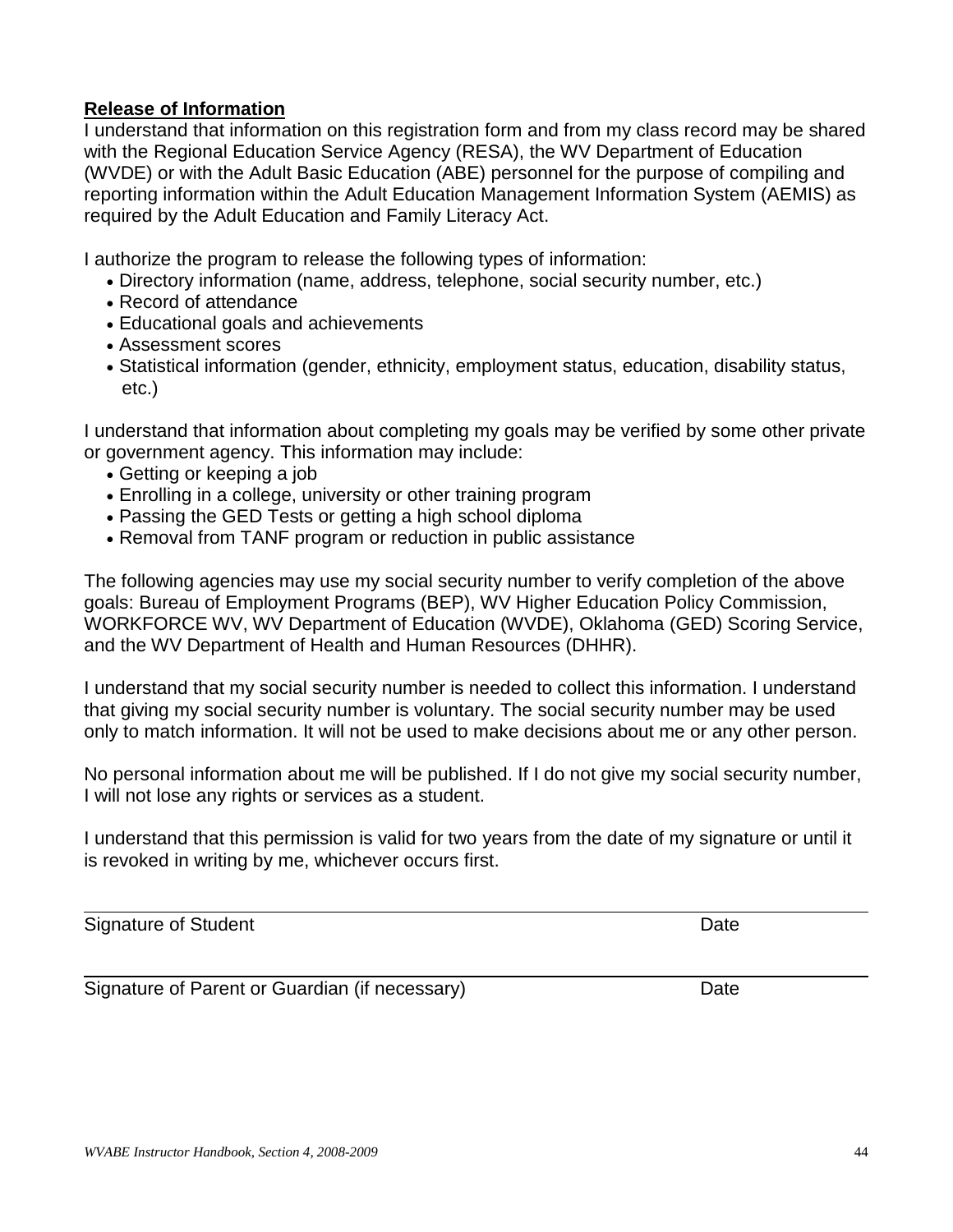## Release of Information

I understand that information on this registration form and from my class record may be shared with the Regional Education Service Agency (RESA), the WV Department of Education (WVDE) or with the Adult Basic Education (ABE) personnel for the purpose of compiling and reporting information within the Adult Education Management Information System (AEMIS) as required by the Adult Education and Family Literacy Act.

I authorize the program to release the following types of information:

- Directory information (name, address, telephone, social security number, etc.)
- Record of attendance
- Educational goals and achievements
- Assessment scores
- Statistical information (gender, ethnicity, employment status, education, disability status, etc.)

I understand that information about completing my goals may be verified by some other private or government agency. This information may include:

- Getting or keeping a job
- Enrolling in a college, university or other training program
- Passing the GED Tests or getting a high school diploma
- Removal from TANF program or reduction in public assistance

The following agencies may use my social security number to verify completion of the above goals: Bureau of Employment Programs (BEP), WV Higher Education Policy Commission, WORKFORCE WV, WV Department of Education (WVDE), Oklahoma (GED) Scoring Service, and the WV Department of Health and Human Resources (DHHR).

I understand that my social security number is needed to collect this information. I understand that giving my social security number is voluntary. The social security number may be used only to match information. It will not be used to make decisions about me or any other person.

No personal information about me will be published. If I do not give my social security number, I will not lose any rights or services as a student.

I understand that this permission is valid for two years from the date of my signature or until it is revoked in writing by me, whichever occurs first.

\_\_\_\_\_\_\_\_\_\_\_\_\_\_\_\_\_\_\_\_\_\_\_\_\_\_\_\_\_\_\_\_\_\_\_\_\_\_\_\_\_\_\_\_\_\_\_\_\_\_\_\_\_\_\_\_\_\_\_\_\_\_\_\_\_\_\_\_\_\_

Signature of Student                                                                                    Date

\_\_\_\_\_\_\_\_\_\_\_\_\_\_\_\_\_\_\_\_\_\_\_\_\_\_\_\_\_\_\_\_\_\_\_\_\_\_\_\_\_\_\_\_\_\_\_\_\_\_\_\_\_\_\_\_\_\_\_\_\_\_\_\_\_\_\_\_\_\_

Signature of Parent or Guardian (if necessary)                                          Date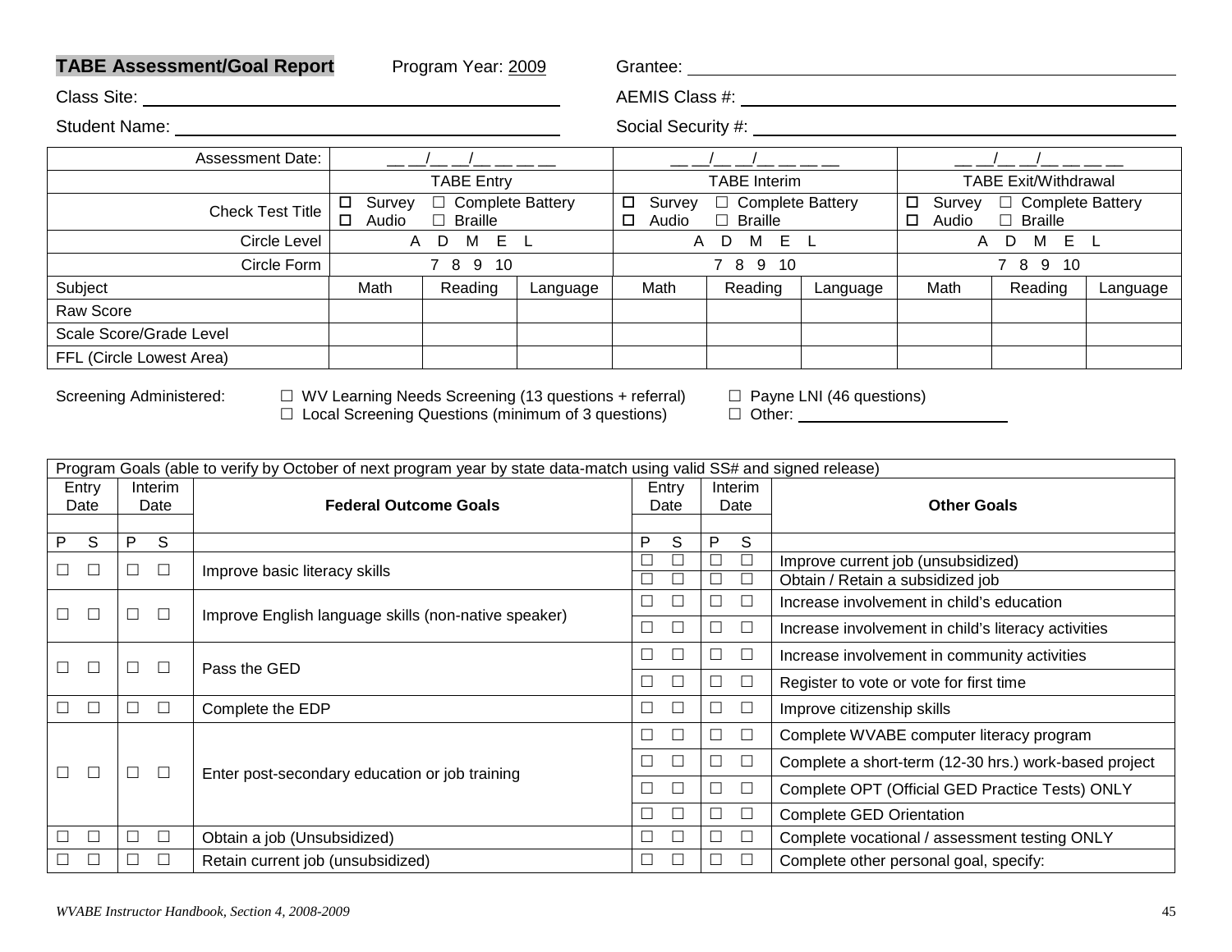**TABE Assessment/Goal Report** Program Year: 2009 Grantee: ______________________

Class Site: ______________________ AEMIS Class #: ______________________

Student Name: ______________________ Social Security #: ______________________

| Assessment Date: | __ __/__ __/__ __ __ __ | | | __ __/__ __/__ __ __ __ | | | __ __/__ __/__ __ __ __ | | |
|---|---|---|---|---|---|---|---|---|---|
| | TABE Entry | | | TABE Interim | | | TABE Exit/Withdrawal | | |
| Check Test Title | ☐ Survey ☐ Complete Battery ☐ Audio ☐ Braille | | | ☐ Survey ☐ Complete Battery ☐ Audio ☐ Braille | | | ☐ Survey ☐ Complete Battery ☐ Audio ☐ Braille | | |
| Circle Level | A D M E L | | | A D M E L | | | A D M E L | | |
| Circle Form | 7 8 9 10 | | | 7 8 9 10 | | | 7 8 9 10 | | |
| Subject | Math | Reading | Language | Math | Reading | Language | Math | Reading | Language |
| Raw Score | | | | | | | | | |
| Scale Score/Grade Level | | | | | | | | | |
| FFL (Circle Lowest Area) | | | | | | | | | |

Screening Administered:
☐ WV Learning Needs Screening (13 questions + referral)
☐ Local Screening Questions (minimum of 3 questions)
☐ Payne LNI (46 questions)
☐ Other: ______________________

Program Goals (able to verify by October of next program year by state data-match using valid SS# and signed release)

| Entry Date | Interim Date | **Federal Outcome Goals** | Entry Date | Interim Date | **Other Goals** |
|---|---|---|---|---|---|
| | | | | | |
| P S | P S | | P S | P S | |
| ☐ ☐ | ☐ ☐ | Improve basic literacy skills | ☐ ☐ | ☐ ☐ | Improve current job (unsubsidized) |
| | | | ☐ ☐ | ☐ ☐ | Obtain / Retain a subsidized job |
| ☐ ☐ | ☐ ☐ | Improve English language skills (non-native speaker) | ☐ ☐ | ☐ ☐ | Increase involvement in child's education |
| | | | ☐ ☐ | ☐ ☐ | Increase involvement in child's literacy activities |
| ☐ ☐ | ☐ ☐ | Pass the GED | ☐ ☐ | ☐ ☐ | Increase involvement in community activities |
| | | | ☐ ☐ | ☐ ☐ | Register to vote or vote for first time |
| ☐ ☐ | ☐ ☐ | Complete the EDP | ☐ ☐ | ☐ ☐ | Improve citizenship skills |
| ☐ ☐ | ☐ ☐ | Enter post-secondary education or job training | ☐ ☐ | ☐ ☐ | Complete WVABE computer literacy program |
| | | | ☐ ☐ | ☐ ☐ | Complete a short-term (12-30 hrs.) work-based project |
| | | | ☐ ☐ | ☐ ☐ | Complete OPT (Official GED Practice Tests) ONLY |
| | | | ☐ ☐ | ☐ ☐ | Complete GED Orientation |
| ☐ ☐ | ☐ ☐ | Obtain a job (Unsubsidized) | ☐ ☐ | ☐ ☐ | Complete vocational / assessment testing ONLY |
| ☐ ☐ | ☐ ☐ | Retain current job (unsubsidized) | ☐ ☐ | ☐ ☐ | Complete other personal goal, specify: |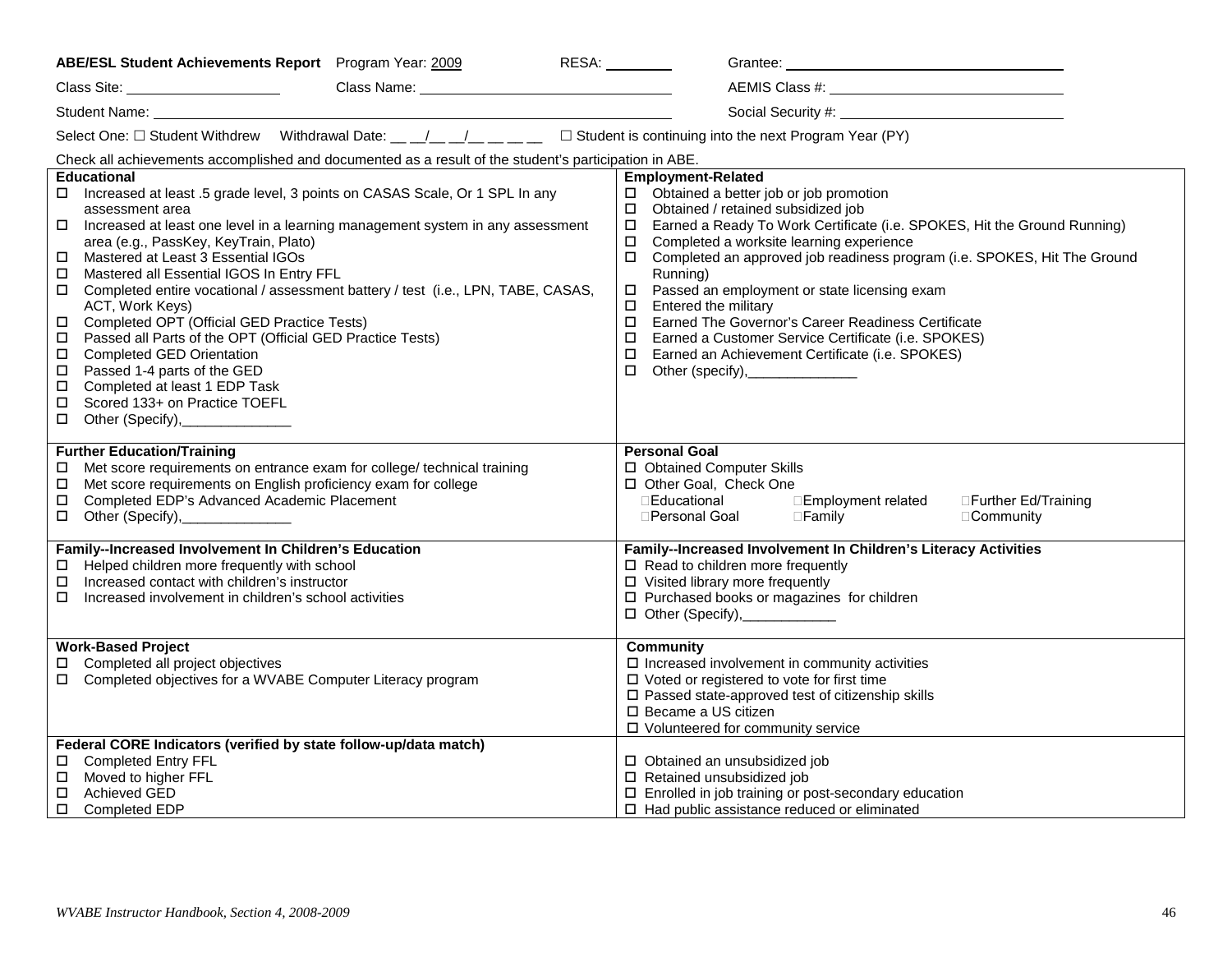**ABE/ESL Student Achievements Report** Program Year: 2009 RESA: ________ Grantee: ______________________________

Class Site: ____________________ Class Name: ______________________________ AEMIS Class #: ______________________________

Student Name: ______________________________________________ Social Security #: ______________________________

Select One: ☐ Student Withdrew Withdrawal Date: __ __/__ __/__ __ __ __ ☐ Student is continuing into the next Program Year (PY)

Check all achievements accomplished and documented as a result of the student's participation in ABE.

| **Educational** | **Employment-Related** |
|---|---|
| ☐ Increased at least .5 grade level, 3 points on CASAS Scale, Or 1 SPL In any assessment area<br>☐ Increased at least one level in a learning management system in any assessment area (e.g., PassKey, KeyTrain, Plato)<br>☐ Mastered at Least 3 Essential IGOs<br>☐ Mastered all Essential IGOS In Entry FFL<br>☐ Completed entire vocational / assessment battery / test (i.e., LPN, TABE, CASAS, ACT, Work Keys)<br>☐ Completed OPT (Official GED Practice Tests)<br>☐ Passed all Parts of the OPT (Official GED Practice Tests)<br>☐ Completed GED Orientation<br>☐ Passed 1-4 parts of the GED<br>☐ Completed at least 1 EDP Task<br>☐ Scored 133+ on Practice TOEFL<br>☐ Other (Specify),______________ | ☐ Obtained a better job or job promotion<br>☐ Obtained / retained subsidized job<br>☐ Earned a Ready To Work Certificate (i.e. SPOKES, Hit the Ground Running)<br>☐ Completed a worksite learning experience<br>☐ Completed an approved job readiness program (i.e. SPOKES, Hit The Ground Running)<br>☐ Passed an employment or state licensing exam<br>☐ Entered the military<br>☐ Earned The Governor's Career Readiness Certificate<br>☐ Earned a Customer Service Certificate (i.e. SPOKES)<br>☐ Earned an Achievement Certificate (i.e. SPOKES)<br>☐ Other (specify),______________ |
| **Further Education/Training**<br>☐ Met score requirements on entrance exam for college/ technical training<br>☐ Met score requirements on English proficiency exam for college<br>☐ Completed EDP's Advanced Academic Placement<br>☐ Other (Specify),______________ | **Personal Goal**<br>☐ Obtained Computer Skills<br>☐ Other Goal, Check One<br>☐Educational ☐Employment related ☐Further Ed/Training<br>☐Personal Goal ☐Family ☐Community |
| **Family--Increased Involvement In Children's Education**<br>☐ Helped children more frequently with school<br>☐ Increased contact with children's instructor<br>☐ Increased involvement in children's school activities | **Family--Increased Involvement In Children's Literacy Activities**<br>☐ Read to children more frequently<br>☐ Visited library more frequently<br>☐ Purchased books or magazines for children<br>☐ Other (Specify),____________ |
| **Work-Based Project**<br>☐ Completed all project objectives<br>☐ Completed objectives for a WVABE Computer Literacy program | **Community**<br>☐ Increased involvement in community activities<br>☐ Voted or registered to vote for first time<br>☐ Passed state-approved test of citizenship skills<br>☐ Became a US citizen<br>☐ Volunteered for community service |
| **Federal CORE Indicators (verified by state follow-up/data match)**<br>☐ Completed Entry FFL<br>☐ Moved to higher FFL<br>☐ Achieved GED<br>☐ Completed EDP | <br>☐ Obtained an unsubsidized job<br>☐ Retained unsubsidized job<br>☐ Enrolled in job training or post-secondary education<br>☐ Had public assistance reduced or eliminated |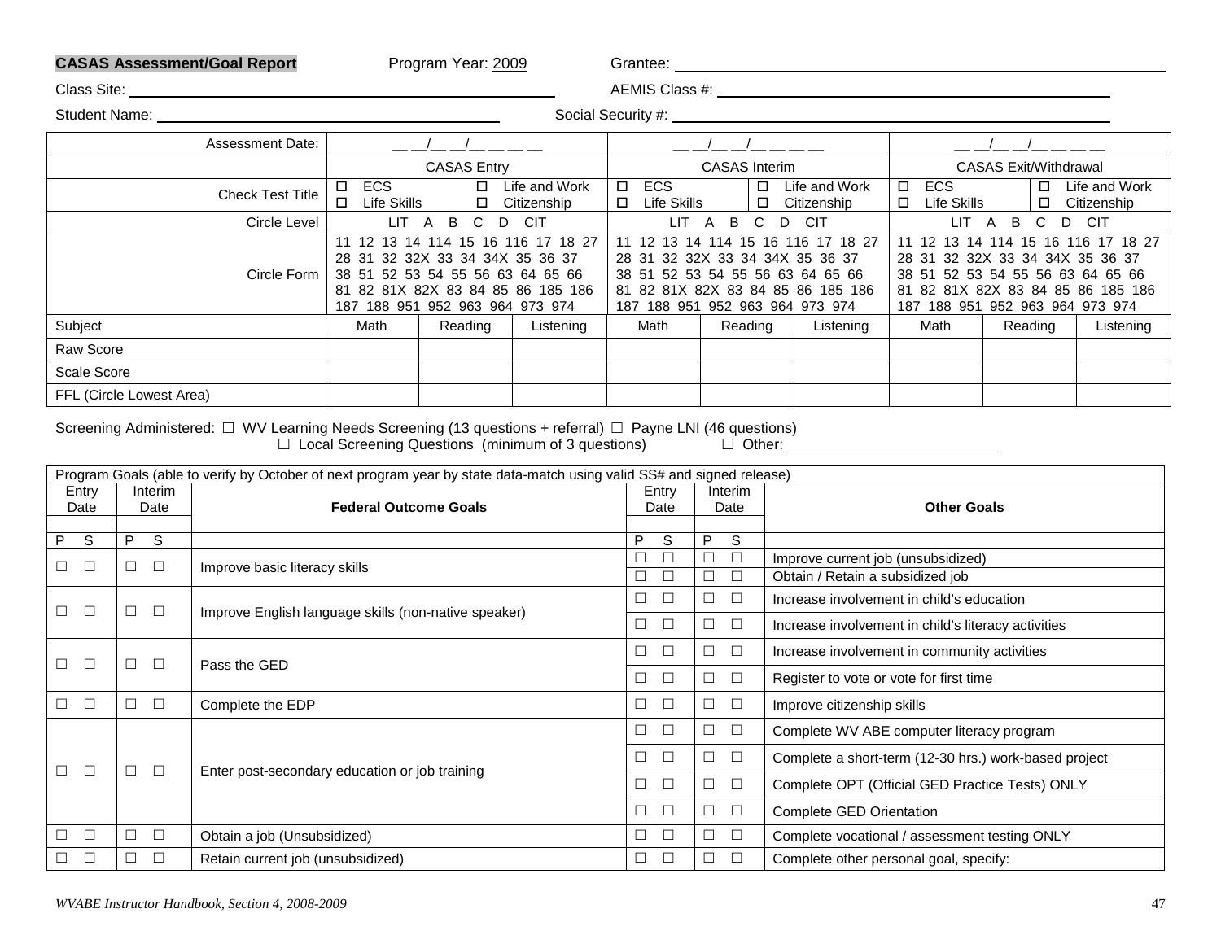**CASAS Assessment/Goal Report** Program Year: 2009 Grantee: ____________________

Class Site: ____________________ AEMIS Class #: ____________________

Student Name: ____________________ Social Security #: ____________________

| Assessment Date: | __ __/__ __/__ __ __ __ | | | __ __/__ __/__ __ __ __ | | | __ __/__ __/__ __ __ __ | | |
|---|---|---|---|---|---|---|---|---|---|
| | CASAS Entry | | | CASAS Interim | | | CASAS Exit/Withdrawal | | |
| Check Test Title | ☐ ECS ☐ Life Skills ☐ Life and Work ☐ Citizenship | | | ☐ ECS ☐ Life Skills ☐ Life and Work ☐ Citizenship | | | ☐ ECS ☐ Life Skills ☐ Life and Work ☐ Citizenship | | |
| Circle Level | LIT A B C D CIT | | | LIT A B C D CIT | | | LIT A B C D CIT | | |
| Circle Form | 11 12 13 14 114 15 16 116 17 18 27 28 31 32 32X 33 34 34X 35 36 37 38 51 52 53 54 55 56 63 64 65 66 81 82 81X 82X 83 84 85 86 185 186 187 188 951 952 963 964 973 974 | | | 11 12 13 14 114 15 16 116 17 18 27 28 31 32 32X 33 34 34X 35 36 37 38 51 52 53 54 55 56 63 64 65 66 81 82 81X 82X 83 84 85 86 185 186 187 188 951 952 963 964 973 974 | | | 11 12 13 14 114 15 16 116 17 18 27 28 31 32 32X 33 34 34X 35 36 37 38 51 52 53 54 55 56 63 64 65 66 81 82 81X 82X 83 84 85 86 185 186 187 188 951 952 963 964 973 974 | | |
| Subject | Math | Reading | Listening | Math | Reading | Listening | Math | Reading | Listening |
| Raw Score | | | | | | | | | |
| Scale Score | | | | | | | | | |
| FFL (Circle Lowest Area) | | | | | | | | | |

Screening Administered: ☐ WV Learning Needs Screening (13 questions + referral) ☐ Payne LNI (46 questions)
☐ Local Screening Questions (minimum of 3 questions) ☐ Other: ____________________

| Program Goals (able to verify by October of next program year by state data-match using valid SS# and signed release) | | | | | |
|---|---|---|---|---|---|
| Entry Date | Interim Date | **Federal Outcome Goals** | Entry Date | Interim Date | **Other Goals** |
| P S | P S | | P S | P S | |
| ☐ ☐ | ☐ ☐ | Improve basic literacy skills | ☐ ☐ | ☐ ☐ | Improve current job (unsubsidized) |
| | | | ☐ ☐ | ☐ ☐ | Obtain / Retain a subsidized job |
| ☐ ☐ | ☐ ☐ | Improve English language skills (non-native speaker) | ☐ ☐ | ☐ ☐ | Increase involvement in child's education |
| | | | ☐ ☐ | ☐ ☐ | Increase involvement in child's literacy activities |
| ☐ ☐ | ☐ ☐ | Pass the GED | ☐ ☐ | ☐ ☐ | Increase involvement in community activities |
| | | | ☐ ☐ | ☐ ☐ | Register to vote or vote for first time |
| ☐ ☐ | ☐ ☐ | Complete the EDP | ☐ ☐ | ☐ ☐ | Improve citizenship skills |
| ☐ ☐ | ☐ ☐ | Enter post-secondary education or job training | ☐ ☐ | ☐ ☐ | Complete WV ABE computer literacy program |
| | | | ☐ ☐ | ☐ ☐ | Complete a short-term (12-30 hrs.) work-based project |
| | | | ☐ ☐ | ☐ ☐ | Complete OPT (Official GED Practice Tests) ONLY |
| | | | ☐ ☐ | ☐ ☐ | Complete GED Orientation |
| ☐ ☐ | ☐ ☐ | Obtain a job (Unsubsidized) | ☐ ☐ | ☐ ☐ | Complete vocational / assessment testing ONLY |
| ☐ ☐ | ☐ ☐ | Retain current job (unsubsidized) | ☐ ☐ | ☐ ☐ | Complete other personal goal, specify: |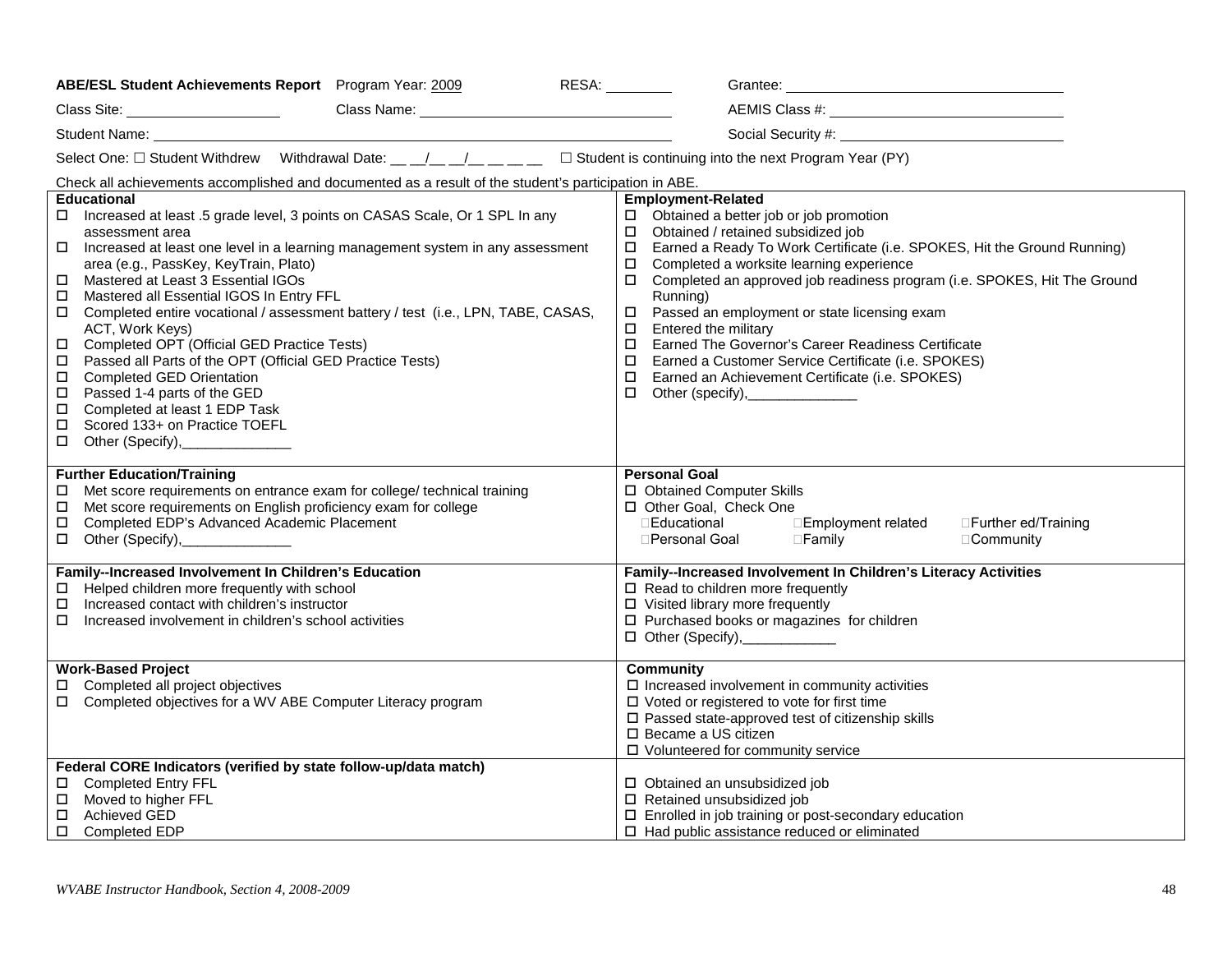**ABE/ESL Student Achievements Report** Program Year: 2009 RESA: ________ Grantee: ______________________________

Class Site: ____________________ Class Name: ______________________________ AEMIS Class #: ______________________________

Student Name: ______________________________________________ Social Security #: ______________________________

Select One: ☐ Student Withdrew Withdrawal Date: __ __/__ __/__ __ __ __ ☐ Student is continuing into the next Program Year (PY)

Check all achievements accomplished and documented as a result of the student's participation in ABE.

**Educational**

- ☐ Increased at least .5 grade level, 3 points on CASAS Scale, Or 1 SPL In any assessment area
- ☐ Increased at least one level in a learning management system in any assessment area (e.g., PassKey, KeyTrain, Plato)
- ☐ Mastered at Least 3 Essential IGOs
- ☐ Mastered all Essential IGOS In Entry FFL
- ☐ Completed entire vocational / assessment battery / test (i.e., LPN, TABE, CASAS, ACT, Work Keys)
- ☐ Completed OPT (Official GED Practice Tests)
- ☐ Passed all Parts of the OPT (Official GED Practice Tests)
- ☐ Completed GED Orientation
- ☐ Passed 1-4 parts of the GED
- ☐ Completed at least 1 EDP Task
- ☐ Scored 133+ on Practice TOEFL
- ☐ Other (Specify),______________

**Employment-Related**

- ☐ Obtained a better job or job promotion
- ☐ Obtained / retained subsidized job
- ☐ Earned a Ready To Work Certificate (i.e. SPOKES, Hit the Ground Running)
- ☐ Completed a worksite learning experience
- ☐ Completed an approved job readiness program (i.e. SPOKES, Hit The Ground Running)
- ☐ Passed an employment or state licensing exam
- ☐ Entered the military
- ☐ Earned The Governor's Career Readiness Certificate
- ☐ Earned a Customer Service Certificate (i.e. SPOKES)
- ☐ Earned an Achievement Certificate (i.e. SPOKES)
- ☐ Other (specify),______________

**Further Education/Training**

- ☐ Met score requirements on entrance exam for college/ technical training
- ☐ Met score requirements on English proficiency exam for college
- ☐ Completed EDP's Advanced Academic Placement
- ☐ Other (Specify),______________

**Personal Goal**

- ☐ Obtained Computer Skills
- ☐ Other Goal, Check One
  - ☐Educational ☐Employment related ☐Further ed/Training
  - ☐Personal Goal ☐Family ☐Community

**Family--Increased Involvement In Children's Education**

- ☐ Helped children more frequently with school
- ☐ Increased contact with children's instructor
- ☐ Increased involvement in children's school activities

**Family--Increased Involvement In Children's Literacy Activities**

- ☐ Read to children more frequently
- ☐ Visited library more frequently
- ☐ Purchased books or magazines for children
- ☐ Other (Specify),____________

**Work-Based Project**

- ☐ Completed all project objectives
- ☐ Completed objectives for a WV ABE Computer Literacy program

**Community**

- ☐ Increased involvement in community activities
- ☐ Voted or registered to vote for first time
- ☐ Passed state-approved test of citizenship skills
- ☐ Became a US citizen
- ☐ Volunteered for community service

**Federal CORE Indicators (verified by state follow-up/data match)**

- ☐ Completed Entry FFL
- ☐ Moved to higher FFL
- ☐ Achieved GED
- ☐ Completed EDP
- ☐ Obtained an unsubsidized job
- ☐ Retained unsubsidized job
- ☐ Enrolled in job training or post-secondary education
- ☐ Had public assistance reduced or eliminated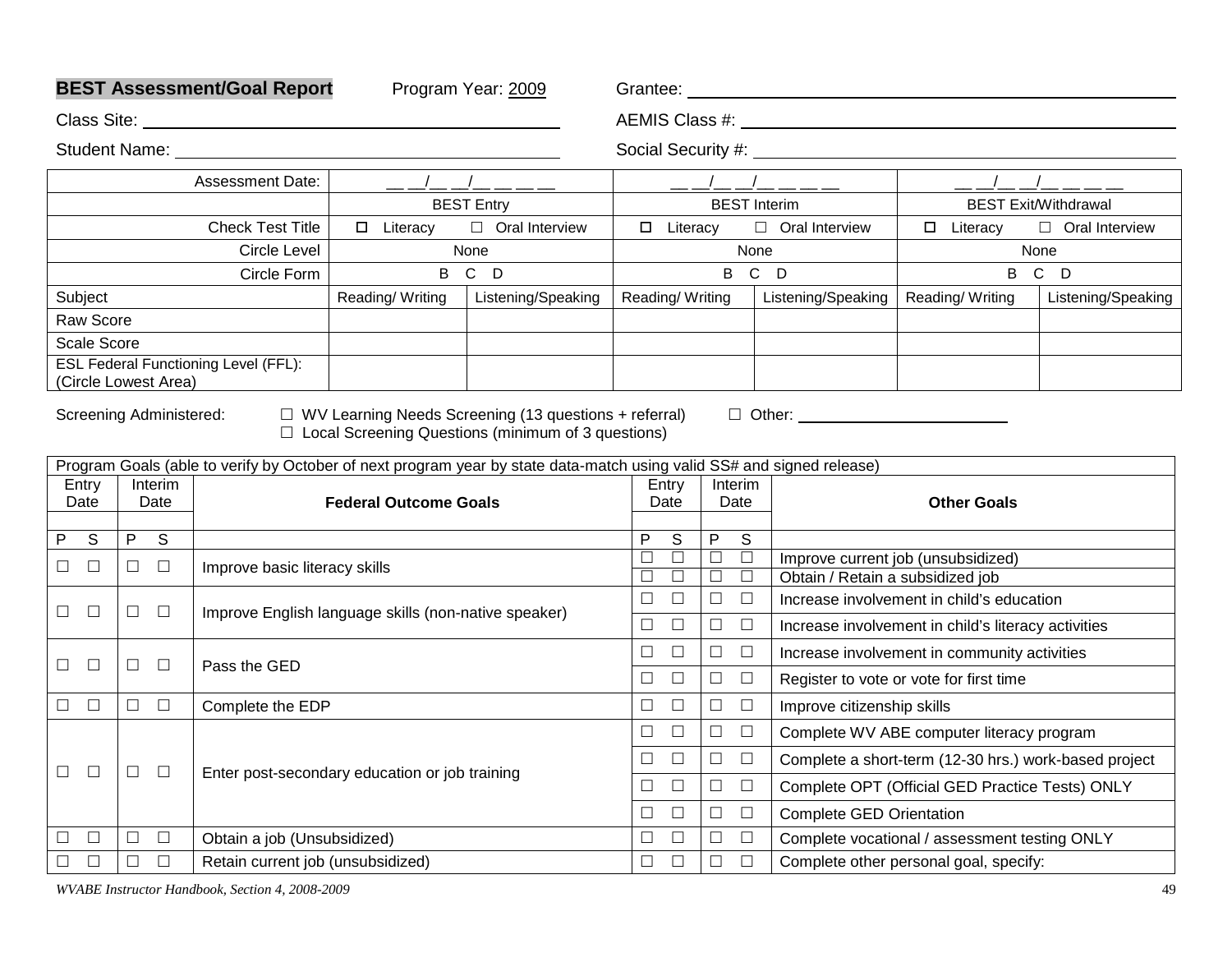**BEST Assessment/Goal Report** Program Year: 2009 Grantee: \_\_\_\_\_\_\_\_\_\_\_\_\_\_\_\_\_\_\_\_

Class Site: \_\_\_\_\_\_\_\_\_\_\_\_\_\_\_\_\_\_\_\_ AEMIS Class #: \_\_\_\_\_\_\_\_\_\_\_\_\_\_\_\_\_\_\_\_

Student Name: \_\_\_\_\_\_\_\_\_\_\_\_\_\_\_\_\_\_\_\_ Social Security #: \_\_\_\_\_\_\_\_\_\_\_\_\_\_\_\_\_\_\_\_

| Assessment Date: | __ __/__ __/__ __ __ __ | | __ __/__ __/__ __ __ __ | | __ __/__ __/__ __ __ __ | |
|---|---|---|---|---|---|---|
| | BEST Entry | | BEST Interim | | BEST Exit/Withdrawal | |
| Check Test Title | ☐ Literacy | ☐ Oral Interview | ☐ Literacy | ☐ Oral Interview | ☐ Literacy | ☐ Oral Interview |
| Circle Level | None | | None | | None | |
| Circle Form | B C D | | B C D | | B C D | |
| Subject | Reading/ Writing | Listening/Speaking | Reading/ Writing | Listening/Speaking | Reading/ Writing | Listening/Speaking |
| Raw Score | | | | | | |
| Scale Score | | | | | | |
| ESL Federal Functioning Level (FFL): (Circle Lowest Area) | | | | | | |

Screening Administered: ☐ WV Learning Needs Screening (13 questions + referral) ☐ Other: \_\_\_\_\_\_\_\_\_\_\_\_
☐ Local Screening Questions (minimum of 3 questions)

| Program Goals (able to verify by October of next program year by state data-match using valid SS# and signed release) | | | | | | | | | | |
|---|---|---|---|---|---|---|---|---|---|---|
| Entry Date | | Interim Date | | **Federal Outcome Goals** | Entry Date | | Interim Date | | **Other Goals** |
| | | | | | | | | | |
| P | S | P | S | | P | S | P | S | |
| ☐ | ☐ | ☐ | ☐ | Improve basic literacy skills | ☐ | ☐ | ☐ | ☐ | Improve current job (unsubsidized) |
| | | | | | ☐ | ☐ | ☐ | ☐ | Obtain / Retain a subsidized job |
| ☐ | ☐ | ☐ | ☐ | Improve English language skills (non-native speaker) | ☐ | ☐ | ☐ | ☐ | Increase involvement in child's education |
| | | | | | ☐ | ☐ | ☐ | ☐ | Increase involvement in child's literacy activities |
| ☐ | ☐ | ☐ | ☐ | Pass the GED | ☐ | ☐ | ☐ | ☐ | Increase involvement in community activities |
| | | | | | ☐ | ☐ | ☐ | ☐ | Register to vote or vote for first time |
| ☐ | ☐ | ☐ | ☐ | Complete the EDP | ☐ | ☐ | ☐ | ☐ | Improve citizenship skills |
| ☐ | ☐ | ☐ | ☐ | Enter post-secondary education or job training | ☐ | ☐ | ☐ | ☐ | Complete WV ABE computer literacy program |
| | | | | | ☐ | ☐ | ☐ | ☐ | Complete a short-term (12-30 hrs.) work-based project |
| | | | | | ☐ | ☐ | ☐ | ☐ | Complete OPT (Official GED Practice Tests) ONLY |
| | | | | | ☐ | ☐ | ☐ | ☐ | Complete GED Orientation |
| ☐ | ☐ | ☐ | ☐ | Obtain a job (Unsubsidized) | ☐ | ☐ | ☐ | ☐ | Complete vocational / assessment testing ONLY |
| ☐ | ☐ | ☐ | ☐ | Retain current job (unsubsidized) | ☐ | ☐ | ☐ | ☐ | Complete other personal goal, specify: |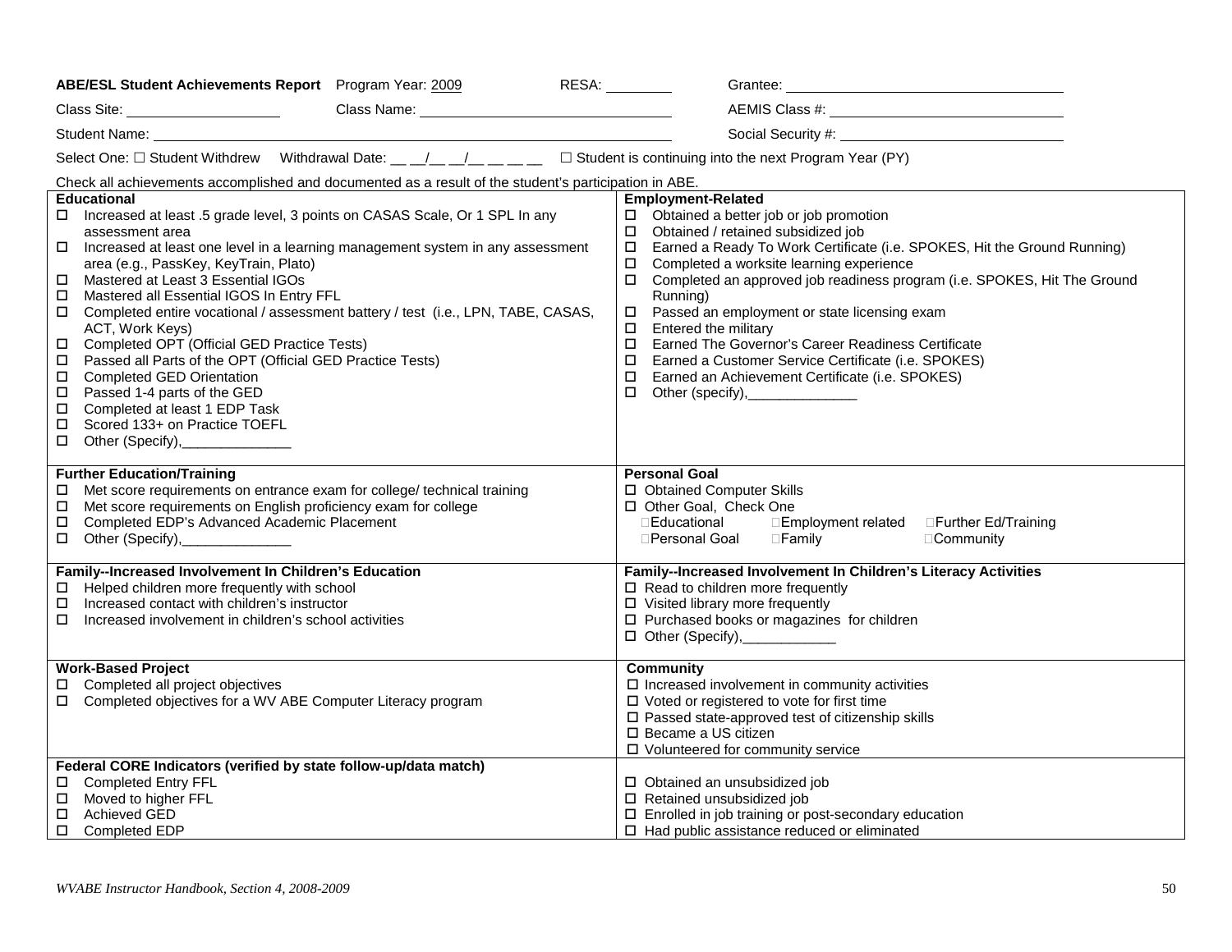**ABE/ESL Student Achievements Report** Program Year: 2009 RESA: ________ Grantee: ____________________________________

Class Site: ____________________ Class Name: ________________________________ AEMIS Class #: ______________________________

Student Name: ______________________________________________________________ Social Security #: ____________________________

Select One: ☐ Student Withdrew Withdrawal Date: __ __/__ __/__ __ __ __ ☐ Student is continuing into the next Program Year (PY)

Check all achievements accomplished and documented as a result of the student's participation in ABE.

| **Educational** | **Employment-Related** |
|---|---|
| ☐ Increased at least .5 grade level, 3 points on CASAS Scale, Or 1 SPL In any assessment area<br>☐ Increased at least one level in a learning management system in any assessment area (e.g., PassKey, KeyTrain, Plato)<br>☐ Mastered at Least 3 Essential IGOs<br>☐ Mastered all Essential IGOS In Entry FFL<br>☐ Completed entire vocational / assessment battery / test (i.e., LPN, TABE, CASAS, ACT, Work Keys)<br>☐ Completed OPT (Official GED Practice Tests)<br>☐ Passed all Parts of the OPT (Official GED Practice Tests)<br>☐ Completed GED Orientation<br>☐ Passed 1-4 parts of the GED<br>☐ Completed at least 1 EDP Task<br>☐ Scored 133+ on Practice TOEFL<br>☐ Other (Specify),______________ | ☐ Obtained a better job or job promotion<br>☐ Obtained / retained subsidized job<br>☐ Earned a Ready To Work Certificate (i.e. SPOKES, Hit the Ground Running)<br>☐ Completed a worksite learning experience<br>☐ Completed an approved job readiness program (i.e. SPOKES, Hit The Ground Running)<br>☐ Passed an employment or state licensing exam<br>☐ Entered the military<br>☐ Earned The Governor's Career Readiness Certificate<br>☐ Earned a Customer Service Certificate (i.e. SPOKES)<br>☐ Earned an Achievement Certificate (i.e. SPOKES)<br>☐ Other (specify),______________ |
| **Further Education/Training**<br>☐ Met score requirements on entrance exam for college/ technical training<br>☐ Met score requirements on English proficiency exam for college<br>☐ Completed EDP's Advanced Academic Placement<br>☐ Other (Specify),______________ | **Personal Goal**<br>☐ Obtained Computer Skills<br>☐ Other Goal, Check One<br>☐Educational ☐Employment related ☐Further Ed/Training<br>☐Personal Goal ☐Family ☐Community |
| **Family--Increased Involvement In Children's Education**<br>☐ Helped children more frequently with school<br>☐ Increased contact with children's instructor<br>☐ Increased involvement in children's school activities | **Family--Increased Involvement In Children's Literacy Activities**<br>☐ Read to children more frequently<br>☐ Visited library more frequently<br>☐ Purchased books or magazines for children<br>☐ Other (Specify),____________ |
| **Work-Based Project**<br>☐ Completed all project objectives<br>☐ Completed objectives for a WV ABE Computer Literacy program | **Community**<br>☐ Increased involvement in community activities<br>☐ Voted or registered to vote for first time<br>☐ Passed state-approved test of citizenship skills<br>☐ Became a US citizen<br>☐ Volunteered for community service |
| **Federal CORE Indicators (verified by state follow-up/data match)**<br>☐ Completed Entry FFL<br>☐ Moved to higher FFL<br>☐ Achieved GED<br>☐ Completed EDP | ☐ Obtained an unsubsidized job<br>☐ Retained unsubsidized job<br>☐ Enrolled in job training or post-secondary education<br>☐ Had public assistance reduced or eliminated |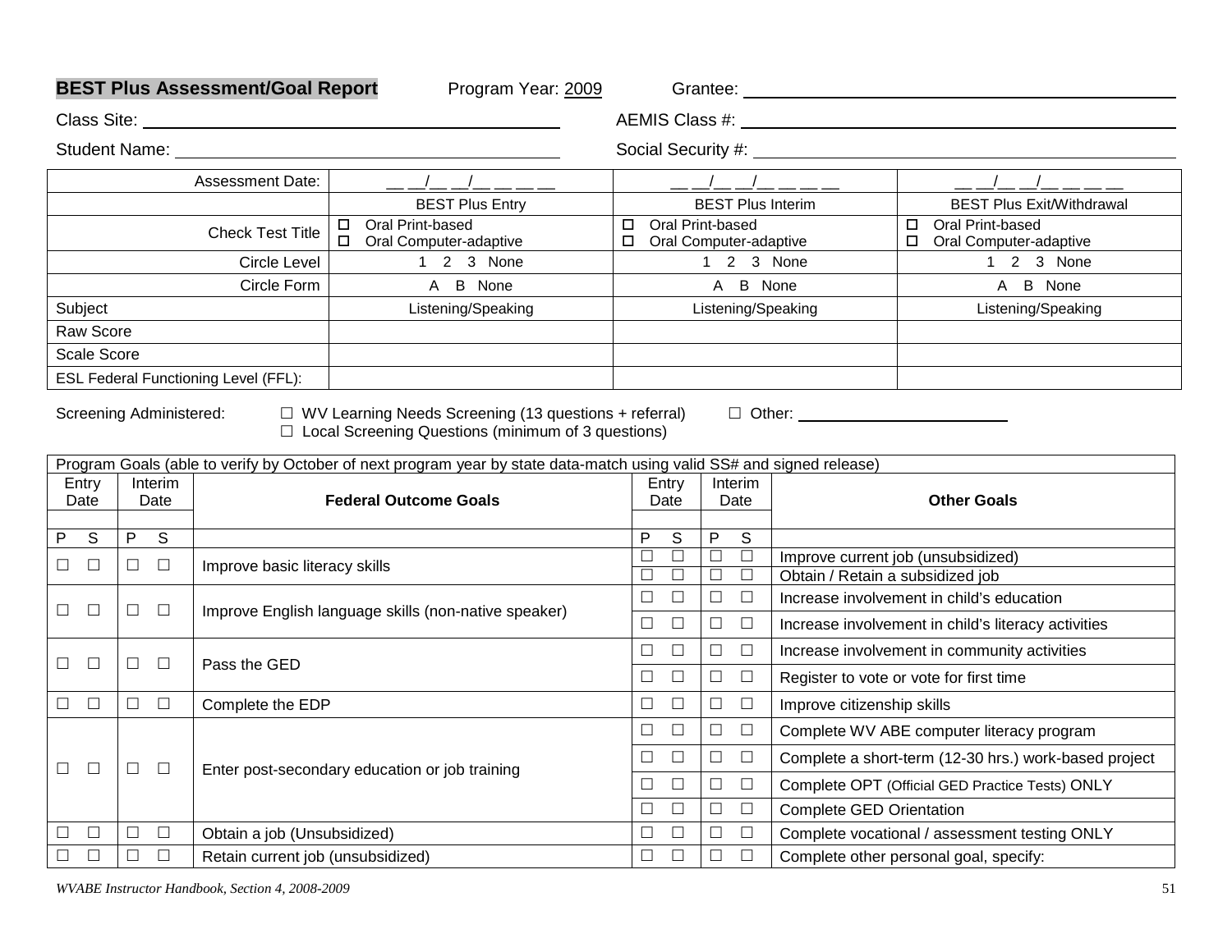**BEST Plus Assessment/Goal Report** Program Year: 2009 Grantee: ______________________

Class Site: ______________________ AEMIS Class #: ______________________

Student Name: ______________________ Social Security #: ______________________

| Assessment Date: | __ __/__ __/__ __ __ __ | __ __/__ __/__ __ __ __ | __ __/__ __/__ __ __ __ |
|---|---|---|---|
| | BEST Plus Entry | BEST Plus Interim | BEST Plus Exit/Withdrawal |
| Check Test Title | ☐ Oral Print-based<br>☐ Oral Computer-adaptive | ☐ Oral Print-based<br>☐ Oral Computer-adaptive | ☐ Oral Print-based<br>☐ Oral Computer-adaptive |
| Circle Level | 1 2 3 None | 1 2 3 None | 1 2 3 None |
| Circle Form | A B None | A B None | A B None |
| Subject | Listening/Speaking | Listening/Speaking | Listening/Speaking |
| Raw Score | | | |
| Scale Score | | | |
| ESL Federal Functioning Level (FFL): | | | |

Screening Administered: ☐ WV Learning Needs Screening (13 questions + referral) ☐ Other: ______________
☐ Local Screening Questions (minimum of 3 questions)

| Program Goals (able to verify by October of next program year by state data-match using valid SS# and signed release) | | | | | | | | | |
|---|---|---|---|---|---|---|---|---|---|
| Entry Date | | Interim Date | | **Federal Outcome Goals** | Entry Date | | Interim Date | | **Other Goals** |
| | | | | | | | | | |
| P | S | P | S | | P | S | P | S | |
| ☐ | ☐ | ☐ | ☐ | Improve basic literacy skills | ☐ | ☐ | ☐ | ☐ | Improve current job (unsubsidized) |
| | | | | | ☐ | ☐ | ☐ | ☐ | Obtain / Retain a subsidized job |
| ☐ | ☐ | ☐ | ☐ | Improve English language skills (non-native speaker) | ☐ | ☐ | ☐ | ☐ | Increase involvement in child's education |
| | | | | | ☐ | ☐ | ☐ | ☐ | Increase involvement in child's literacy activities |
| ☐ | ☐ | ☐ | ☐ | Pass the GED | ☐ | ☐ | ☐ | ☐ | Increase involvement in community activities |
| | | | | | ☐ | ☐ | ☐ | ☐ | Register to vote or vote for first time |
| ☐ | ☐ | ☐ | ☐ | Complete the EDP | ☐ | ☐ | ☐ | ☐ | Improve citizenship skills |
| ☐ | ☐ | ☐ | ☐ | Enter post-secondary education or job training | ☐ | ☐ | ☐ | ☐ | Complete WV ABE computer literacy program |
| | | | | | ☐ | ☐ | ☐ | ☐ | Complete a short-term (12-30 hrs.) work-based project |
| | | | | | ☐ | ☐ | ☐ | ☐ | Complete OPT (Official GED Practice Tests) ONLY |
| | | | | | ☐ | ☐ | ☐ | ☐ | Complete GED Orientation |
| ☐ | ☐ | ☐ | ☐ | Obtain a job (Unsubsidized) | ☐ | ☐ | ☐ | ☐ | Complete vocational / assessment testing ONLY |
| ☐ | ☐ | ☐ | ☐ | Retain current job (unsubsidized) | ☐ | ☐ | ☐ | ☐ | Complete other personal goal, specify: |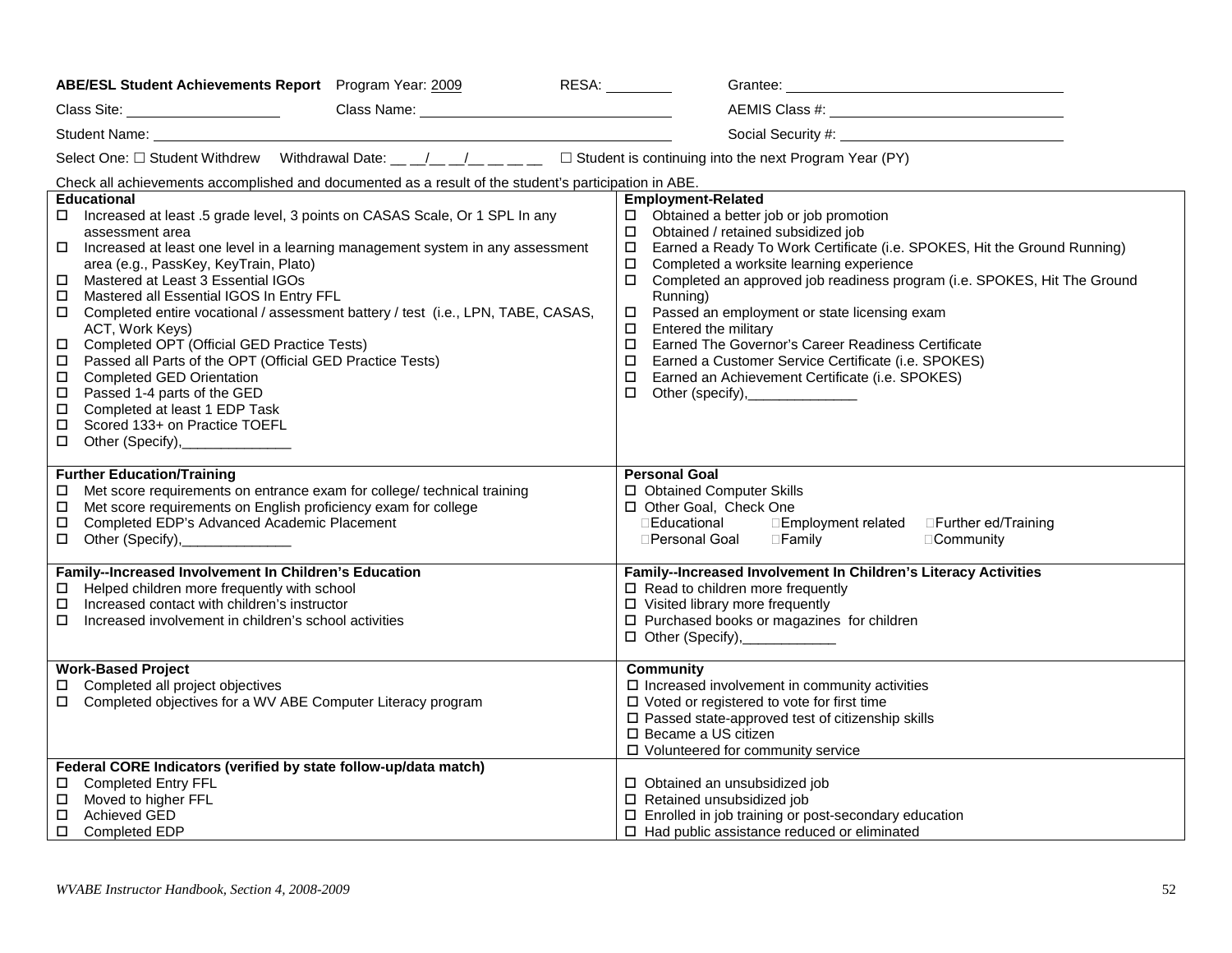**ABE/ESL Student Achievements Report** Program Year: 2009 RESA: ________ Grantee: ______________________

Class Site: ____________ Class Name: ______________________ AEMIS Class #: ______________________

Student Name: ______________________________________________ Social Security #: ______________________

Select One: ☐ Student Withdrew Withdrawal Date: __ __/__ __/__ __ __ __ ☐ Student is continuing into the next Program Year (PY)

Check all achievements accomplished and documented as a result of the student's participation in ABE.

| **Educational** | **Employment-Related** |
|---|---|
| ☐ Increased at least .5 grade level, 3 points on CASAS Scale, Or 1 SPL In any assessment area<br>☐ Increased at least one level in a learning management system in any assessment area (e.g., PassKey, KeyTrain, Plato)<br>☐ Mastered at Least 3 Essential IGOs<br>☐ Mastered all Essential IGOS In Entry FFL<br>☐ Completed entire vocational / assessment battery / test (i.e., LPN, TABE, CASAS, ACT, Work Keys)<br>☐ Completed OPT (Official GED Practice Tests)<br>☐ Passed all Parts of the OPT (Official GED Practice Tests)<br>☐ Completed GED Orientation<br>☐ Passed 1-4 parts of the GED<br>☐ Completed at least 1 EDP Task<br>☐ Scored 133+ on Practice TOEFL<br>☐ Other (Specify),______________ | ☐ Obtained a better job or job promotion<br>☐ Obtained / retained subsidized job<br>☐ Earned a Ready To Work Certificate (i.e. SPOKES, Hit the Ground Running)<br>☐ Completed a worksite learning experience<br>☐ Completed an approved job readiness program (i.e. SPOKES, Hit The Ground Running)<br>☐ Passed an employment or state licensing exam<br>☐ Entered the military<br>☐ Earned The Governor's Career Readiness Certificate<br>☐ Earned a Customer Service Certificate (i.e. SPOKES)<br>☐ Earned an Achievement Certificate (i.e. SPOKES)<br>☐ Other (specify),______________ |
| **Further Education/Training**<br>☐ Met score requirements on entrance exam for college/ technical training<br>☐ Met score requirements on English proficiency exam for college<br>☐ Completed EDP's Advanced Academic Placement<br>☐ Other (Specify),______________ | **Personal Goal**<br>☐ Obtained Computer Skills<br>☐ Other Goal, Check One<br>☐Educational ☐Employment related ☐Further ed/Training<br>☐Personal Goal ☐Family ☐Community |
| **Family--Increased Involvement In Children's Education**<br>☐ Helped children more frequently with school<br>☐ Increased contact with children's instructor<br>☐ Increased involvement in children's school activities | **Family--Increased Involvement In Children's Literacy Activities**<br>☐ Read to children more frequently<br>☐ Visited library more frequently<br>☐ Purchased books or magazines for children<br>☐ Other (Specify),____________ |
| **Work-Based Project**<br>☐ Completed all project objectives<br>☐ Completed objectives for a WV ABE Computer Literacy program | **Community**<br>☐ Increased involvement in community activities<br>☐ Voted or registered to vote for first time<br>☐ Passed state-approved test of citizenship skills<br>☐ Became a US citizen<br>☐ Volunteered for community service |
| **Federal CORE Indicators (verified by state follow-up/data match)**<br>☐ Completed Entry FFL<br>☐ Moved to higher FFL<br>☐ Achieved GED<br>☐ Completed EDP | ☐ Obtained an unsubsidized job<br>☐ Retained unsubsidized job<br>☐ Enrolled in job training or post-secondary education<br>☐ Had public assistance reduced or eliminated |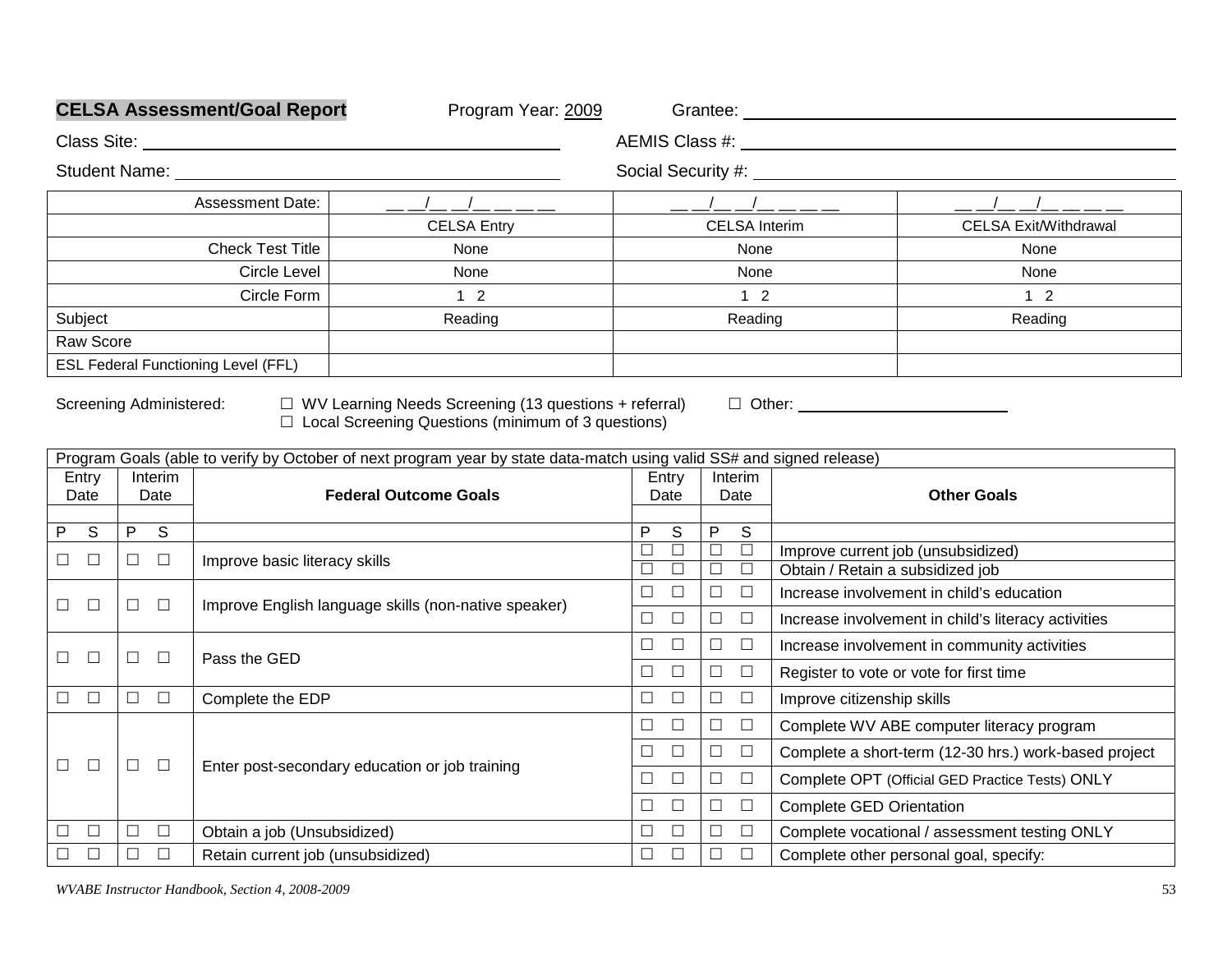**CELSA Assessment/Goal Report** Program Year: 2009 Grantee: ______________________

Class Site: ______________________ AEMIS Class #: ______________________

Student Name: ______________________ Social Security #: ______________________

| Assessment Date: | __ __/__ __/__ __ __ __ | __ __/__ __/__ __ __ __ | __ __/__ __/__ __ __ __ |
|---|---|---|---|
| | CELSA Entry | CELSA Interim | CELSA Exit/Withdrawal |
| Check Test Title | None | None | None |
| Circle Level | None | None | None |
| Circle Form | 1 2 | 1 2 | 1 2 |
| Subject | Reading | Reading | Reading |
| Raw Score | | | |
| ESL Federal Functioning Level (FFL) | | | |

Screening Administered: ☐ WV Learning Needs Screening (13 questions + referral) ☐ Other: ______________
☐ Local Screening Questions (minimum of 3 questions)

| Program Goals (able to verify by October of next program year by state data-match using valid SS# and signed release) | | | | | |
|---|---|---|---|---|---|
| Entry Date | Interim Date | **Federal Outcome Goals** | Entry Date | Interim Date | **Other Goals** |
| | | | | | |
| P S | P S | | P S | P S | |
| ☐ ☐ | ☐ ☐ | Improve basic literacy skills | ☐ ☐ | ☐ ☐ | Improve current job (unsubsidized) |
| | | | ☐ ☐ | ☐ ☐ | Obtain / Retain a subsidized job |
| ☐ ☐ | ☐ ☐ | Improve English language skills (non-native speaker) | ☐ ☐ | ☐ ☐ | Increase involvement in child's education |
| | | | ☐ ☐ | ☐ ☐ | Increase involvement in child's literacy activities |
| ☐ ☐ | ☐ ☐ | Pass the GED | ☐ ☐ | ☐ ☐ | Increase involvement in community activities |
| | | | ☐ ☐ | ☐ ☐ | Register to vote or vote for first time |
| ☐ ☐ | ☐ ☐ | Complete the EDP | ☐ ☐ | ☐ ☐ | Improve citizenship skills |
| ☐ ☐ | ☐ ☐ | Enter post-secondary education or job training | ☐ ☐ | ☐ ☐ | Complete WV ABE computer literacy program |
| | | | ☐ ☐ | ☐ ☐ | Complete a short-term (12-30 hrs.) work-based project |
| | | | ☐ ☐ | ☐ ☐ | Complete OPT (Official GED Practice Tests) ONLY |
| | | | ☐ ☐ | ☐ ☐ | Complete GED Orientation |
| ☐ ☐ | ☐ ☐ | Obtain a job (Unsubsidized) | ☐ ☐ | ☐ ☐ | Complete vocational / assessment testing ONLY |
| ☐ ☐ | ☐ ☐ | Retain current job (unsubsidized) | ☐ ☐ | ☐ ☐ | Complete other personal goal, specify: |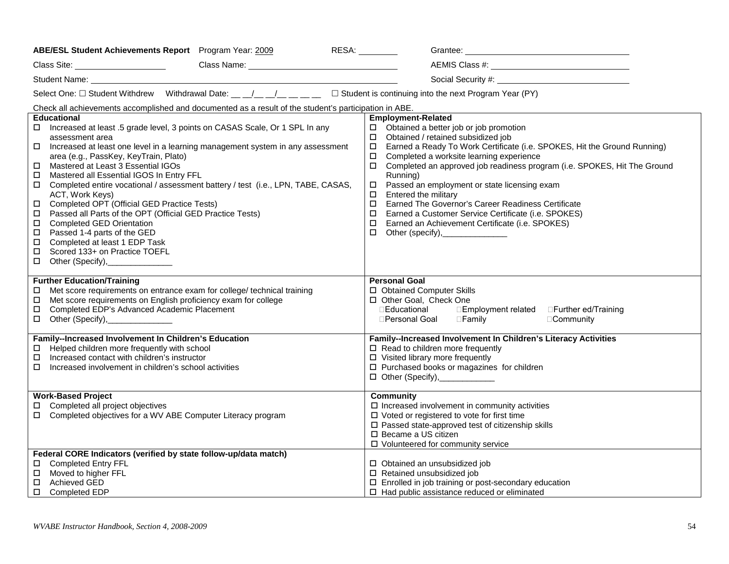**ABE/ESL Student Achievements Report** Program Year: 2009 RESA: ________ Grantee: ______________________________

Class Site: ____________________ Class Name: ______________________________ AEMIS Class #: ______________________________

Student Name: ____________________________________________________________ Social Security #: ______________________________

Select One: ☐ Student Withdrew Withdrawal Date: __ __/__ __/__ __ __ __ ☐ Student is continuing into the next Program Year (PY)

Check all achievements accomplished and documented as a result of the student's participation in ABE.

| **Educational** | **Employment-Related** |
|---|---|
| ☐ Increased at least .5 grade level, 3 points on CASAS Scale, Or 1 SPL In any assessment area<br>☐ Increased at least one level in a learning management system in any assessment area (e.g., PassKey, KeyTrain, Plato)<br>☐ Mastered at Least 3 Essential IGOs<br>☐ Mastered all Essential IGOS In Entry FFL<br>☐ Completed entire vocational / assessment battery / test (i.e., LPN, TABE, CASAS, ACT, Work Keys)<br>☐ Completed OPT (Official GED Practice Tests)<br>☐ Passed all Parts of the OPT (Official GED Practice Tests)<br>☐ Completed GED Orientation<br>☐ Passed 1-4 parts of the GED<br>☐ Completed at least 1 EDP Task<br>☐ Scored 133+ on Practice TOEFL<br>☐ Other (Specify),______________ | ☐ Obtained a better job or job promotion<br>☐ Obtained / retained subsidized job<br>☐ Earned a Ready To Work Certificate (i.e. SPOKES, Hit the Ground Running)<br>☐ Completed a worksite learning experience<br>☐ Completed an approved job readiness program (i.e. SPOKES, Hit The Ground Running)<br>☐ Passed an employment or state licensing exam<br>☐ Entered the military<br>☐ Earned The Governor's Career Readiness Certificate<br>☐ Earned a Customer Service Certificate (i.e. SPOKES)<br>☐ Earned an Achievement Certificate (i.e. SPOKES)<br>☐ Other (specify),______________ |
| **Further Education/Training**<br>☐ Met score requirements on entrance exam for college/ technical training<br>☐ Met score requirements on English proficiency exam for college<br>☐ Completed EDP's Advanced Academic Placement<br>☐ Other (Specify),______________ | **Personal Goal**<br>☐ Obtained Computer Skills<br>☐ Other Goal, Check One<br>☐Educational ☐Employment related ☐Further ed/Training<br>☐Personal Goal ☐Family ☐Community |
| **Family--Increased Involvement In Children's Education**<br>☐ Helped children more frequently with school<br>☐ Increased contact with children's instructor<br>☐ Increased involvement in children's school activities | **Family--Increased Involvement In Children's Literacy Activities**<br>☐ Read to children more frequently<br>☐ Visited library more frequently<br>☐ Purchased books or magazines for children<br>☐ Other (Specify),____________ |
| **Work-Based Project**<br>☐ Completed all project objectives<br>☐ Completed objectives for a WV ABE Computer Literacy program | **Community**<br>☐ Increased involvement in community activities<br>☐ Voted or registered to vote for first time<br>☐ Passed state-approved test of citizenship skills<br>☐ Became a US citizen<br>☐ Volunteered for community service |
| **Federal CORE Indicators (verified by state follow-up/data match)**<br>☐ Completed Entry FFL<br>☐ Moved to higher FFL<br>☐ Achieved GED<br>☐ Completed EDP | ☐ Obtained an unsubsidized job<br>☐ Retained unsubsidized job<br>☐ Enrolled in job training or post-secondary education<br>☐ Had public assistance reduced or eliminated |

*WVABE Instructor Handbook, Section 4, 2008-2009*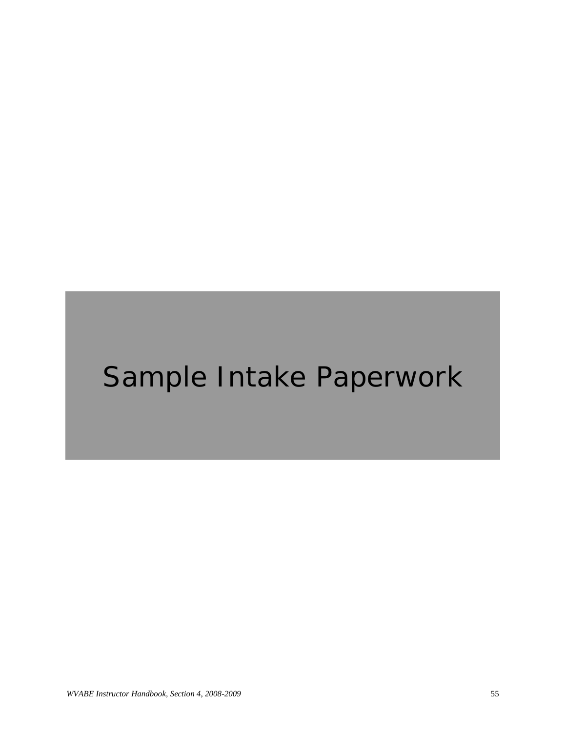# Sample Intake Paperwork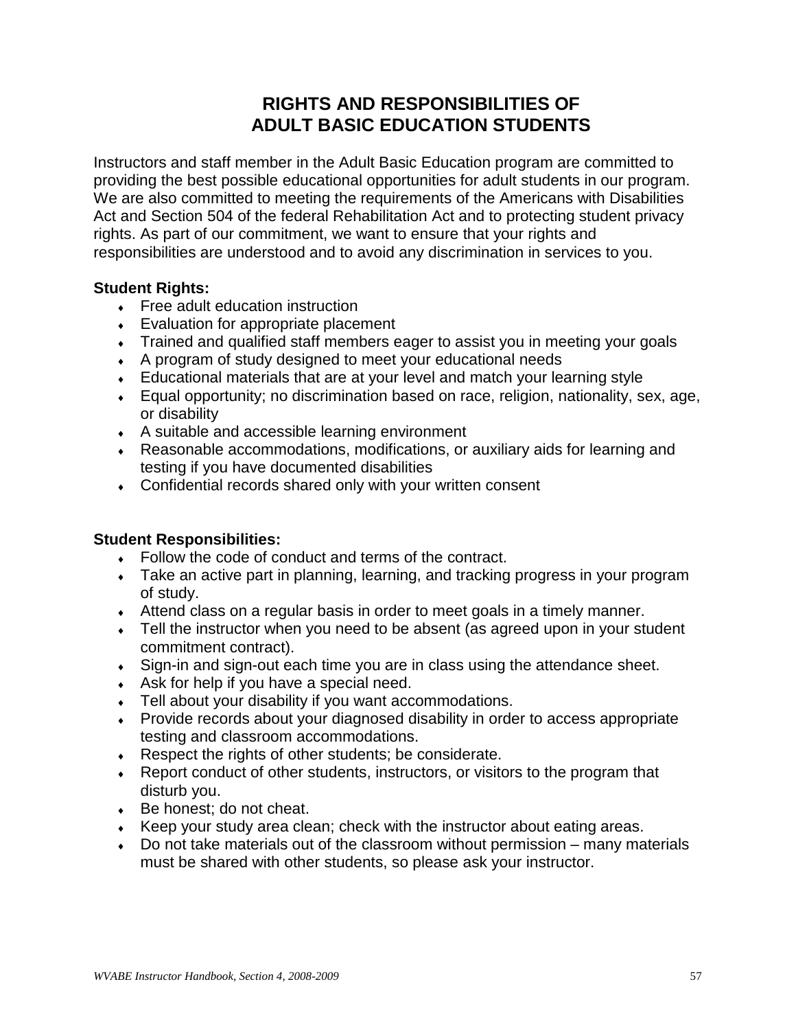# RIGHTS AND RESPONSIBILITIES OF ADULT BASIC EDUCATION STUDENTS

Instructors and staff member in the Adult Basic Education program are committed to providing the best possible educational opportunities for adult students in our program. We are also committed to meeting the requirements of the Americans with Disabilities Act and Section 504 of the federal Rehabilitation Act and to protecting student privacy rights. As part of our commitment, we want to ensure that your rights and responsibilities are understood and to avoid any discrimination in services to you.

**Student Rights:**

- Free adult education instruction
- Evaluation for appropriate placement
- Trained and qualified staff members eager to assist you in meeting your goals
- A program of study designed to meet your educational needs
- Educational materials that are at your level and match your learning style
- Equal opportunity; no discrimination based on race, religion, nationality, sex, age, or disability
- A suitable and accessible learning environment
- Reasonable accommodations, modifications, or auxiliary aids for learning and testing if you have documented disabilities
- Confidential records shared only with your written consent

**Student Responsibilities:**

- Follow the code of conduct and terms of the contract.
- Take an active part in planning, learning, and tracking progress in your program of study.
- Attend class on a regular basis in order to meet goals in a timely manner.
- Tell the instructor when you need to be absent (as agreed upon in your student commitment contract).
- Sign-in and sign-out each time you are in class using the attendance sheet.
- Ask for help if you have a special need.
- Tell about your disability if you want accommodations.
- Provide records about your diagnosed disability in order to access appropriate testing and classroom accommodations.
- Respect the rights of other students; be considerate.
- Report conduct of other students, instructors, or visitors to the program that disturb you.
- Be honest; do not cheat.
- Keep your study area clean; check with the instructor about eating areas.
- Do not take materials out of the classroom without permission – many materials must be shared with other students, so please ask your instructor.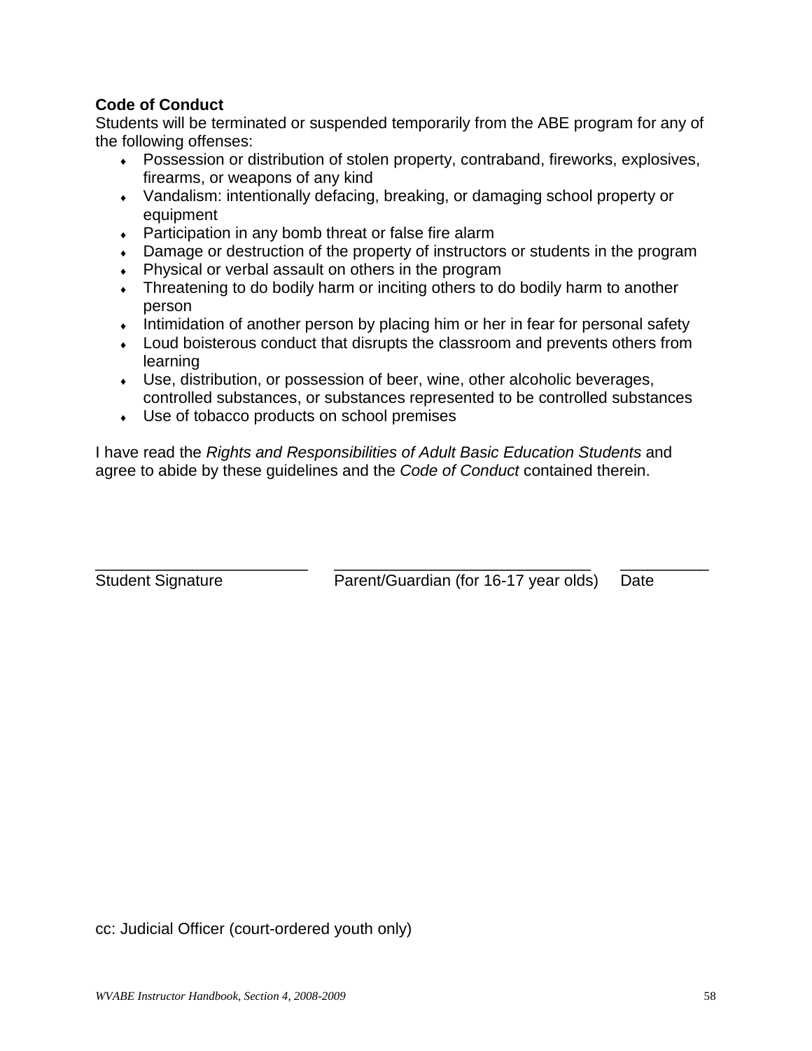**Code of Conduct**

Students will be terminated or suspended temporarily from the ABE program for any of the following offenses:

- Possession or distribution of stolen property, contraband, fireworks, explosives, firearms, or weapons of any kind
- Vandalism: intentionally defacing, breaking, or damaging school property or equipment
- Participation in any bomb threat or false fire alarm
- Damage or destruction of the property of instructors or students in the program
- Physical or verbal assault on others in the program
- Threatening to do bodily harm or inciting others to do bodily harm to another person
- Intimidation of another person by placing him or her in fear for personal safety
- Loud boisterous conduct that disrupts the classroom and prevents others from learning
- Use, distribution, or possession of beer, wine, other alcoholic beverages, controlled substances, or substances represented to be controlled substances
- Use of tobacco products on school premises

I have read the *Rights and Responsibilities of Adult Basic Education Students* and agree to abide by these guidelines and the *Code of Conduct* contained therein.

________________________ ____________________________ __________

Student Signature Parent/Guardian (for 16-17 year olds) Date

cc: Judicial Officer (court-ordered youth only)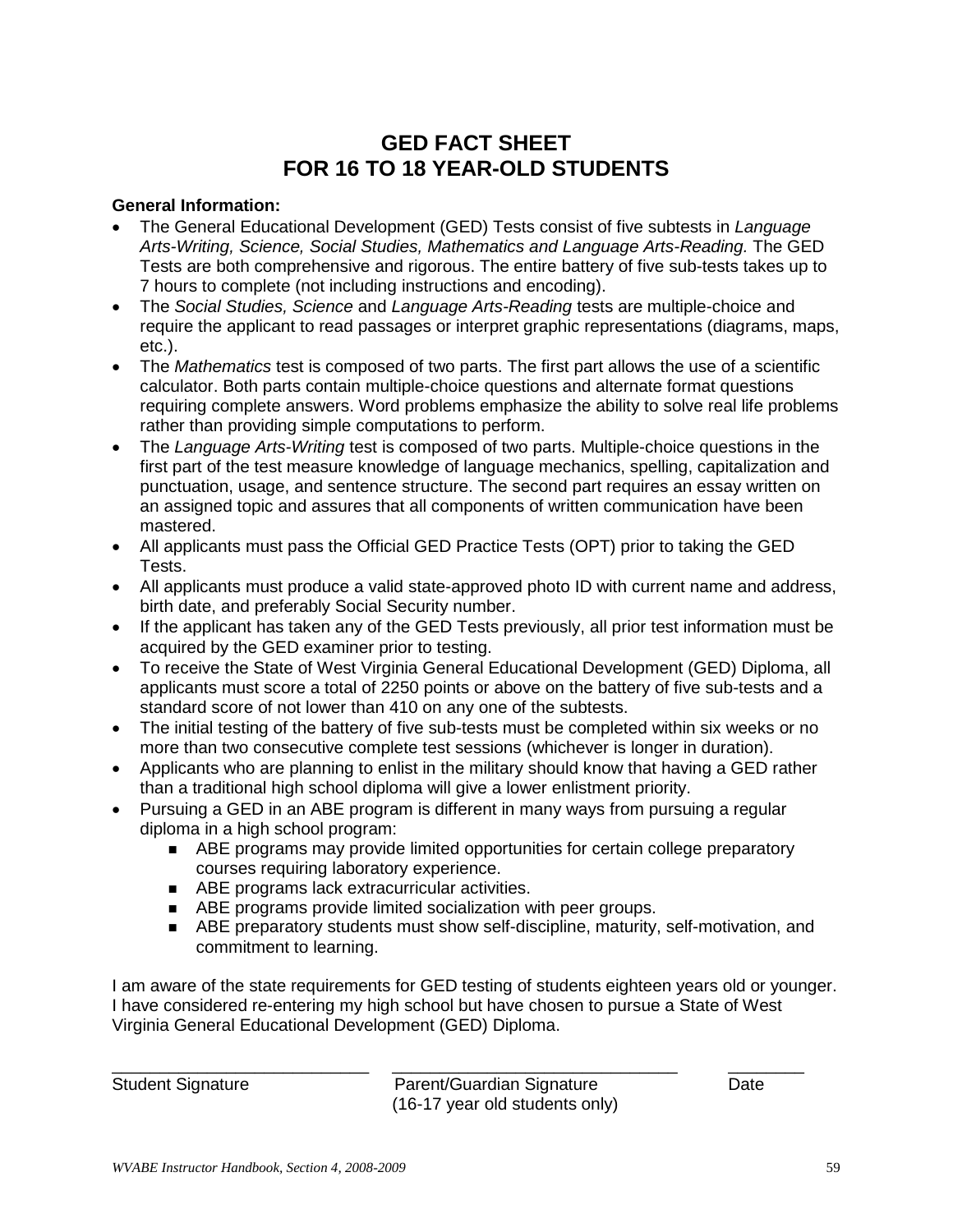# GED FACT SHEET
# FOR 16 TO 18 YEAR-OLD STUDENTS

**General Information:**

- The General Educational Development (GED) Tests consist of five subtests in *Language Arts-Writing, Science, Social Studies, Mathematics and Language Arts-Reading.* The GED Tests are both comprehensive and rigorous. The entire battery of five sub-tests takes up to 7 hours to complete (not including instructions and encoding).
- The *Social Studies, Science* and *Language Arts-Reading* tests are multiple-choice and require the applicant to read passages or interpret graphic representations (diagrams, maps, etc.).
- The *Mathematics* test is composed of two parts. The first part allows the use of a scientific calculator. Both parts contain multiple-choice questions and alternate format questions requiring complete answers. Word problems emphasize the ability to solve real life problems rather than providing simple computations to perform.
- The *Language Arts-Writing* test is composed of two parts. Multiple-choice questions in the first part of the test measure knowledge of language mechanics, spelling, capitalization and punctuation, usage, and sentence structure. The second part requires an essay written on an assigned topic and assures that all components of written communication have been mastered.
- All applicants must pass the Official GED Practice Tests (OPT) prior to taking the GED Tests.
- All applicants must produce a valid state-approved photo ID with current name and address, birth date, and preferably Social Security number.
- If the applicant has taken any of the GED Tests previously, all prior test information must be acquired by the GED examiner prior to testing.
- To receive the State of West Virginia General Educational Development (GED) Diploma, all applicants must score a total of 2250 points or above on the battery of five sub-tests and a standard score of not lower than 410 on any one of the subtests.
- The initial testing of the battery of five sub-tests must be completed within six weeks or no more than two consecutive complete test sessions (whichever is longer in duration).
- Applicants who are planning to enlist in the military should know that having a GED rather than a traditional high school diploma will give a lower enlistment priority.
- Pursuing a GED in an ABE program is different in many ways from pursuing a regular diploma in a high school program:
  - ABE programs may provide limited opportunities for certain college preparatory courses requiring laboratory experience.
  - ABE programs lack extracurricular activities.
  - ABE programs provide limited socialization with peer groups.
  - ABE preparatory students must show self-discipline, maturity, self-motivation, and commitment to learning.

I am aware of the state requirements for GED testing of students eighteen years old or younger. I have considered re-entering my high school but have chosen to pursue a State of West Virginia General Educational Development (GED) Diploma.

| ______________________ | ______________________ | ________ |
|---|---|---|
| Student Signature | Parent/Guardian Signature (16-17 year old students only) | Date |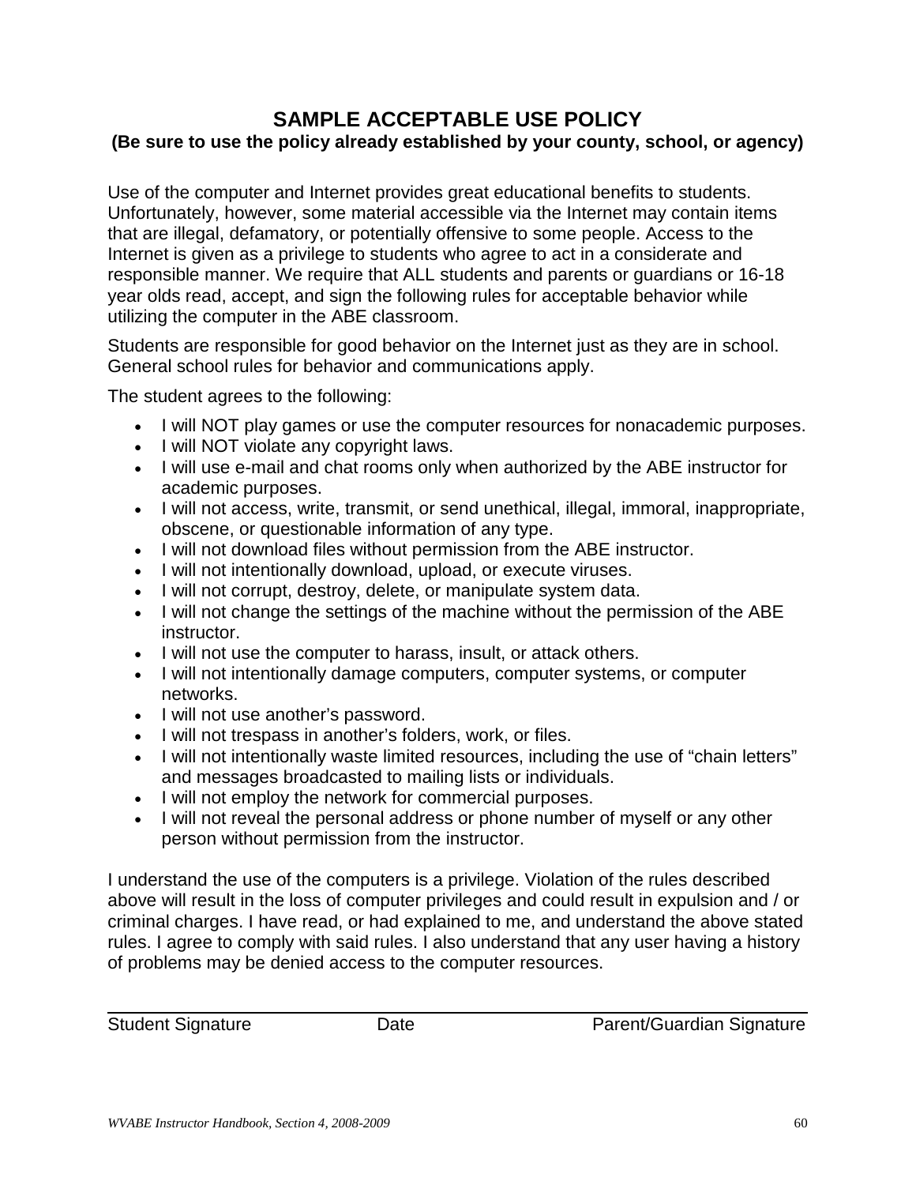# SAMPLE ACCEPTABLE USE POLICY

**(Be sure to use the policy already established by your county, school, or agency)**

Use of the computer and Internet provides great educational benefits to students. Unfortunately, however, some material accessible via the Internet may contain items that are illegal, defamatory, or potentially offensive to some people. Access to the Internet is given as a privilege to students who agree to act in a considerate and responsible manner. We require that ALL students and parents or guardians or 16-18 year olds read, accept, and sign the following rules for acceptable behavior while utilizing the computer in the ABE classroom.

Students are responsible for good behavior on the Internet just as they are in school. General school rules for behavior and communications apply.

The student agrees to the following:

- I will NOT play games or use the computer resources for nonacademic purposes.
- I will NOT violate any copyright laws.
- I will use e-mail and chat rooms only when authorized by the ABE instructor for academic purposes.
- I will not access, write, transmit, or send unethical, illegal, immoral, inappropriate, obscene, or questionable information of any type.
- I will not download files without permission from the ABE instructor.
- I will not intentionally download, upload, or execute viruses.
- I will not corrupt, destroy, delete, or manipulate system data.
- I will not change the settings of the machine without the permission of the ABE instructor.
- I will not use the computer to harass, insult, or attack others.
- I will not intentionally damage computers, computer systems, or computer networks.
- I will not use another's password.
- I will not trespass in another's folders, work, or files.
- I will not intentionally waste limited resources, including the use of "chain letters" and messages broadcasted to mailing lists or individuals.
- I will not employ the network for commercial purposes.
- I will not reveal the personal address or phone number of myself or any other person without permission from the instructor.

I understand the use of the computers is a privilege. Violation of the rules described above will result in the loss of computer privileges and could result in expulsion and / or criminal charges. I have read, or had explained to me, and understand the above stated rules. I agree to comply with said rules. I also understand that any user having a history of problems may be denied access to the computer resources.

\_\_\_\_\_\_\_\_\_\_\_\_\_\_\_\_\_\_\_\_\_\_\_\_\_\_\_\_\_\_\_\_\_\_\_\_\_\_\_\_\_\_\_\_\_\_\_\_\_\_\_\_\_\_\_\_\_\_\_\_\_\_\_\_\_\_\_\_\_\_

Student Signature                    Date                    Parent/Guardian Signature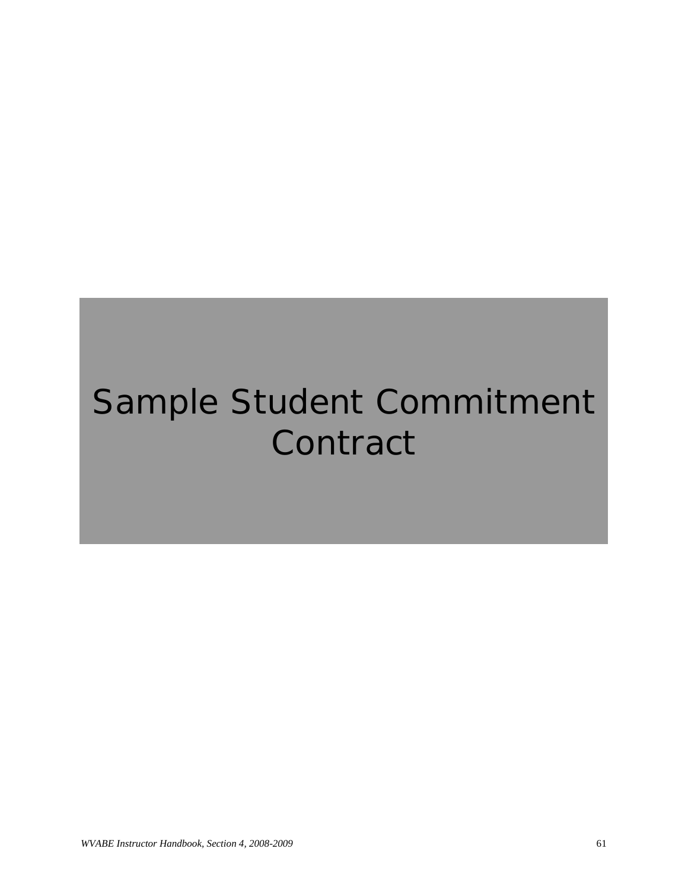# Sample Student Commitment Contract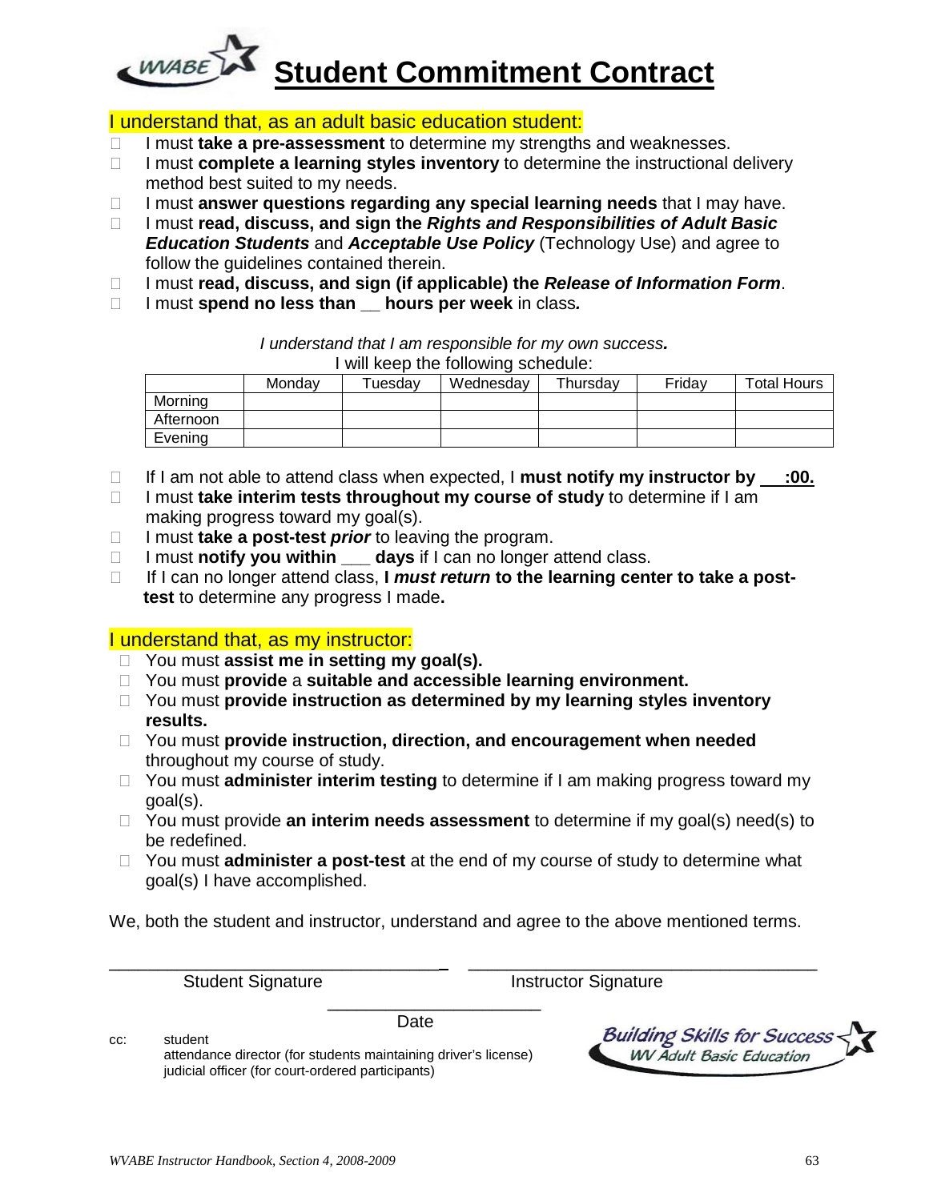# Student Commitment Contract

I understand that, as an adult basic education student:

- I must **take a pre-assessment** to determine my strengths and weaknesses.
- I must **complete a learning styles inventory** to determine the instructional delivery method best suited to my needs.
- I must **answer questions regarding any special learning needs** that I may have.
- I must **read, discuss, and sign the *Rights and Responsibilities of Adult Basic Education Students*** and ***Acceptable Use Policy*** (Technology Use) and agree to follow the guidelines contained therein.
- I must **read, discuss, and sign (if applicable) the *Release of Information Form***.
- I must **spend no less than __ hours per week** in class***.***

*I understand that I am responsible for my own success.*

I will keep the following schedule:

| | Monday | Tuesday | Wednesday | Thursday | Friday | Total Hours |
|---|---|---|---|---|---|---|
| Morning | | | | | | |
| Afternoon | | | | | | |
| Evening | | | | | | |

- If I am not able to attend class when expected, I **must notify my instructor by ___:00.**
- I must **take interim tests throughout my course of study** to determine if I am making progress toward my goal(s).
- I must **take a post-test *prior*** to leaving the program.
- I must **notify you within ___ days** if I can no longer attend class.
- If I can no longer attend class, **I *must return* to the learning center to take a post-test** to determine any progress I made**.**

I understand that, as my instructor:

- You must **assist me in setting my goal(s).**
- You must **provide** a **suitable and accessible learning environment.**
- You must **provide instruction as determined by my learning styles inventory results.**
- You must **provide instruction, direction, and encouragement when needed** throughout my course of study.
- You must **administer interim testing** to determine if I am making progress toward my goal(s).
- You must provide **an interim needs assessment** to determine if my goal(s) need(s) to be redefined.
- You must **administer a post-test** at the end of my course of study to determine what goal(s) I have accomplished.

We, both the student and instructor, understand and agree to the above mentioned terms.

\_\_\_\_\_\_\_\_\_\_\_\_\_\_\_\_\_\_\_\_\_\_\_\_\_\_\_\_\_\_\_\_\_\_ Student Signature

\_\_\_\_\_\_\_\_\_\_\_\_\_\_\_\_\_\_\_\_\_\_\_\_\_\_\_\_\_\_\_\_\_\_ Instructor Signature

\_\_\_\_\_\_\_\_\_\_\_\_\_\_\_\_\_\_\_\_\_\_ Date

cc: student
attendance director (for students maintaining driver's license)
judicial officer (for court-ordered participants)

Building Skills for Success
WV Adult Basic Education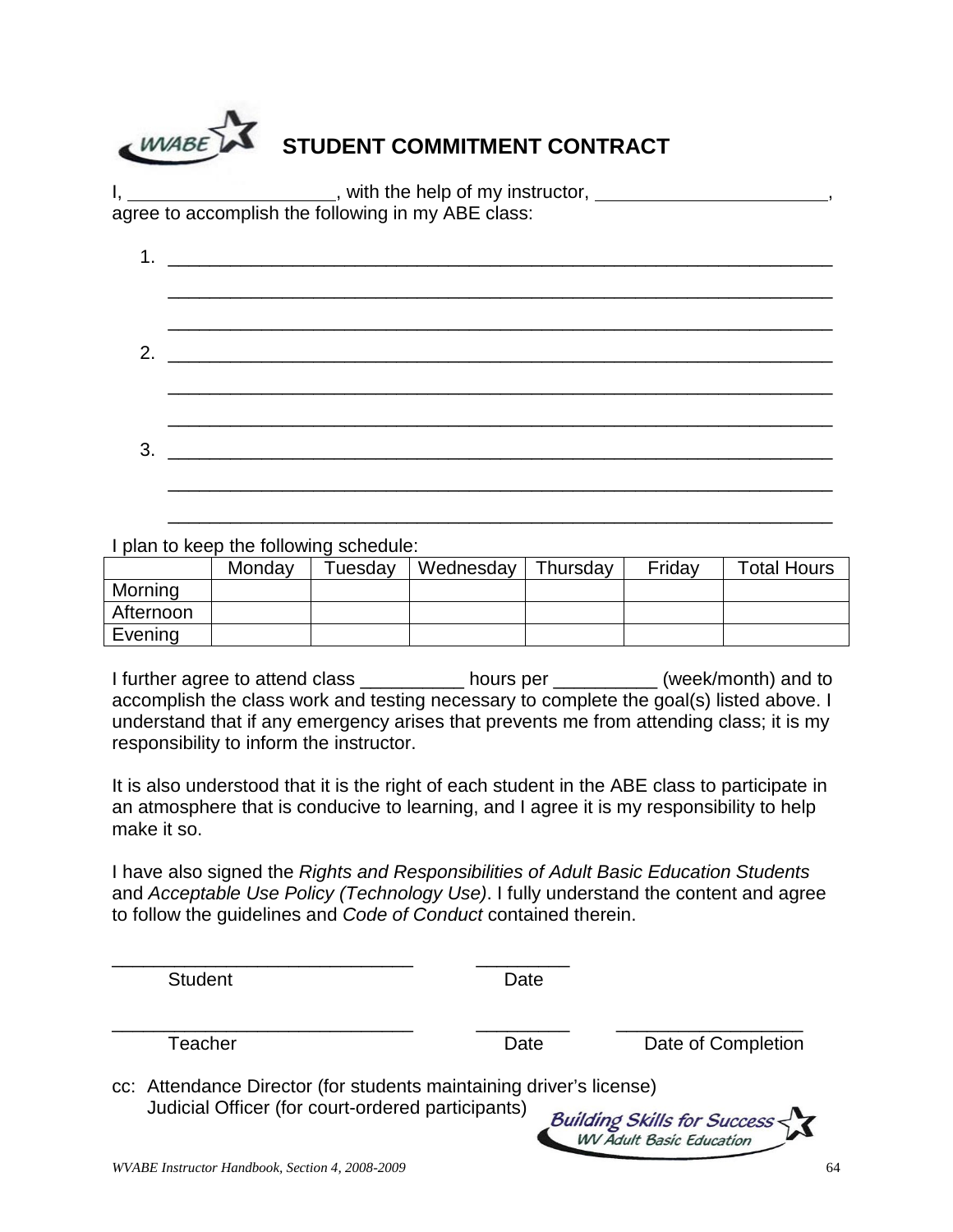# STUDENT COMMITMENT CONTRACT

I, ____________________, with the help of my instructor, ______________________, agree to accomplish the following in my ABE class:

1. ______________________________________________________________
   ______________________________________________________________
   ______________________________________________________________
2. ______________________________________________________________
   ______________________________________________________________
   ______________________________________________________________
3. ______________________________________________________________
   ______________________________________________________________
   ______________________________________________________________

I plan to keep the following schedule:

| | Monday | Tuesday | Wednesday | Thursday | Friday | Total Hours |
|---|---|---|---|---|---|---|
| Morning | | | | | | |
| Afternoon | | | | | | |
| Evening | | | | | | |

I further agree to attend class __________ hours per __________ (week/month) and to accomplish the class work and testing necessary to complete the goal(s) listed above. I understand that if any emergency arises that prevents me from attending class; it is my responsibility to inform the instructor.

It is also understood that it is the right of each student in the ABE class to participate in an atmosphere that is conducive to learning, and I agree it is my responsibility to help make it so.

I have also signed the *Rights and Responsibilities of Adult Basic Education Students* and *Acceptable Use Policy (Technology Use)*. I fully understand the content and agree to follow the guidelines and *Code of Conduct* contained therein.

_____________________________ _________
Student Date

_____________________________ _________ __________________
Teacher Date Date of Completion

cc: Attendance Director (for students maintaining driver's license)
Judicial Officer (for court-ordered participants)

Building Skills for Success
WV Adult Basic Education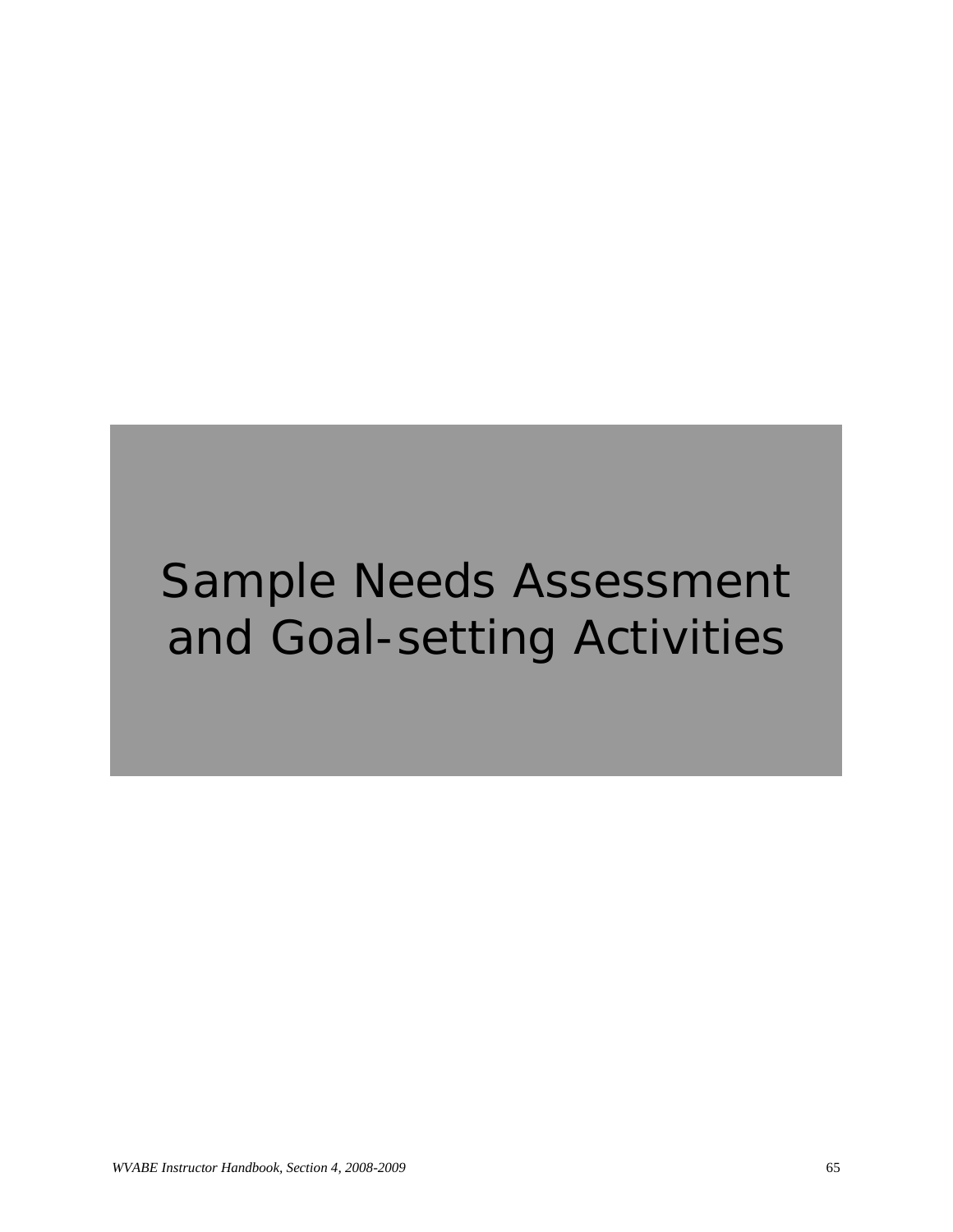# Sample Needs Assessment and Goal-setting Activities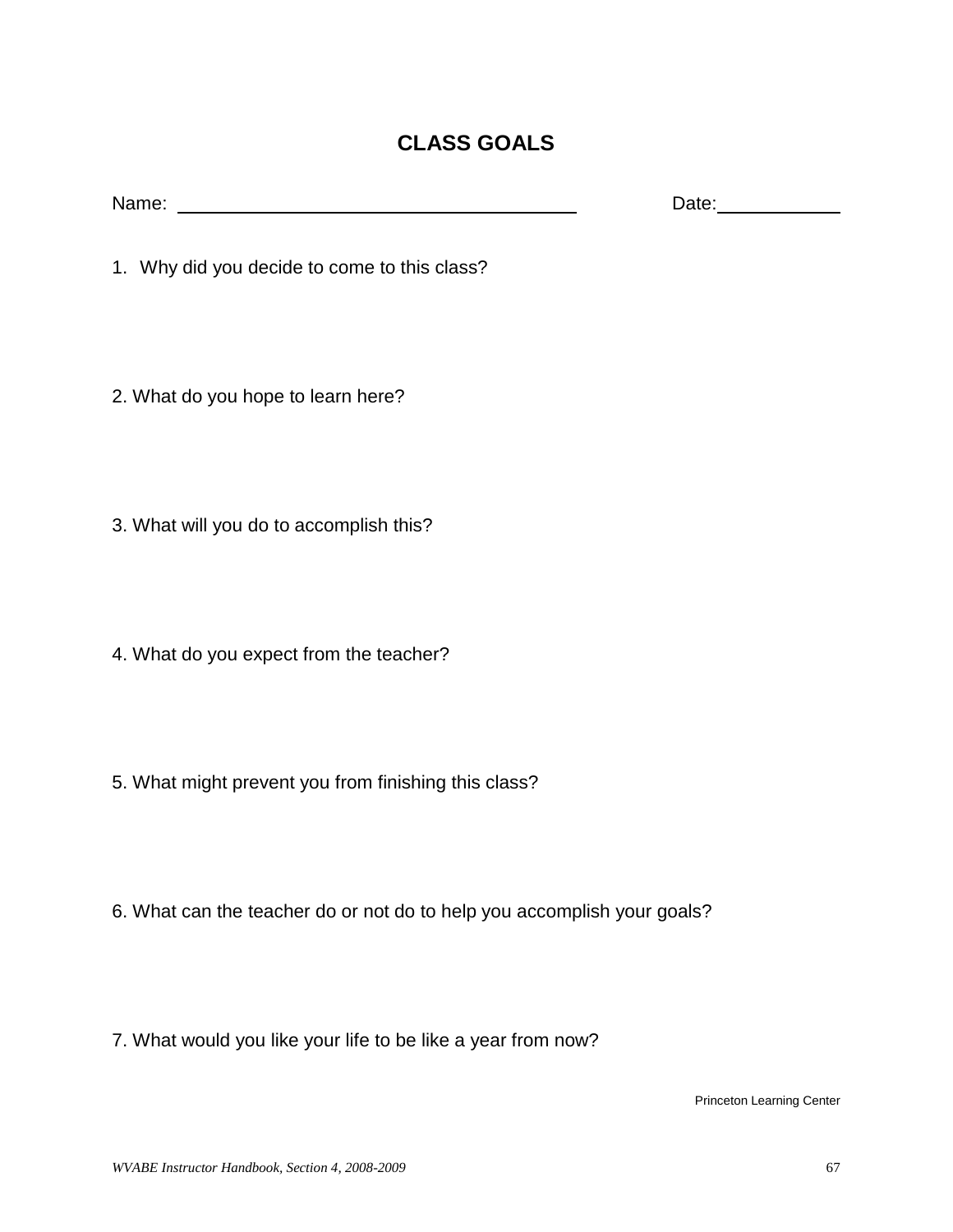# CLASS GOALS

Name: ________________________________________ Date: ____________

1. Why did you decide to come to this class?

2. What do you hope to learn here?

3. What will you do to accomplish this?

4. What do you expect from the teacher?

5. What might prevent you from finishing this class?

6. What can the teacher do or not do to help you accomplish your goals?

7. What would you like your life to be like a year from now?

Princeton Learning Center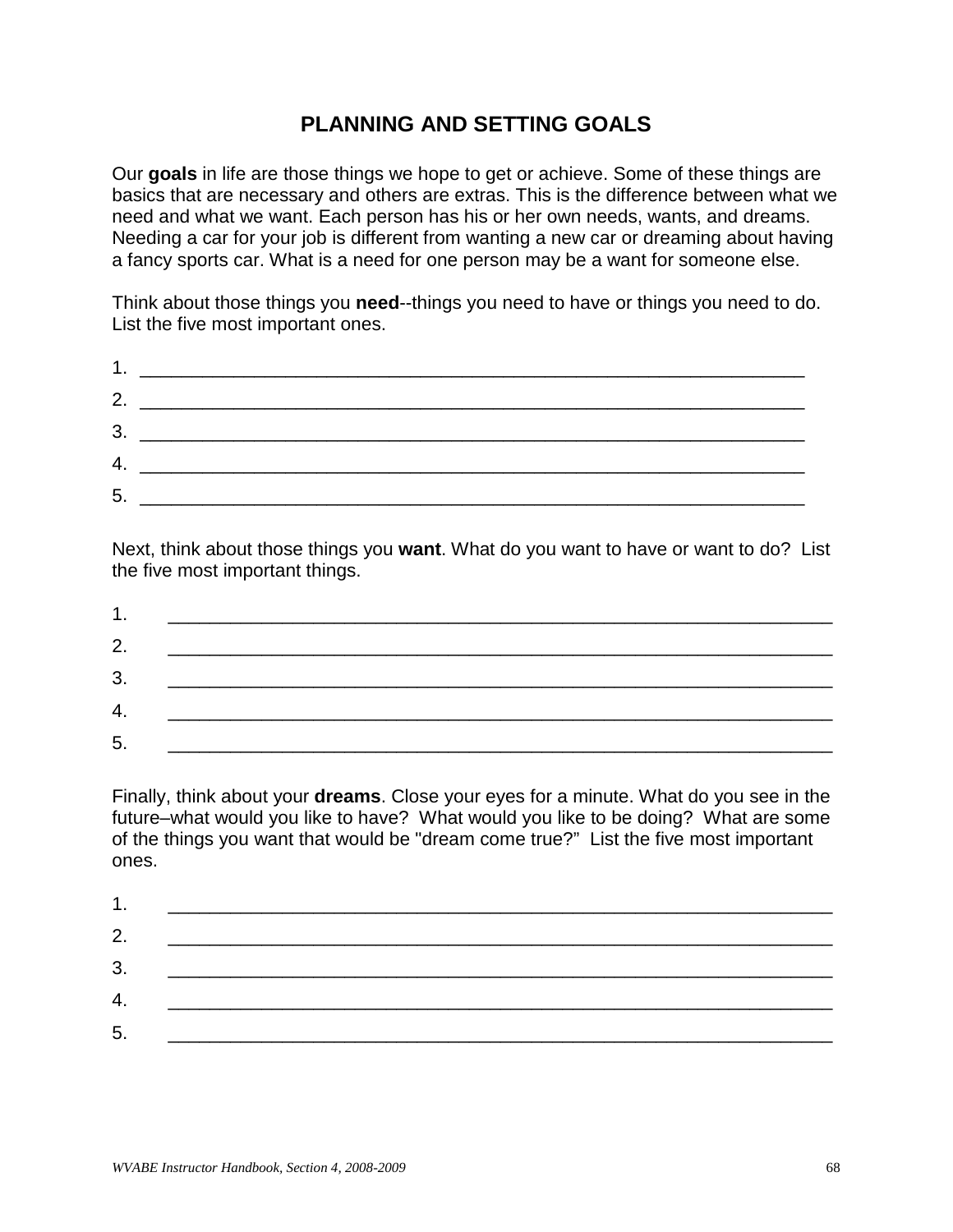# PLANNING AND SETTING GOALS

Our **goals** in life are those things we hope to get or achieve. Some of these things are basics that are necessary and others are extras. This is the difference between what we need and what we want. Each person has his or her own needs, wants, and dreams. Needing a car for your job is different from wanting a new car or dreaming about having a fancy sports car. What is a need for one person may be a want for someone else.

Think about those things you **need**--things you need to have or things you need to do. List the five most important ones.

1. ___________________________________________________________________
2. ___________________________________________________________________
3. ___________________________________________________________________
4. ___________________________________________________________________
5. ___________________________________________________________________

Next, think about those things you **want**. What do you want to have or want to do? List the five most important things.

1. ___________________________________________________________________
2. ___________________________________________________________________
3. ___________________________________________________________________
4. ___________________________________________________________________
5. ___________________________________________________________________

Finally, think about your **dreams**. Close your eyes for a minute. What do you see in the future–what would you like to have? What would you like to be doing? What are some of the things you want that would be "dream come true?" List the five most important ones.

1. ___________________________________________________________________
2. ___________________________________________________________________
3. ___________________________________________________________________
4. ___________________________________________________________________
5. ___________________________________________________________________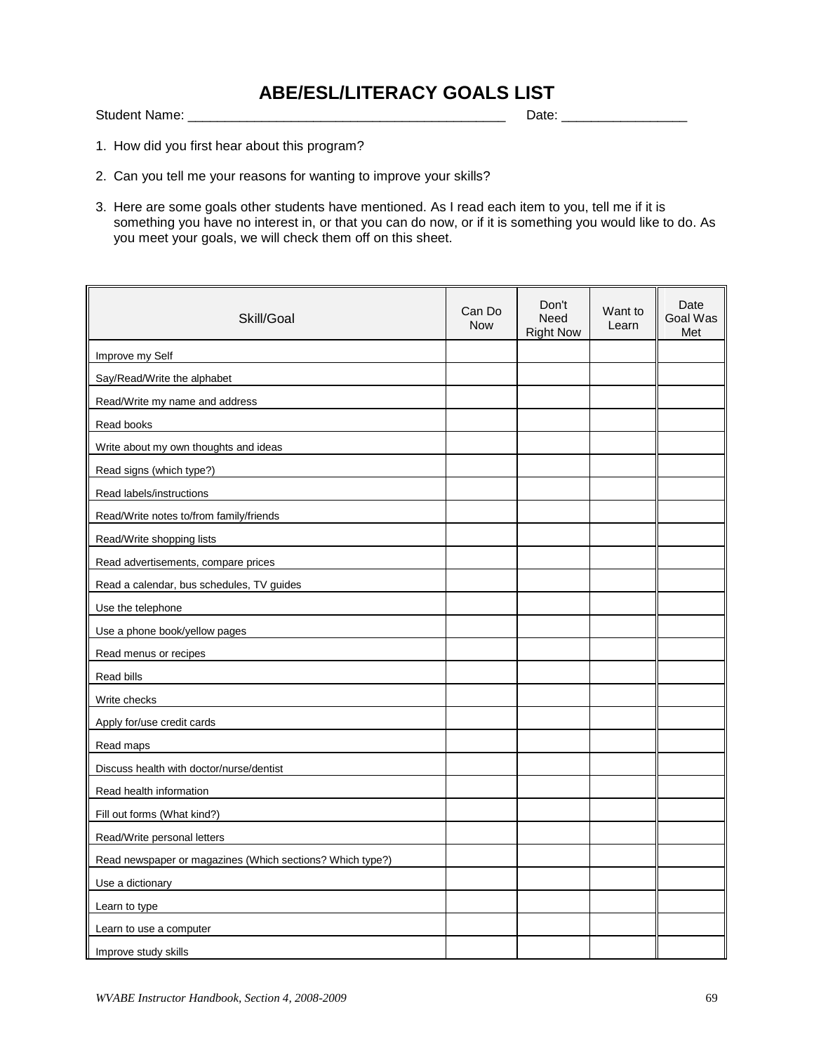# ABE/ESL/LITERACY GOALS LIST

Student Name: ___________________________________________ Date: ________________

1. How did you first hear about this program?

2. Can you tell me your reasons for wanting to improve your skills?

3. Here are some goals other students have mentioned. As I read each item to you, tell me if it is something you have no interest in, or that you can do now, or if it is something you would like to do. As you meet your goals, we will check them off on this sheet.

| Skill/Goal | Can Do Now | Don't Need Right Now | Want to Learn | Date Goal Was Met |
|---|---|---|---|---|
| Improve my Self | | | | |
| Say/Read/Write the alphabet | | | | |
| Read/Write my name and address | | | | |
| Read books | | | | |
| Write about my own thoughts and ideas | | | | |
| Read signs (which type?) | | | | |
| Read labels/instructions | | | | |
| Read/Write notes to/from family/friends | | | | |
| Read/Write shopping lists | | | | |
| Read advertisements, compare prices | | | | |
| Read a calendar, bus schedules, TV guides | | | | |
| Use the telephone | | | | |
| Use a phone book/yellow pages | | | | |
| Read menus or recipes | | | | |
| Read bills | | | | |
| Write checks | | | | |
| Apply for/use credit cards | | | | |
| Read maps | | | | |
| Discuss health with doctor/nurse/dentist | | | | |
| Read health information | | | | |
| Fill out forms (What kind?) | | | | |
| Read/Write personal letters | | | | |
| Read newspaper or magazines (Which sections? Which type?) | | | | |
| Use a dictionary | | | | |
| Learn to type | | | | |
| Learn to use a computer | | | | |
| Improve study skills | | | | |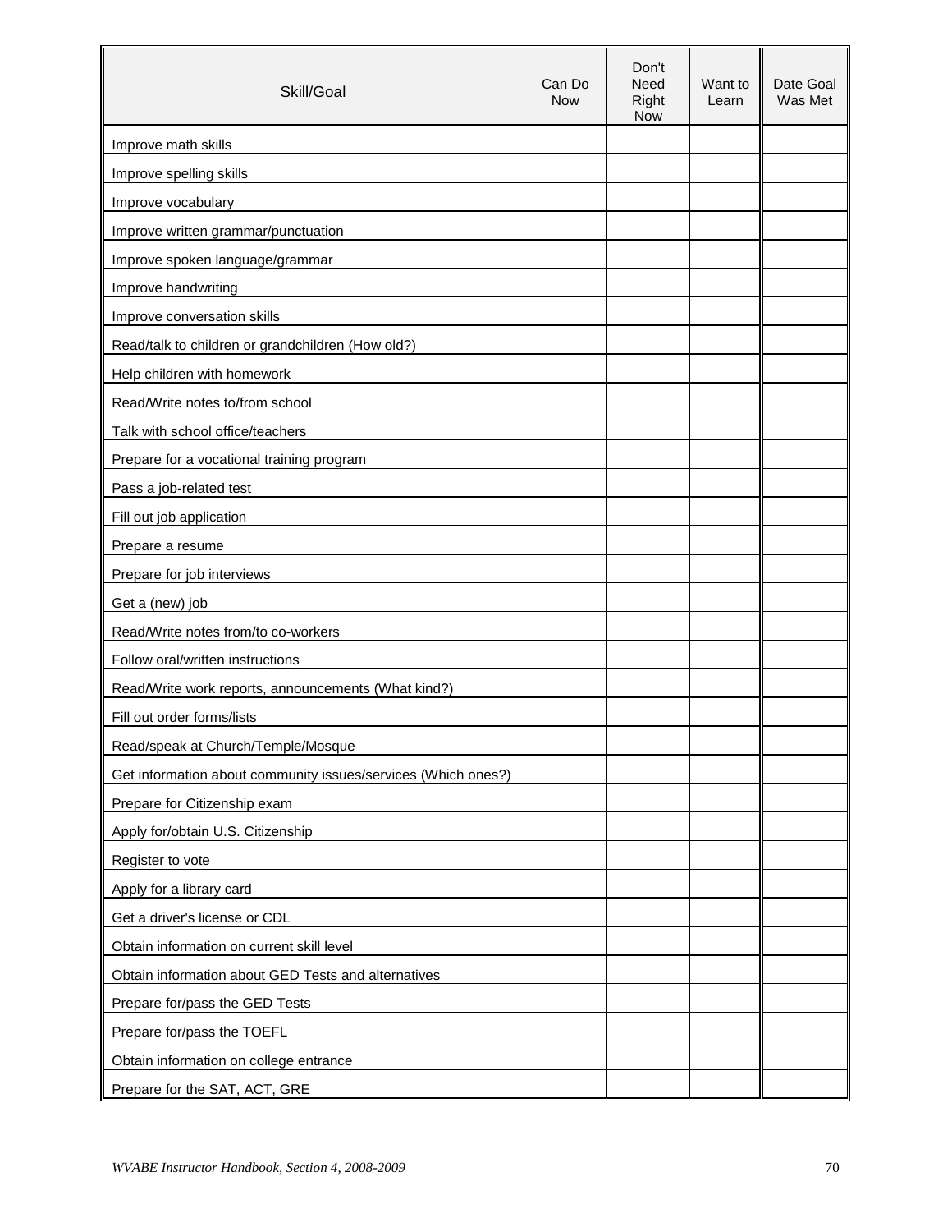| Skill/Goal | Can Do Now | Don't Need Right Now | Want to Learn | Date Goal Was Met |
|---|---|---|---|---|
| Improve math skills | | | | |
| Improve spelling skills | | | | |
| Improve vocabulary | | | | |
| Improve written grammar/punctuation | | | | |
| Improve spoken language/grammar | | | | |
| Improve handwriting | | | | |
| Improve conversation skills | | | | |
| Read/talk to children or grandchildren (How old?) | | | | |
| Help children with homework | | | | |
| Read/Write notes to/from school | | | | |
| Talk with school office/teachers | | | | |
| Prepare for a vocational training program | | | | |
| Pass a job-related test | | | | |
| Fill out job application | | | | |
| Prepare a resume | | | | |
| Prepare for job interviews | | | | |
| Get a (new) job | | | | |
| Read/Write notes from/to co-workers | | | | |
| Follow oral/written instructions | | | | |
| Read/Write work reports, announcements (What kind?) | | | | |
| Fill out order forms/lists | | | | |
| Read/speak at Church/Temple/Mosque | | | | |
| Get information about community issues/services (Which ones?) | | | | |
| Prepare for Citizenship exam | | | | |
| Apply for/obtain U.S. Citizenship | | | | |
| Register to vote | | | | |
| Apply for a library card | | | | |
| Get a driver's license or CDL | | | | |
| Obtain information on current skill level | | | | |
| Obtain information about GED Tests and alternatives | | | | |
| Prepare for/pass the GED Tests | | | | |
| Prepare for/pass the TOEFL | | | | |
| Obtain information on college entrance | | | | |
| Prepare for the SAT, ACT, GRE | | | | |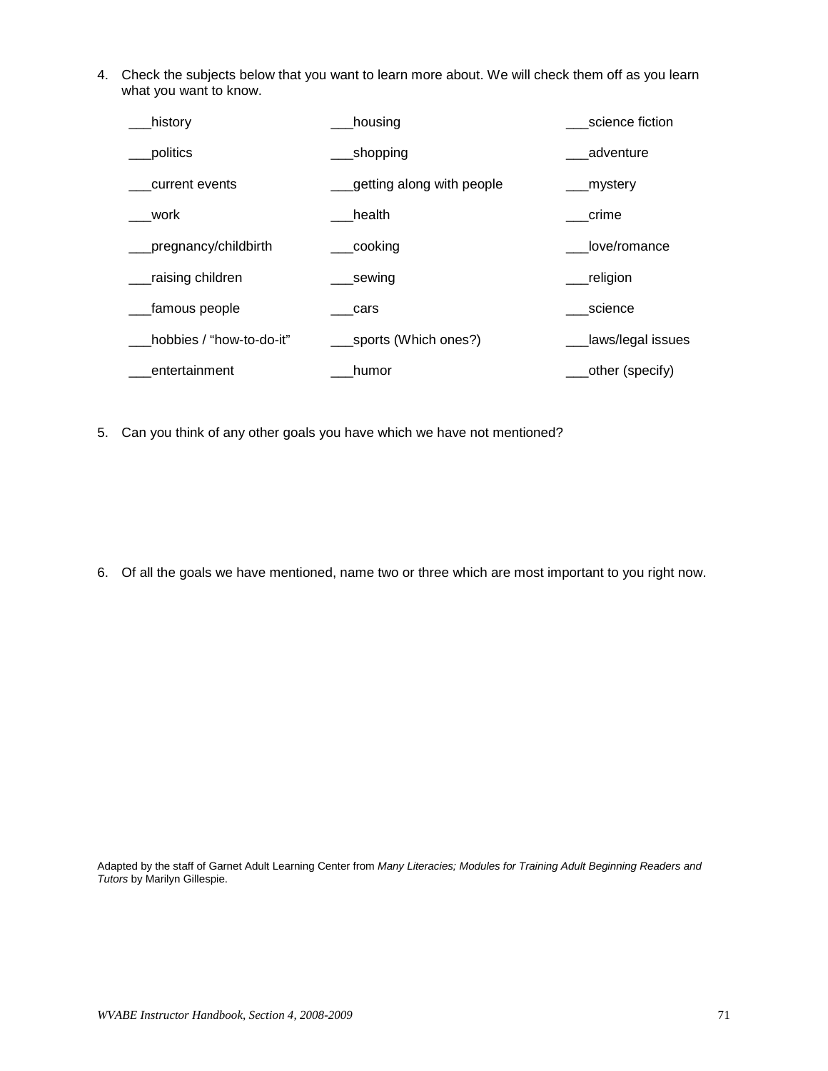4. Check the subjects below that you want to learn more about. We will check them off as you learn what you want to know.

| | | |
|---|---|---|
| ___history | ___housing | ___science fiction |
| ___politics | ___shopping | ___adventure |
| ___current events | ___getting along with people | ___mystery |
| ___work | ___health | ___crime |
| ___pregnancy/childbirth | ___cooking | ___love/romance |
| ___raising children | ___sewing | ___religion |
| ___famous people | ___cars | ___science |
| ___hobbies / "how-to-do-it" | ___sports (Which ones?) | ___laws/legal issues |
| ___entertainment | ___humor | ___other (specify) |

5. Can you think of any other goals you have which we have not mentioned?

6. Of all the goals we have mentioned, name two or three which are most important to you right now.

Adapted by the staff of Garnet Adult Learning Center from *Many Literacies; Modules for Training Adult Beginning Readers and Tutors* by Marilyn Gillespie.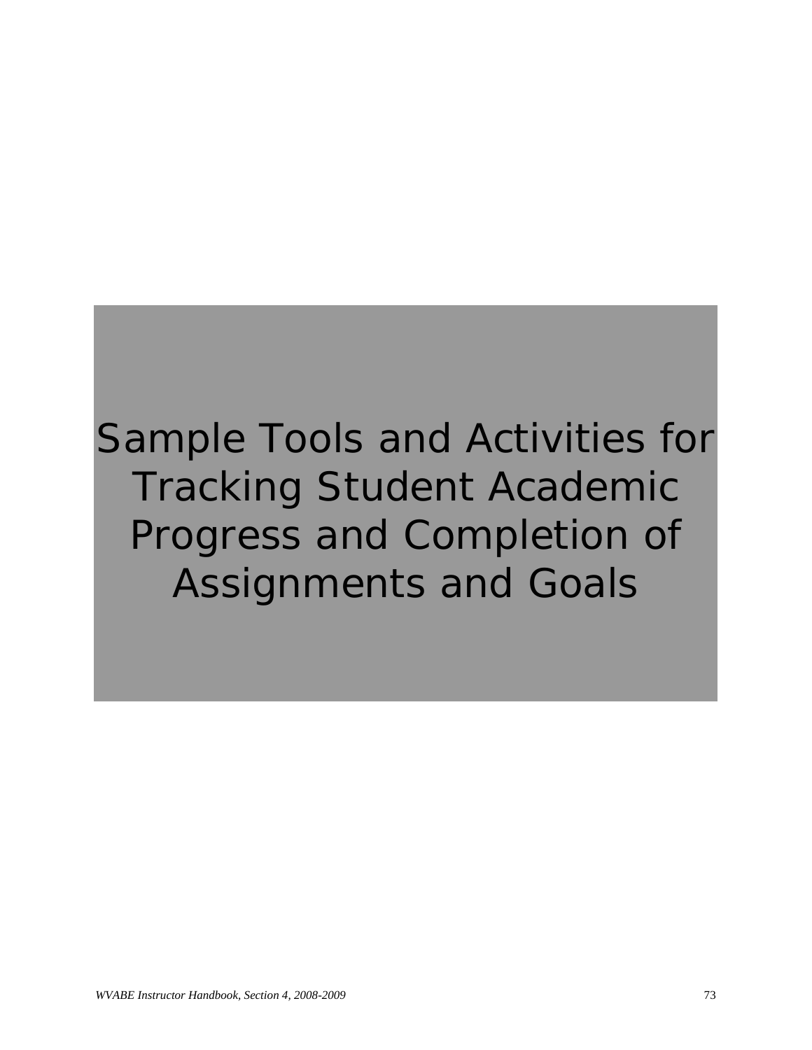# Sample Tools and Activities for Tracking Student Academic Progress and Completion of Assignments and Goals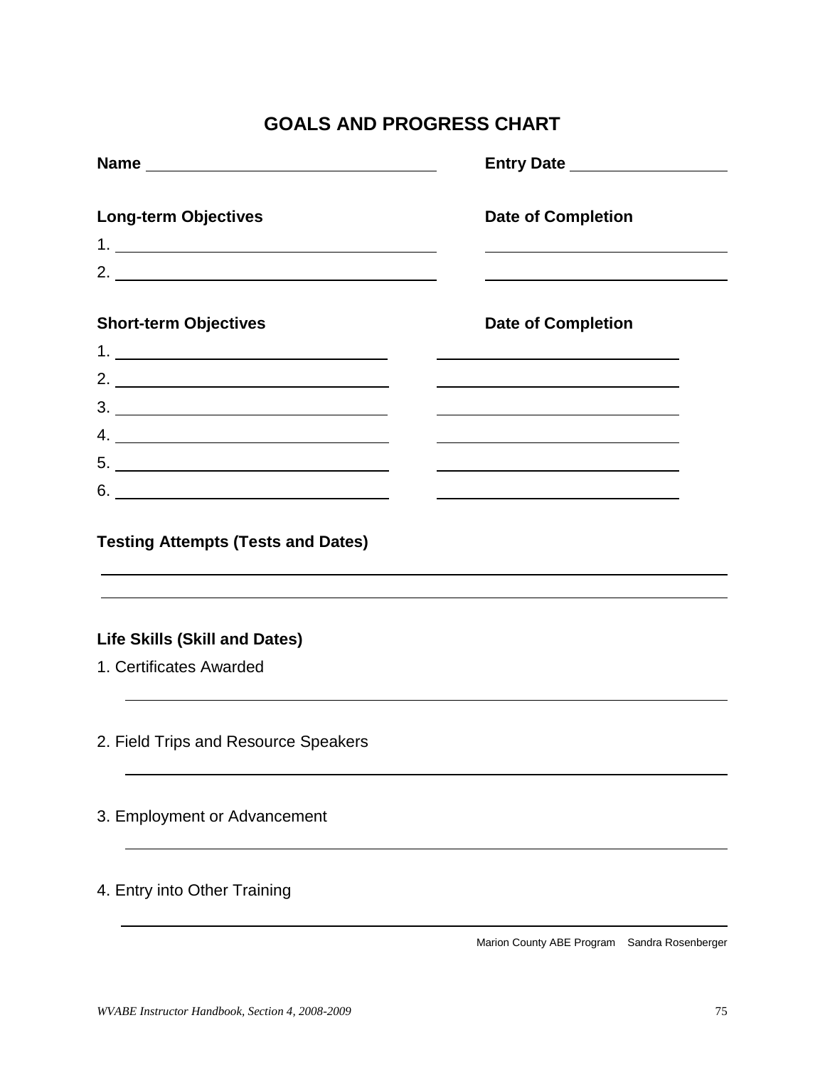# GOALS AND PROGRESS CHART

**Name** ______________________________ **Entry Date** ____________________

**Long-term Objectives** **Date of Completion**

1. ______________________________ ______________________________
2. ______________________________ ______________________________

**Short-term Objectives** **Date of Completion**

1. ______________________________ ______________________________
2. ______________________________ ______________________________
3. ______________________________ ______________________________
4. ______________________________ ______________________________
5. ______________________________ ______________________________
6. ______________________________ ______________________________

**Testing Attempts (Tests and Dates)**

______________________________________________________________________

______________________________________________________________________

**Life Skills (Skill and Dates)**

1. Certificates Awarded

   ______________________________________________________________________

2. Field Trips and Resource Speakers

   ______________________________________________________________________

3. Employment or Advancement

   ______________________________________________________________________

4. Entry into Other Training

   ______________________________________________________________________

Marion County ABE Program Sandra Rosenberger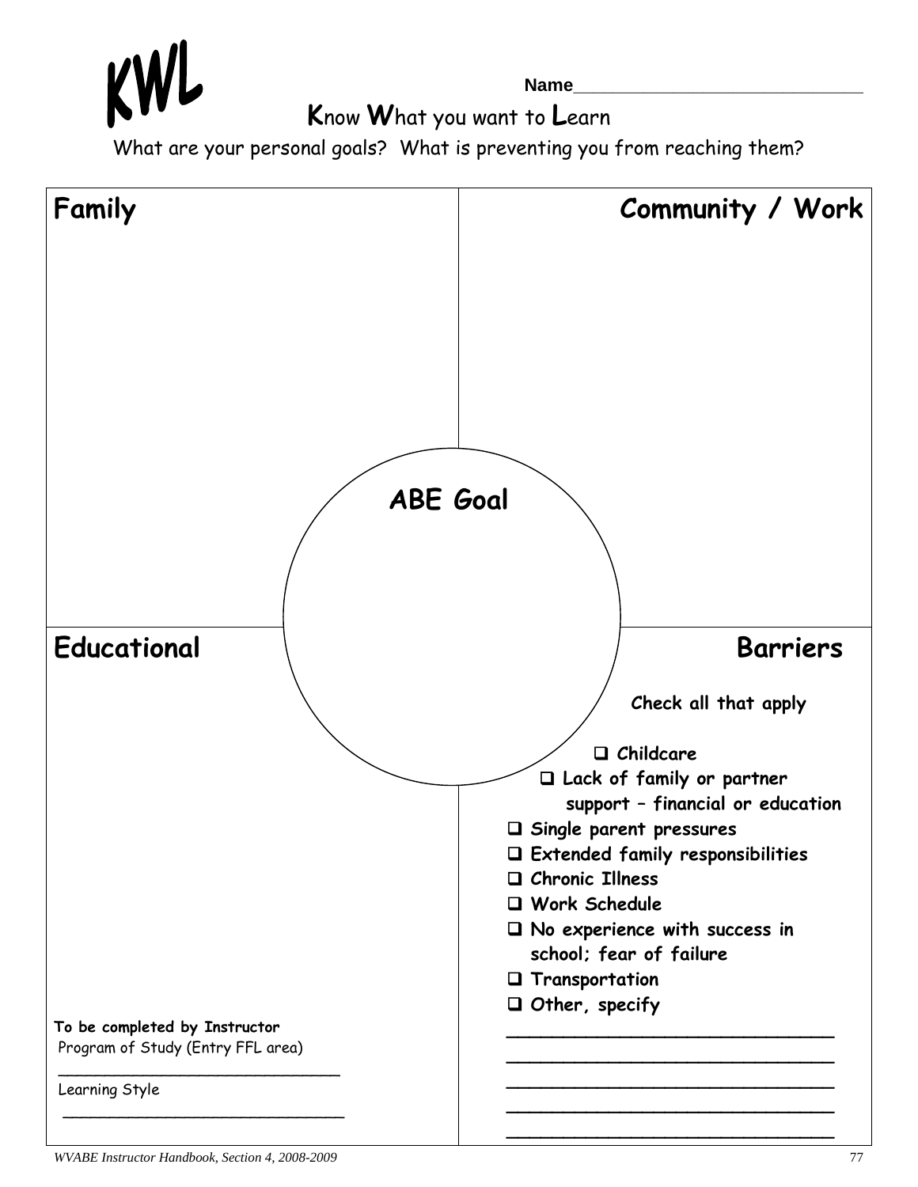# KWL

**Name**______________________________

**K**now **W**hat you want to **L**earn

What are your personal goals? What is preventing you from reaching them?

## Family

## Community / Work

## ABE Goal

## Educational

**To be completed by Instructor**

Program of Study (Entry FFL area)

______________________________

Learning Style

______________________________

## Barriers

**Check all that apply**

- ☐ **Childcare**
- ☐ **Lack of family or partner support – financial or education**
- ☐ **Single parent pressures**
- ☐ **Extended family responsibilities**
- ☐ **Chronic Illness**
- ☐ **Work Schedule**
- ☐ **No experience with success in school; fear of failure**
- ☐ **Transportation**
- ☐ **Other, specify**

______________________________

______________________________

______________________________

______________________________

______________________________

*WVABE Instructor Handbook, Section 4, 2008-2009*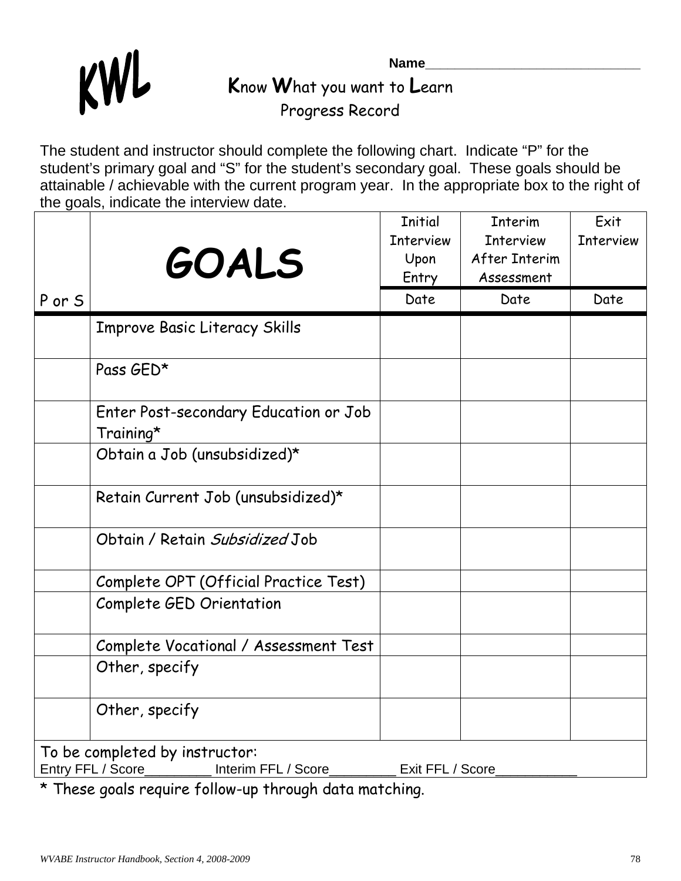# KWL

Name______________________________

**K**now **W**hat you want to **L**earn
Progress Record

The student and instructor should complete the following chart. Indicate "P" for the student's primary goal and "S" for the student's secondary goal. These goals should be attainable / achievable with the current program year. In the appropriate box to the right of the goals, indicate the interview date.

| P or S | GOALS | Initial Interview Upon Entry<br>Date | Interim Interview After Interim Assessment<br>Date | Exit Interview<br>Date |
|---|---|---|---|---|
| | Improve Basic Literacy Skills | | | |
| | Pass GED* | | | |
| | Enter Post-secondary Education or Job Training* | | | |
| | Obtain a Job (unsubsidized)* | | | |
| | Retain Current Job (unsubsidized)* | | | |
| | Obtain / Retain *Subsidized* Job | | | |
| | Complete OPT (Official Practice Test) | | | |
| | Complete GED Orientation | | | |
| | Complete Vocational / Assessment Test | | | |
| | Other, specify | | | |
| | Other, specify | | | |

To be completed by instructor:
Entry FFL / Score_________ Interim FFL / Score_________ Exit FFL / Score___________

* These goals require follow-up through data matching.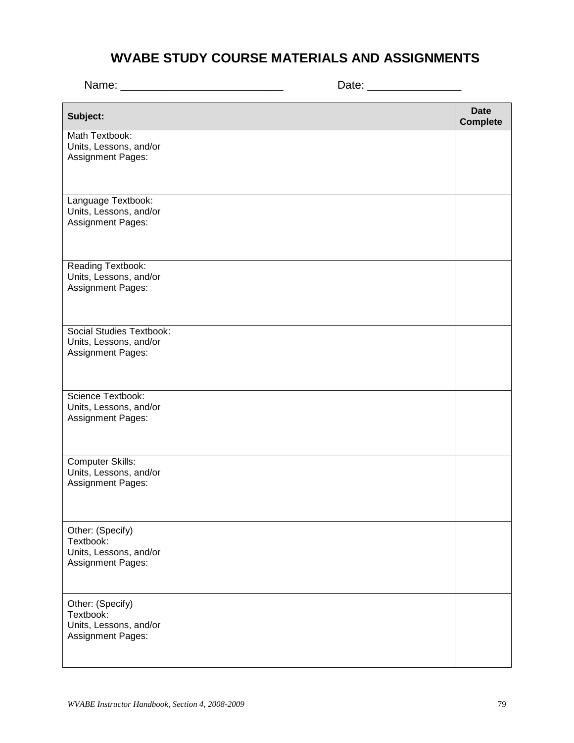# WVABE STUDY COURSE MATERIALS AND ASSIGNMENTS

Name: _________________________ Date: _______________

| Subject: | Date Complete |
|---|---|
| Math Textbook:<br>Units, Lessons, and/or<br>Assignment Pages: | |
| Language Textbook:<br>Units, Lessons, and/or<br>Assignment Pages: | |
| Reading Textbook:<br>Units, Lessons, and/or<br>Assignment Pages: | |
| Social Studies Textbook:<br>Units, Lessons, and/or<br>Assignment Pages: | |
| Science Textbook:<br>Units, Lessons, and/or<br>Assignment Pages: | |
| Computer Skills:<br>Units, Lessons, and/or<br>Assignment Pages: | |
| Other: (Specify)<br>Textbook:<br>Units, Lessons, and/or<br>Assignment Pages: | |
| Other: (Specify)<br>Textbook:<br>Units, Lessons, and/or<br>Assignment Pages: | |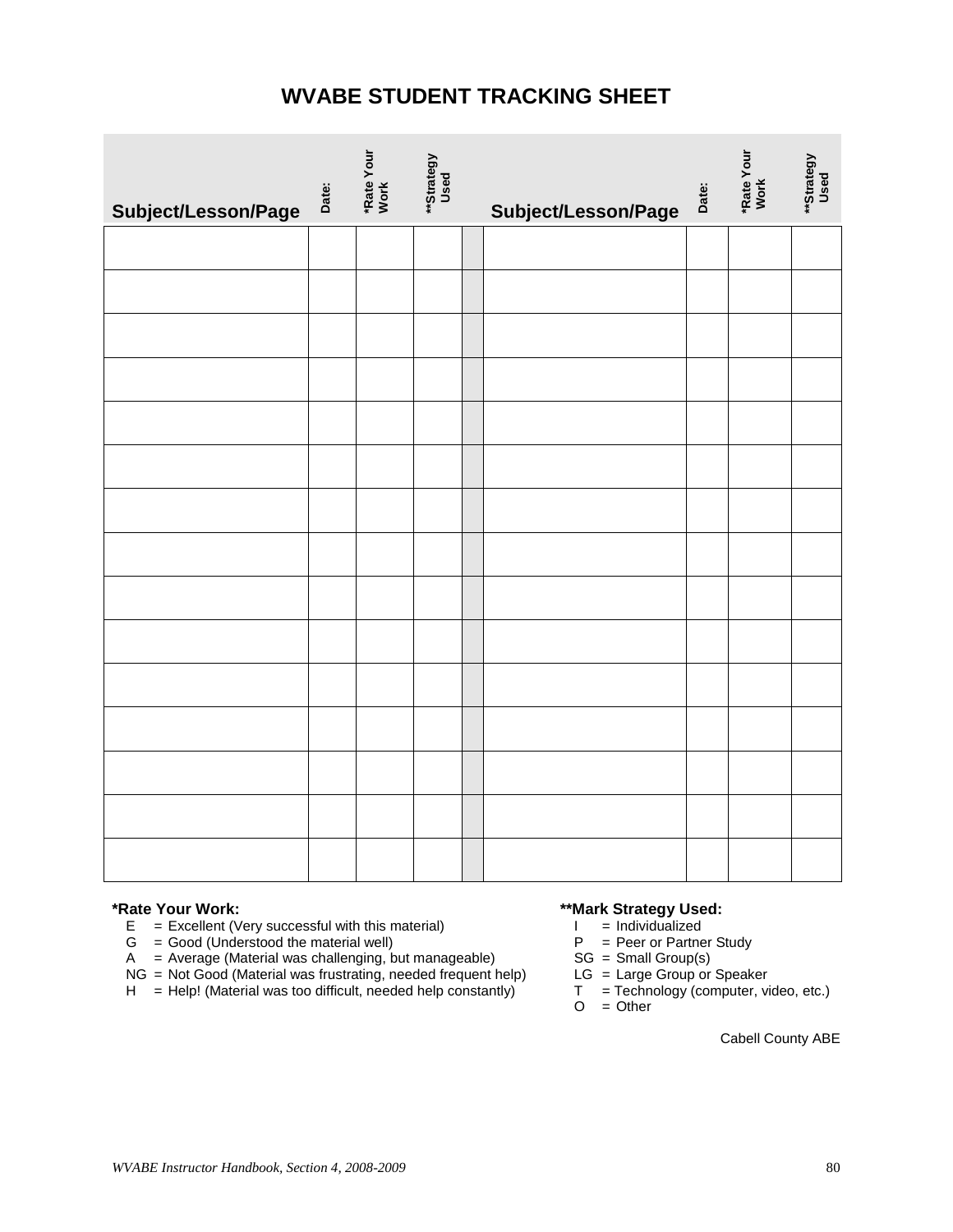# WVABE STUDENT TRACKING SHEET

| Subject/Lesson/Page | Date: | *Rate Your Work | **Strategy Used | | Subject/Lesson/Page | Date: | *Rate Your Work | **Strategy Used |
|---|---|---|---|---|---|---|---|---|
| | | | | | | | | |
| | | | | | | | | |
| | | | | | | | | |
| | | | | | | | | |
| | | | | | | | | |
| | | | | | | | | |
| | | | | | | | | |
| | | | | | | | | |
| | | | | | | | | |
| | | | | | | | | |
| | | | | | | | | |
| | | | | | | | | |
| | | | | | | | | |
| | | | | | | | | |
| | | | | | | | | |

**\*Rate Your Work:**

- E = Excellent (Very successful with this material)
- G = Good (Understood the material well)
- A = Average (Material was challenging, but manageable)
- NG = Not Good (Material was frustrating, needed frequent help)
- H = Help! (Material was too difficult, needed help constantly)

**\*\*Mark Strategy Used:**

- I = Individualized
- P = Peer or Partner Study
- SG = Small Group(s)
- LG = Large Group or Speaker
- T = Technology (computer, video, etc.)
- O = Other

Cabell County ABE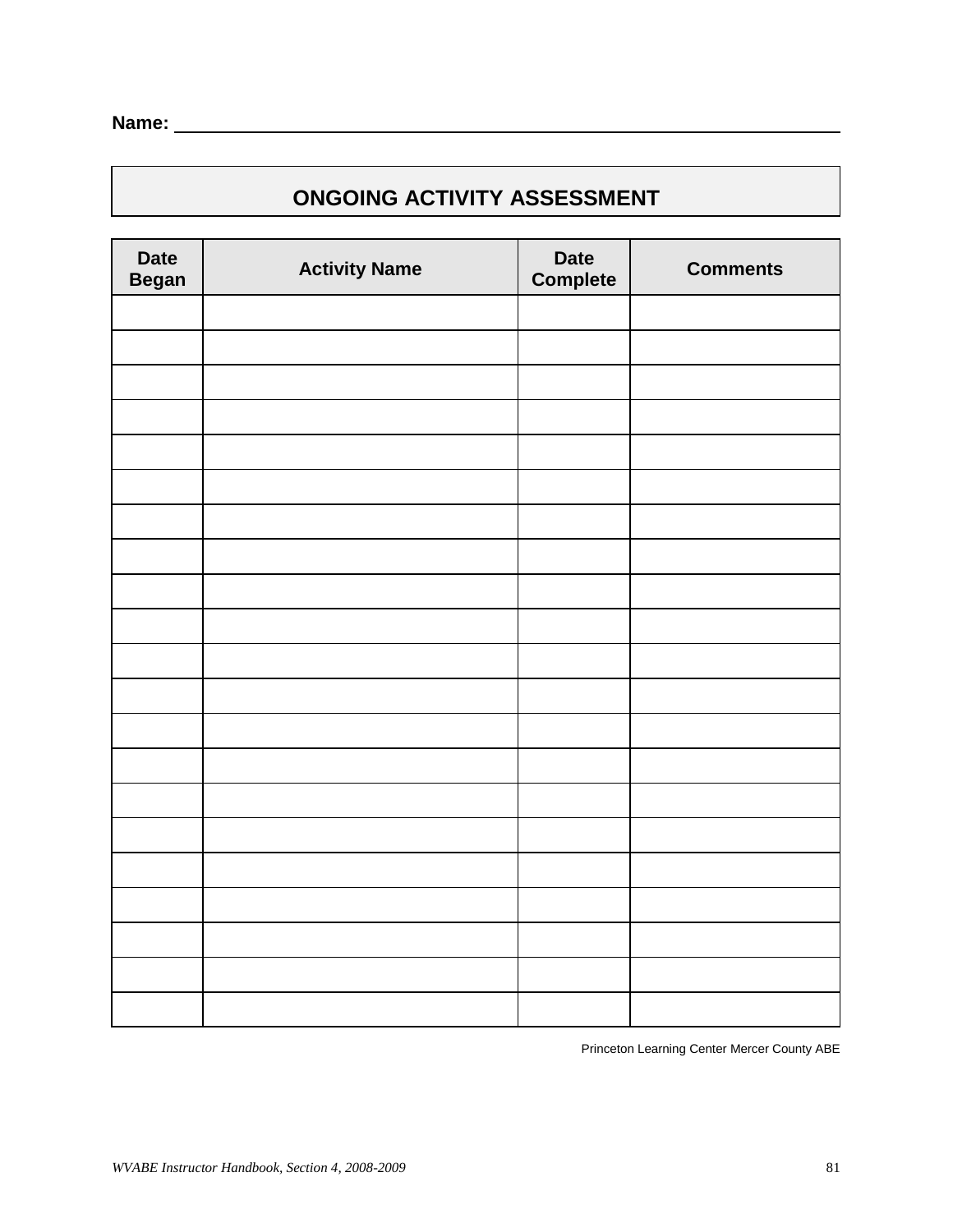**Name:** ____________________________________________

## ONGOING ACTIVITY ASSESSMENT

| Date Began | Activity Name | Date Complete | Comments |
|---|---|---|---|
| | | | |
| | | | |
| | | | |
| | | | |
| | | | |
| | | | |
| | | | |
| | | | |
| | | | |
| | | | |
| | | | |
| | | | |
| | | | |
| | | | |
| | | | |
| | | | |
| | | | |
| | | | |
| | | | |
| | | | |
| | | | |

Princeton Learning Center Mercer County ABE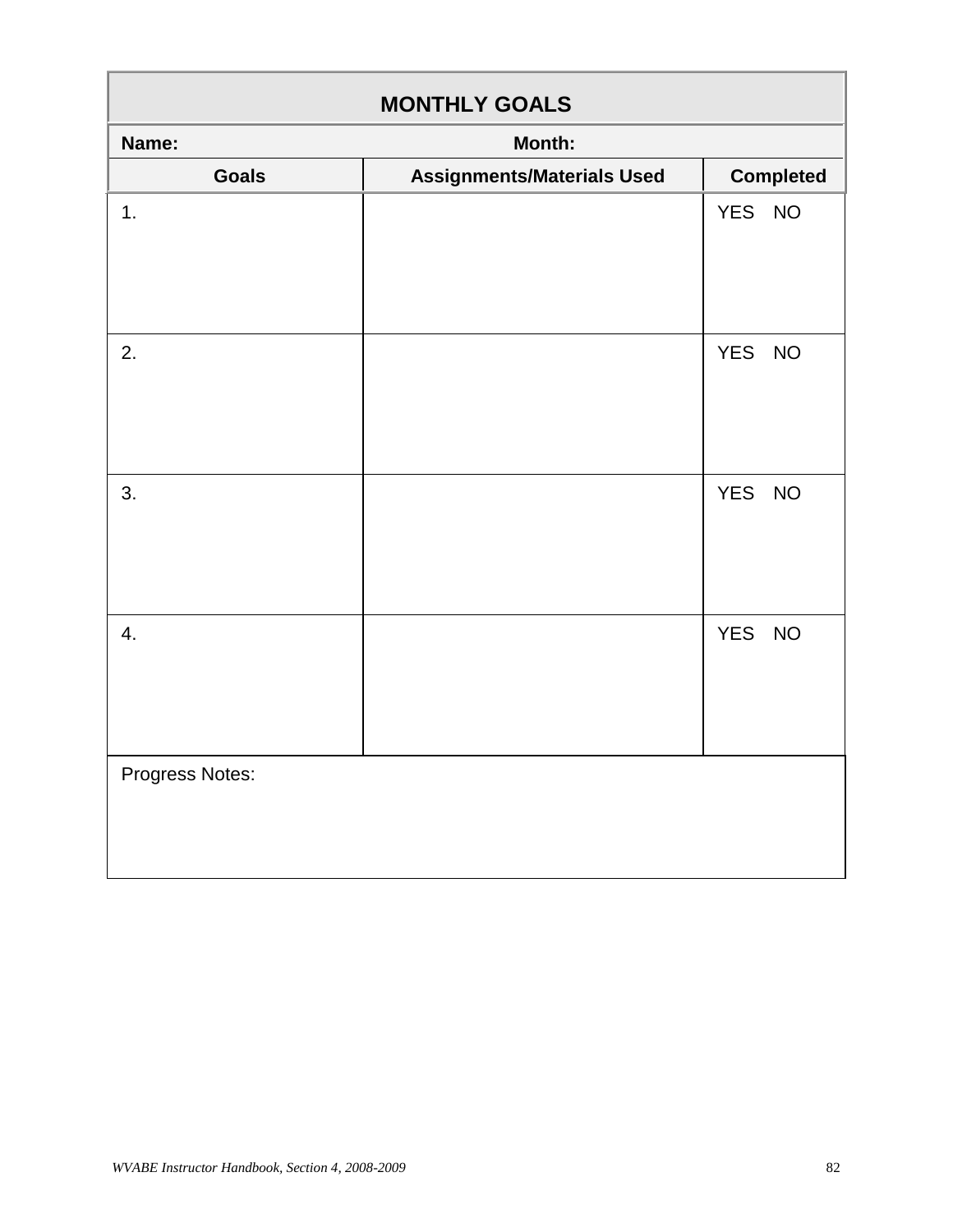## MONTHLY GOALS

**Name:** **Month:**

| Goals | Assignments/Materials Used | Completed |
|---|---|---|
| 1. | | YES NO |
| 2. | | YES NO |
| 3. | | YES NO |
| 4. | | YES NO |

Progress Notes: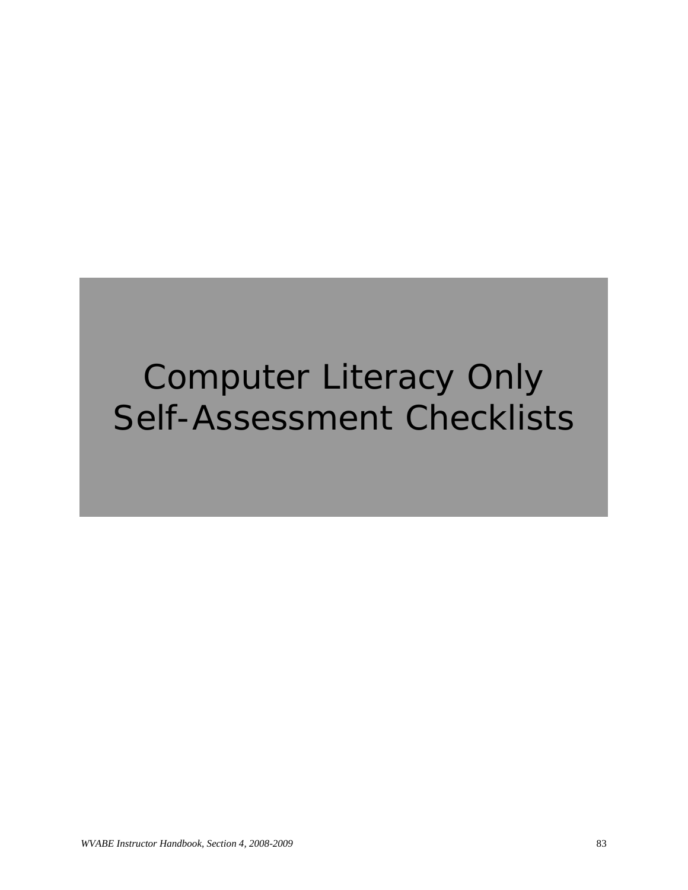# Computer Literacy Only Self-Assessment Checklists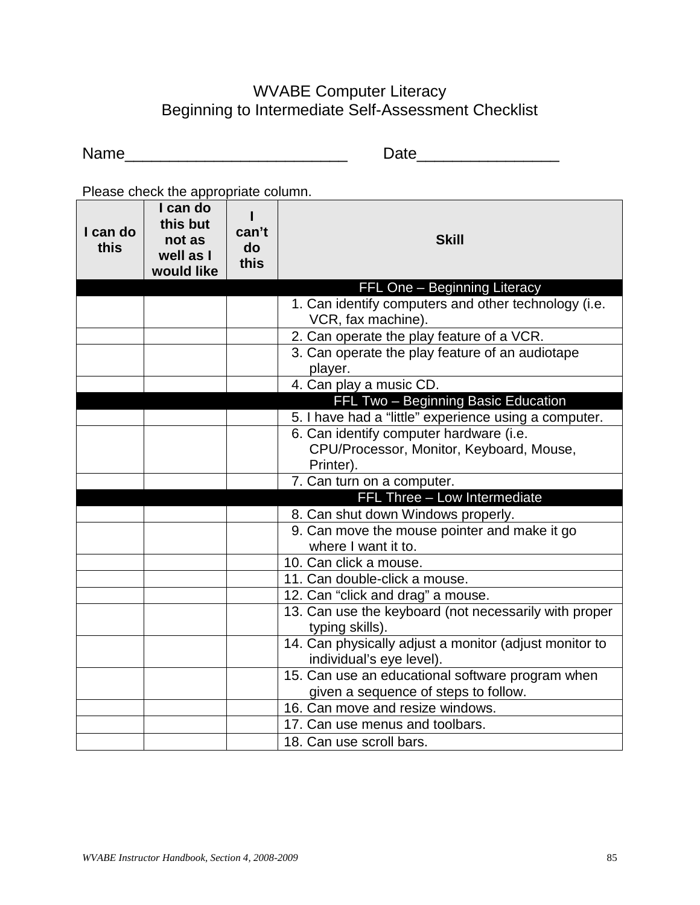# WVABE Computer Literacy
## Beginning to Intermediate Self-Assessment Checklist

Name_________________________ Date________________

Please check the appropriate column.

| I can do this | I can do this but not as well as I would like | I can't do this | Skill |
|---|---|---|---|
| | | | **FFL One – Beginning Literacy** |
| | | | 1. Can identify computers and other technology (i.e. VCR, fax machine). |
| | | | 2. Can operate the play feature of a VCR. |
| | | | 3. Can operate the play feature of an audiotape player. |
| | | | 4. Can play a music CD. |
| | | | **FFL Two – Beginning Basic Education** |
| | | | 5. I have had a "little" experience using a computer. |
| | | | 6. Can identify computer hardware (i.e. CPU/Processor, Monitor, Keyboard, Mouse, Printer). |
| | | | 7. Can turn on a computer. |
| | | | **FFL Three – Low Intermediate** |
| | | | 8. Can shut down Windows properly. |
| | | | 9. Can move the mouse pointer and make it go where I want it to. |
| | | | 10. Can click a mouse. |
| | | | 11. Can double-click a mouse. |
| | | | 12. Can "click and drag" a mouse. |
| | | | 13. Can use the keyboard (not necessarily with proper typing skills). |
| | | | 14. Can physically adjust a monitor (adjust monitor to individual's eye level). |
| | | | 15. Can use an educational software program when given a sequence of steps to follow. |
| | | | 16. Can move and resize windows. |
| | | | 17. Can use menus and toolbars. |
| | | | 18. Can use scroll bars. |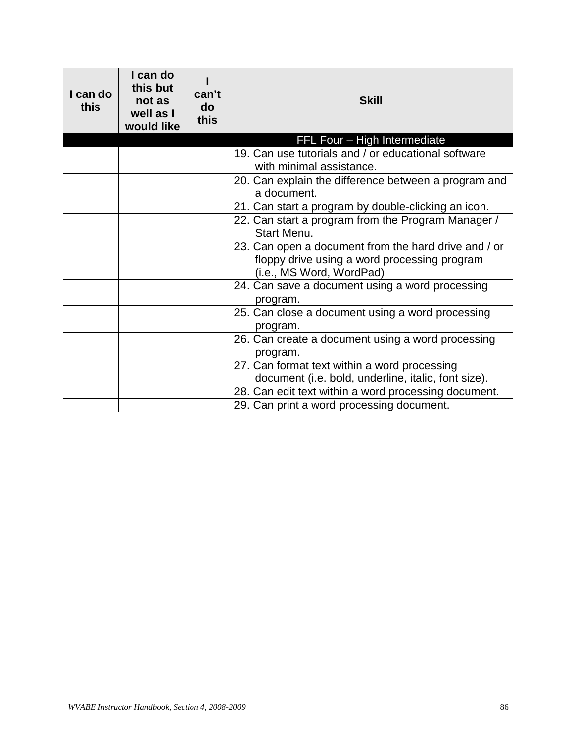| I can do this | I can do this but not as well as I would like | I can't do this | Skill |
|---|---|---|---|
| | | | FFL Four – High Intermediate |
| | | | 19. Can use tutorials and / or educational software with minimal assistance. |
| | | | 20. Can explain the difference between a program and a document. |
| | | | 21. Can start a program by double-clicking an icon. |
| | | | 22. Can start a program from the Program Manager / Start Menu. |
| | | | 23. Can open a document from the hard drive and / or floppy drive using a word processing program (i.e., MS Word, WordPad) |
| | | | 24. Can save a document using a word processing program. |
| | | | 25. Can close a document using a word processing program. |
| | | | 26. Can create a document using a word processing program. |
| | | | 27. Can format text within a word processing document (i.e. bold, underline, italic, font size). |
| | | | 28. Can edit text within a word processing document. |
| | | | 29. Can print a word processing document. |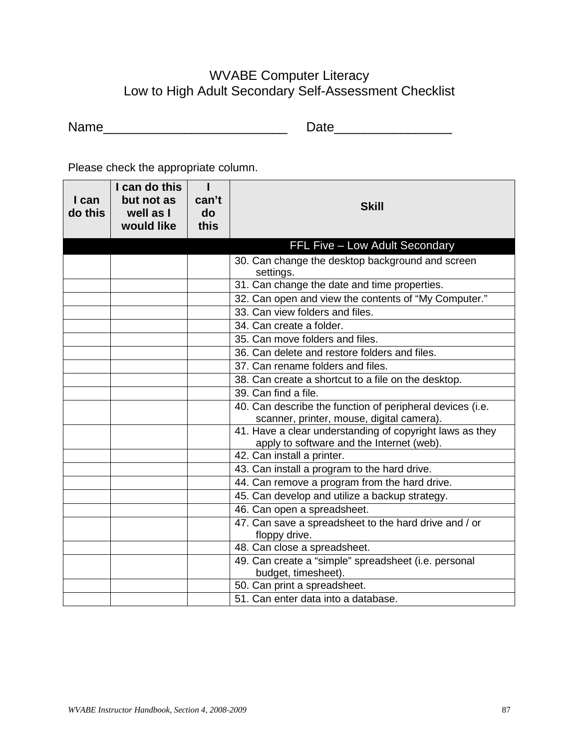# WVABE Computer Literacy
## Low to High Adult Secondary Self-Assessment Checklist

Name_________________________ Date________________

Please check the appropriate column.

| I can do this | I can do this but not as well as I would like | I can't do this | Skill |
|---|---|---|---|
| | | | **FFL Five – Low Adult Secondary** |
| | | | 30. Can change the desktop background and screen settings. |
| | | | 31. Can change the date and time properties. |
| | | | 32. Can open and view the contents of "My Computer." |
| | | | 33. Can view folders and files. |
| | | | 34. Can create a folder. |
| | | | 35. Can move folders and files. |
| | | | 36. Can delete and restore folders and files. |
| | | | 37. Can rename folders and files. |
| | | | 38. Can create a shortcut to a file on the desktop. |
| | | | 39. Can find a file. |
| | | | 40. Can describe the function of peripheral devices (i.e. scanner, printer, mouse, digital camera). |
| | | | 41. Have a clear understanding of copyright laws as they apply to software and the Internet (web). |
| | | | 42. Can install a printer. |
| | | | 43. Can install a program to the hard drive. |
| | | | 44. Can remove a program from the hard drive. |
| | | | 45. Can develop and utilize a backup strategy. |
| | | | 46. Can open a spreadsheet. |
| | | | 47. Can save a spreadsheet to the hard drive and / or floppy drive. |
| | | | 48. Can close a spreadsheet. |
| | | | 49. Can create a "simple" spreadsheet (i.e. personal budget, timesheet). |
| | | | 50. Can print a spreadsheet. |
| | | | 51. Can enter data into a database. |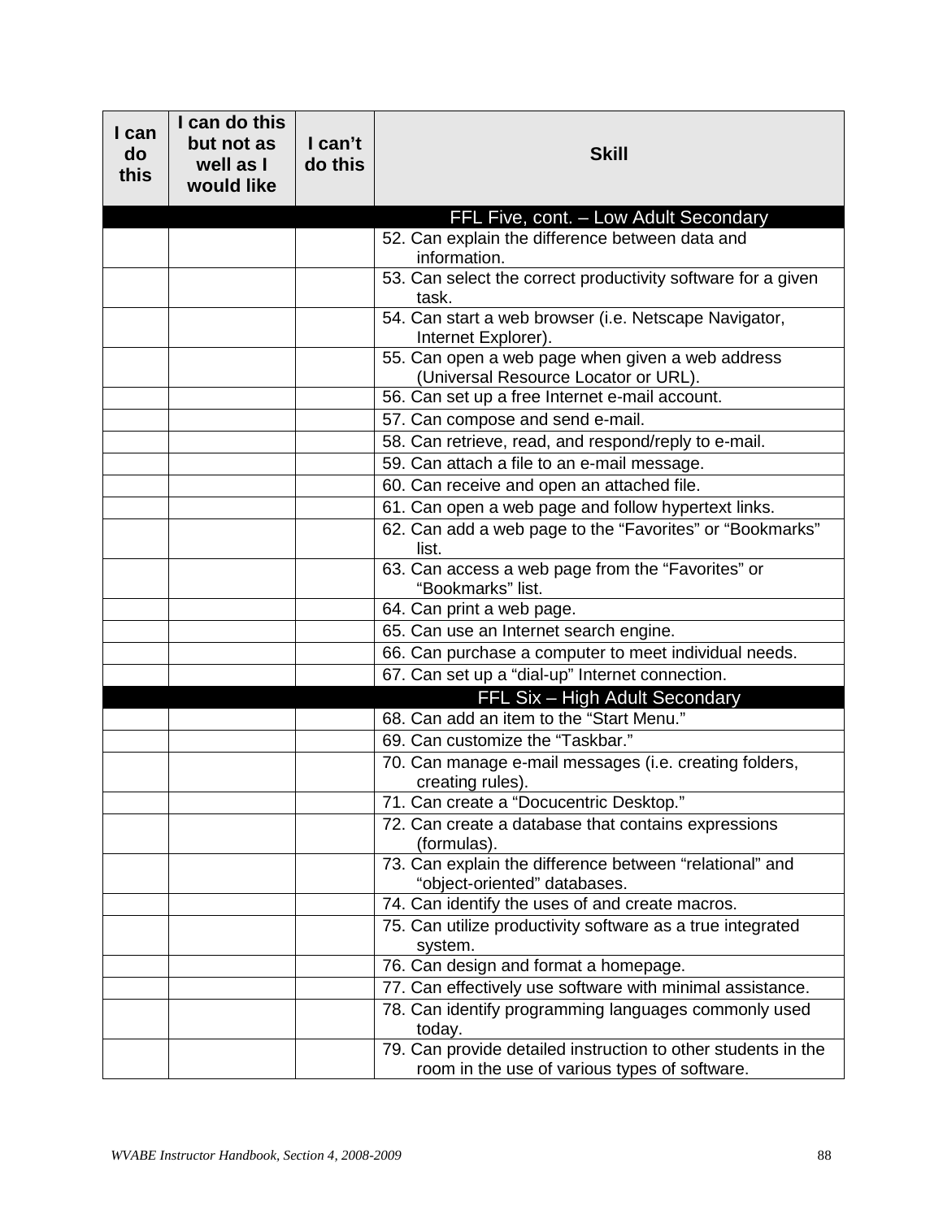| I can do this | I can do this but not as well as I would like | I can't do this | Skill |
|---|---|---|---|
| | | | **FFL Five, cont. – Low Adult Secondary** |
| | | | 52. Can explain the difference between data and information. |
| | | | 53. Can select the correct productivity software for a given task. |
| | | | 54. Can start a web browser (i.e. Netscape Navigator, Internet Explorer). |
| | | | 55. Can open a web page when given a web address (Universal Resource Locator or URL). |
| | | | 56. Can set up a free Internet e-mail account. |
| | | | 57. Can compose and send e-mail. |
| | | | 58. Can retrieve, read, and respond/reply to e-mail. |
| | | | 59. Can attach a file to an e-mail message. |
| | | | 60. Can receive and open an attached file. |
| | | | 61. Can open a web page and follow hypertext links. |
| | | | 62. Can add a web page to the "Favorites" or "Bookmarks" list. |
| | | | 63. Can access a web page from the "Favorites" or "Bookmarks" list. |
| | | | 64. Can print a web page. |
| | | | 65. Can use an Internet search engine. |
| | | | 66. Can purchase a computer to meet individual needs. |
| | | | 67. Can set up a "dial-up" Internet connection. |
| | | | **FFL Six – High Adult Secondary** |
| | | | 68. Can add an item to the "Start Menu." |
| | | | 69. Can customize the "Taskbar." |
| | | | 70. Can manage e-mail messages (i.e. creating folders, creating rules). |
| | | | 71. Can create a "Docucentric Desktop." |
| | | | 72. Can create a database that contains expressions (formulas). |
| | | | 73. Can explain the difference between "relational" and "object-oriented" databases. |
| | | | 74. Can identify the uses of and create macros. |
| | | | 75. Can utilize productivity software as a true integrated system. |
| | | | 76. Can design and format a homepage. |
| | | | 77. Can effectively use software with minimal assistance. |
| | | | 78. Can identify programming languages commonly used today. |
| | | | 79. Can provide detailed instruction to other students in the room in the use of various types of software. |